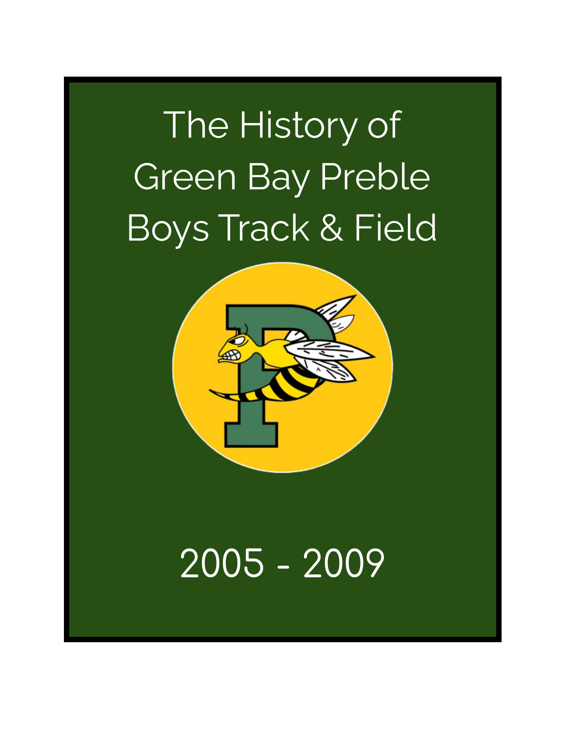# The History of Green Bay Preble Boys Track & Field

## 2005 - 2009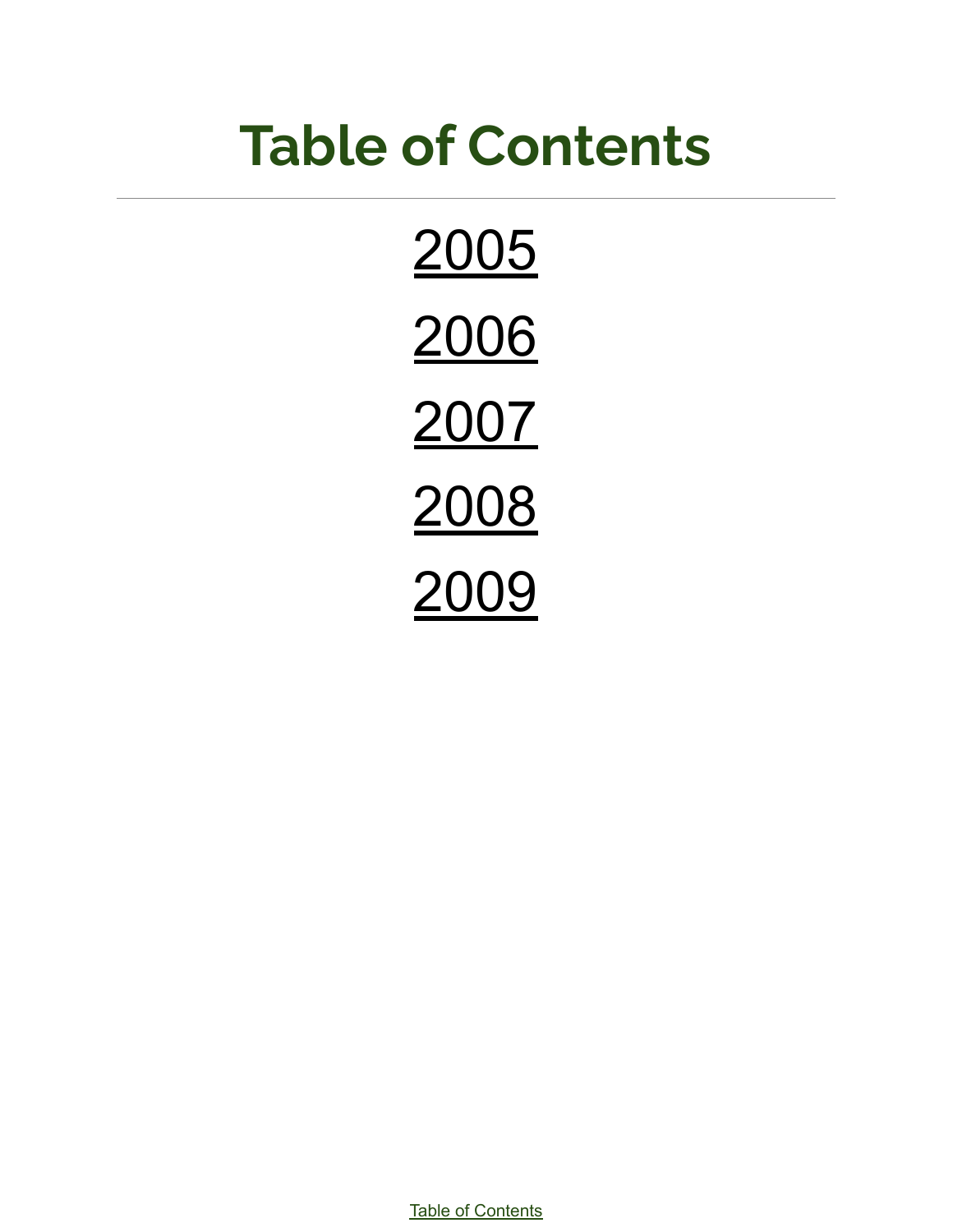# Table of Contents

---

2005

2006

2007

2008

2009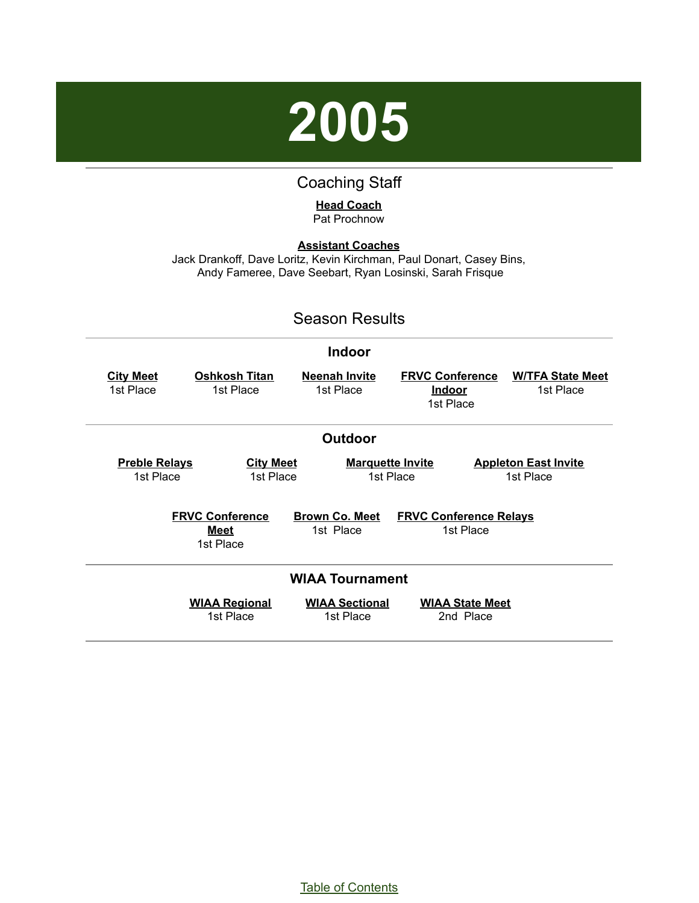# 2005

## Coaching Staff

**Head Coach**
Pat Prochnow

**Assistant Coaches**
Jack Drankoff, Dave Loritz, Kevin Kirchman, Paul Donart, Casey Bins, Andy Fameree, Dave Seebart, Ryan Losinski, Sarah Frisque

## Season Results

### Indoor

| City Meet | Oshkosh Titan | Neenah Invite | FRVC Conference Indoor | W/TFA State Meet |
|---|---|---|---|---|
| 1st Place | 1st Place | 1st Place | 1st Place | 1st Place |

### Outdoor

| Preble Relays | City Meet | Marquette Invite | Appleton East Invite |
|---|---|---|---|
| 1st Place | 1st Place | 1st Place | 1st Place |

| FRVC Conference Meet | Brown Co. Meet | FRVC Conference Relays |
|---|---|---|
| 1st Place | 1st Place | 1st Place |

### WIAA Tournament

| WIAA Regional | WIAA Sectional | WIAA State Meet |
|---|---|---|
| 1st Place | 1st Place | 2nd Place |

Table of Contents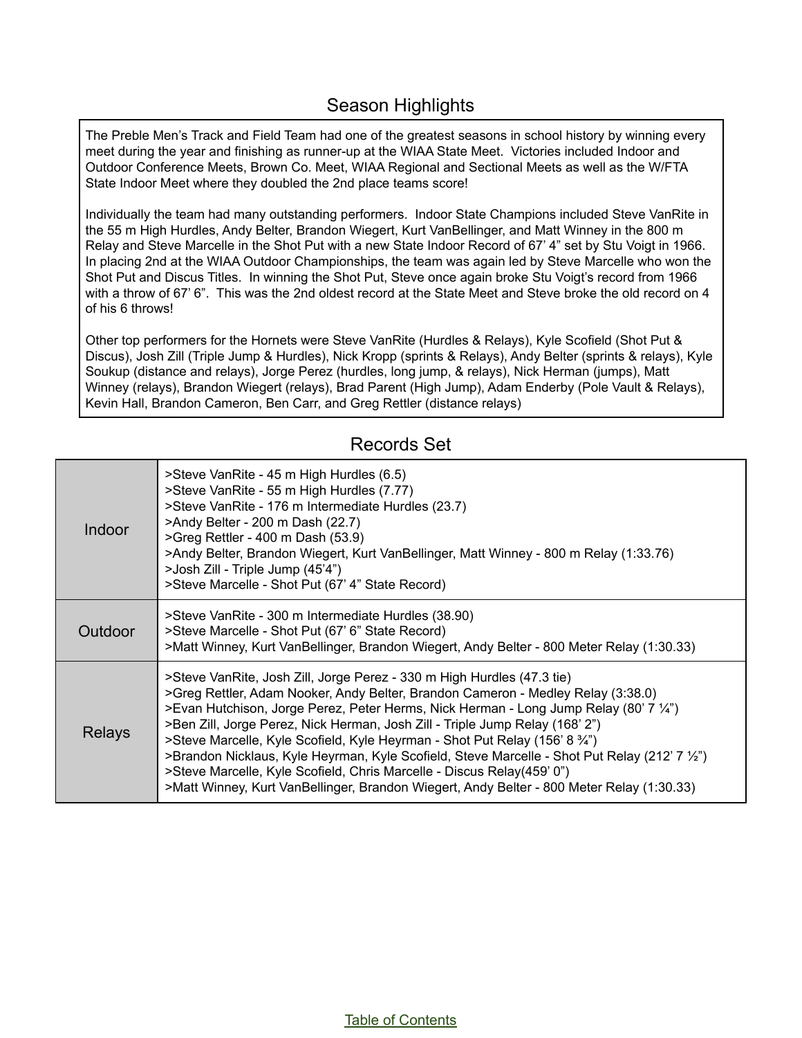## Season Highlights

The Preble Men's Track and Field Team had one of the greatest seasons in school history by winning every meet during the year and finishing as runner-up at the WIAA State Meet. Victories included Indoor and Outdoor Conference Meets, Brown Co. Meet, WIAA Regional and Sectional Meets as well as the W/FTA State Indoor Meet where they doubled the 2nd place teams score!

Individually the team had many outstanding performers. Indoor State Champions included Steve VanRite in the 55 m High Hurdles, Andy Belter, Brandon Wiegert, Kurt VanBellinger, and Matt Winney in the 800 m Relay and Steve Marcelle in the Shot Put with a new State Indoor Record of 67' 4" set by Stu Voigt in 1966. In placing 2nd at the WIAA Outdoor Championships, the team was again led by Steve Marcelle who won the Shot Put and Discus Titles. In winning the Shot Put, Steve once again broke Stu Voigt's record from 1966 with a throw of 67' 6". This was the 2nd oldest record at the State Meet and Steve broke the old record on 4 of his 6 throws!

Other top performers for the Hornets were Steve VanRite (Hurdles & Relays), Kyle Scofield (Shot Put & Discus), Josh Zill (Triple Jump & Hurdles), Nick Kropp (sprints & Relays), Andy Belter (sprints & relays), Kyle Soukup (distance and relays), Jorge Perez (hurdles, long jump, & relays), Nick Herman (jumps), Matt Winney (relays), Brandon Wiegert (relays), Brad Parent (High Jump), Adam Enderby (Pole Vault & Relays), Kevin Hall, Brandon Cameron, Ben Carr, and Greg Rettler (distance relays)

## Records Set

| | |
|---|---|
| Indoor | >Steve VanRite - 45 m High Hurdles (6.5)<br>>Steve VanRite - 55 m High Hurdles (7.77)<br>>Steve VanRite - 176 m Intermediate Hurdles (23.7)<br>>Andy Belter - 200 m Dash (22.7)<br>>Greg Rettler - 400 m Dash (53.9)<br>>Andy Belter, Brandon Wiegert, Kurt VanBellinger, Matt Winney - 800 m Relay (1:33.76)<br>>Josh Zill - Triple Jump (45'4")<br>>Steve Marcelle - Shot Put (67' 4" State Record) |
| Outdoor | >Steve VanRite - 300 m Intermediate Hurdles (38.90)<br>>Steve Marcelle - Shot Put (67' 6" State Record)<br>>Matt Winney, Kurt VanBellinger, Brandon Wiegert, Andy Belter - 800 Meter Relay (1:30.33) |
| Relays | >Steve VanRite, Josh Zill, Jorge Perez - 330 m High Hurdles (47.3 tie)<br>>Greg Rettler, Adam Nooker, Andy Belter, Brandon Cameron - Medley Relay (3:38.0)<br>>Evan Hutchison, Jorge Perez, Peter Herms, Nick Herman - Long Jump Relay (80' 7 ¼")<br>>Ben Zill, Jorge Perez, Nick Herman, Josh Zill - Triple Jump Relay (168' 2")<br>>Steve Marcelle, Kyle Scofield, Kyle Heyrman - Shot Put Relay (156' 8 ¾")<br>>Brandon Nicklaus, Kyle Heyrman, Kyle Scofield, Steve Marcelle - Shot Put Relay (212' 7 ½")<br>>Steve Marcelle, Kyle Scofield, Chris Marcelle - Discus Relay(459' 0")<br>>Matt Winney, Kurt VanBellinger, Brandon Wiegert, Andy Belter - 800 Meter Relay (1:30.33) |

Table of Contents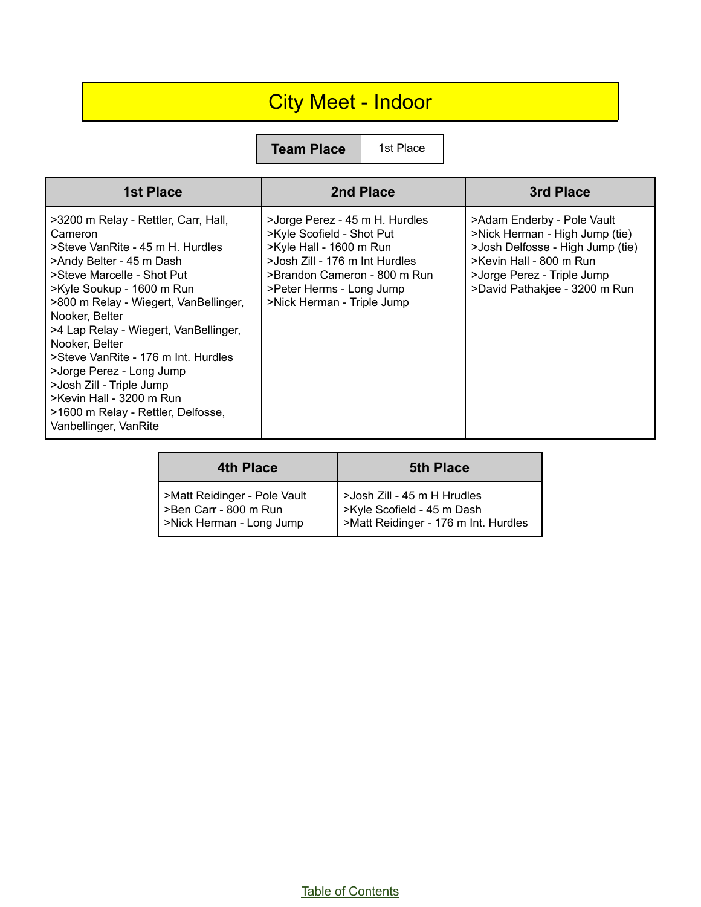# City Meet - Indoor

| Team Place | 1st Place |
| --- | --- |

| 1st Place | 2nd Place | 3rd Place |
| --- | --- | --- |
| >3200 m Relay - Rettler, Carr, Hall, Cameron<br>>Steve VanRite - 45 m H. Hurdles<br>>Andy Belter - 45 m Dash<br>>Steve Marcelle - Shot Put<br>>Kyle Soukup - 1600 m Run<br>>800 m Relay - Wiegert, VanBellinger, Nooker, Belter<br>>4 Lap Relay - Wiegert, VanBellinger, Nooker, Belter<br>>Steve VanRite - 176 m Int. Hurdles<br>>Jorge Perez - Long Jump<br>>Josh Zill - Triple Jump<br>>Kevin Hall - 3200 m Run<br>>1600 m Relay - Rettler, Delfosse, Vanbellinger, VanRite | >Jorge Perez - 45 m H. Hurdles<br>>Kyle Scofield - Shot Put<br>>Kyle Hall - 1600 m Run<br>>Josh Zill - 176 m Int Hurdles<br>>Brandon Cameron - 800 m Run<br>>Peter Herms - Long Jump<br>>Nick Herman - Triple Jump | >Adam Enderby - Pole Vault<br>>Nick Herman - High Jump (tie)<br>>Josh Delfosse - High Jump (tie)<br>>Kevin Hall - 800 m Run<br>>Jorge Perez - Triple Jump<br>>David Pathakjee - 3200 m Run |

| 4th Place | 5th Place |
| --- | --- |
| >Matt Reidinger - Pole Vault<br>>Ben Carr - 800 m Run<br>>Nick Herman - Long Jump | >Josh Zill - 45 m H Hrudles<br>>Kyle Scofield - 45 m Dash<br>>Matt Reidinger - 176 m Int. Hurdles |

Table of Contents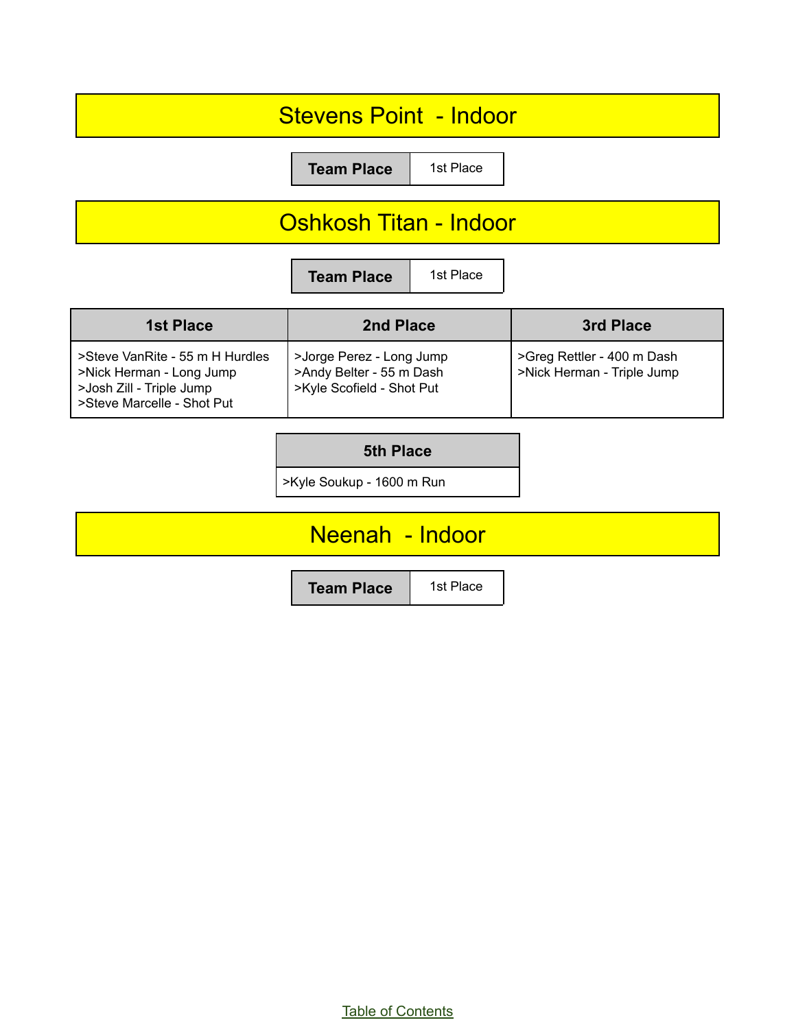# Stevens Point - Indoor

| Team Place | 1st Place |
|---|---|

# Oshkosh Titan - Indoor

| Team Place | 1st Place |
|---|---|

| 1st Place | 2nd Place | 3rd Place |
|---|---|---|
| >Steve VanRite - 55 m H Hurdles<br>>Nick Herman - Long Jump<br>>Josh Zill - Triple Jump<br>>Steve Marcelle - Shot Put | >Jorge Perez - Long Jump<br>>Andy Belter - 55 m Dash<br>>Kyle Scofield - Shot Put | >Greg Rettler - 400 m Dash<br>>Nick Herman - Triple Jump |

| 5th Place |
|---|
| >Kyle Soukup - 1600 m Run |

# Neenah - Indoor

| Team Place | 1st Place |
|---|---|

Table of Contents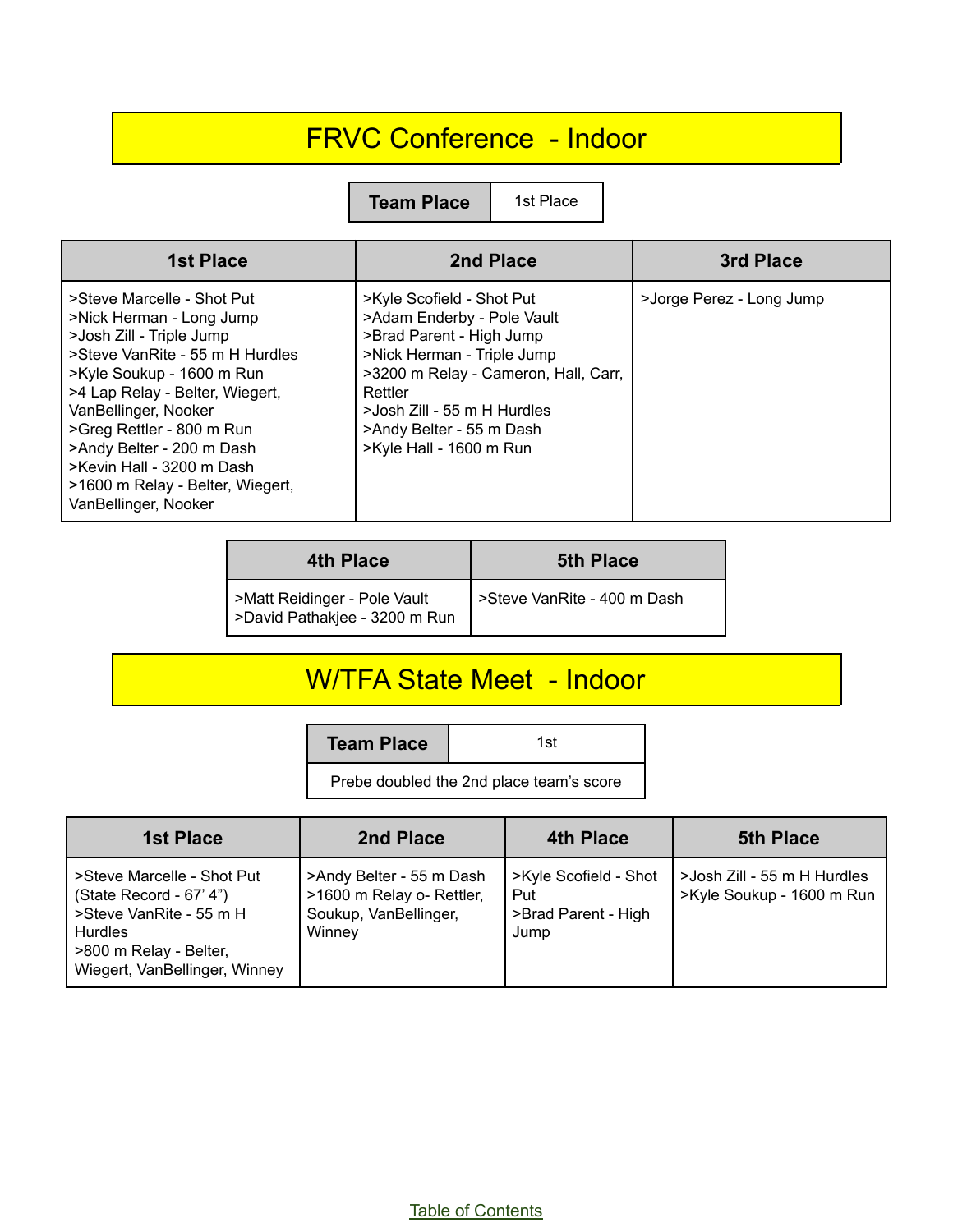# FRVC Conference - Indoor

| Team Place | 1st Place |
| --- | --- |

| 1st Place | 2nd Place | 3rd Place |
| --- | --- | --- |
| >Steve Marcelle - Shot Put<br>>Nick Herman - Long Jump<br>>Josh Zill - Triple Jump<br>>Steve VanRite - 55 m H Hurdles<br>>Kyle Soukup - 1600 m Run<br>>4 Lap Relay - Belter, Wiegert, VanBellinger, Nooker<br>>Greg Rettler - 800 m Run<br>>Andy Belter - 200 m Dash<br>>Kevin Hall - 3200 m Dash<br>>1600 m Relay - Belter, Wiegert, VanBellinger, Nooker | >Kyle Scofield - Shot Put<br>>Adam Enderby - Pole Vault<br>>Brad Parent - High Jump<br>>Nick Herman - Triple Jump<br>>3200 m Relay - Cameron, Hall, Carr, Rettler<br>>Josh Zill - 55 m H Hurdles<br>>Andy Belter - 55 m Dash<br>>Kyle Hall - 1600 m Run | >Jorge Perez - Long Jump |

| 4th Place | 5th Place |
| --- | --- |
| >Matt Reidinger - Pole Vault<br>>David Pathakjee - 3200 m Run | >Steve VanRite - 400 m Dash |

# W/TFA State Meet - Indoor

| Team Place | 1st |
| --- | --- |
| Prebe doubled the 2nd place team's score | |

| 1st Place | 2nd Place | 4th Place | 5th Place |
| --- | --- | --- | --- |
| >Steve Marcelle - Shot Put (State Record - 67' 4")<br>>Steve VanRite - 55 m H Hurdles<br>>800 m Relay - Belter, Wiegert, VanBellinger, Winney | >Andy Belter - 55 m Dash<br>>1600 m Relay o- Rettler, Soukup, VanBellinger, Winney | >Kyle Scofield - Shot Put<br>>Brad Parent - High Jump | >Josh Zill - 55 m H Hurdles<br>>Kyle Soukup - 1600 m Run |

Table of Contents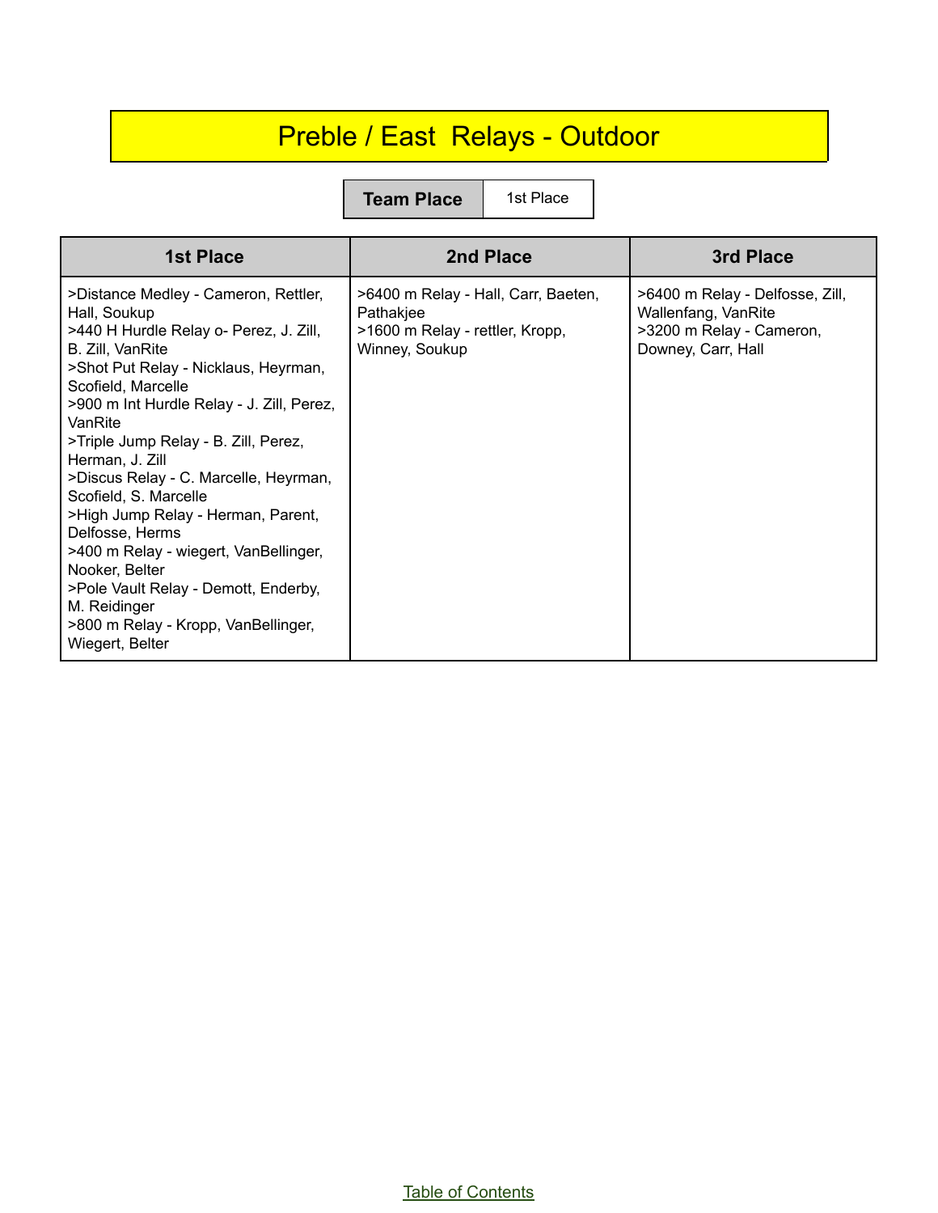# Preble / East  Relays - Outdoor

| Team Place | 1st Place |
|---|---|

| 1st Place | 2nd Place | 3rd Place |
|---|---|---|
| >Distance Medley - Cameron, Rettler, Hall, Soukup<br>>440 H Hurdle Relay o- Perez, J. Zill, B. Zill, VanRite<br>>Shot Put Relay - Nicklaus, Heyrman, Scofield, Marcelle<br>>900 m Int Hurdle Relay - J. Zill, Perez, VanRite<br>>Triple Jump Relay - B. Zill, Perez, Herman, J. Zill<br>>Discus Relay - C. Marcelle, Heyrman, Scofield, S. Marcelle<br>>High Jump Relay - Herman, Parent, Delfosse, Herms<br>>400 m Relay - wiegert, VanBellinger, Nooker, Belter<br>>Pole Vault Relay - Demott, Enderby, M. Reidinger<br>>800 m Relay - Kropp, VanBellinger, Wiegert, Belter | >6400 m Relay - Hall, Carr, Baeten, Pathakjee<br>>1600 m Relay - rettler, Kropp, Winney, Soukup | >6400 m Relay - Delfosse, Zill, Wallenfang, VanRite<br>>3200 m Relay - Cameron, Downey, Carr, Hall |

Table of Contents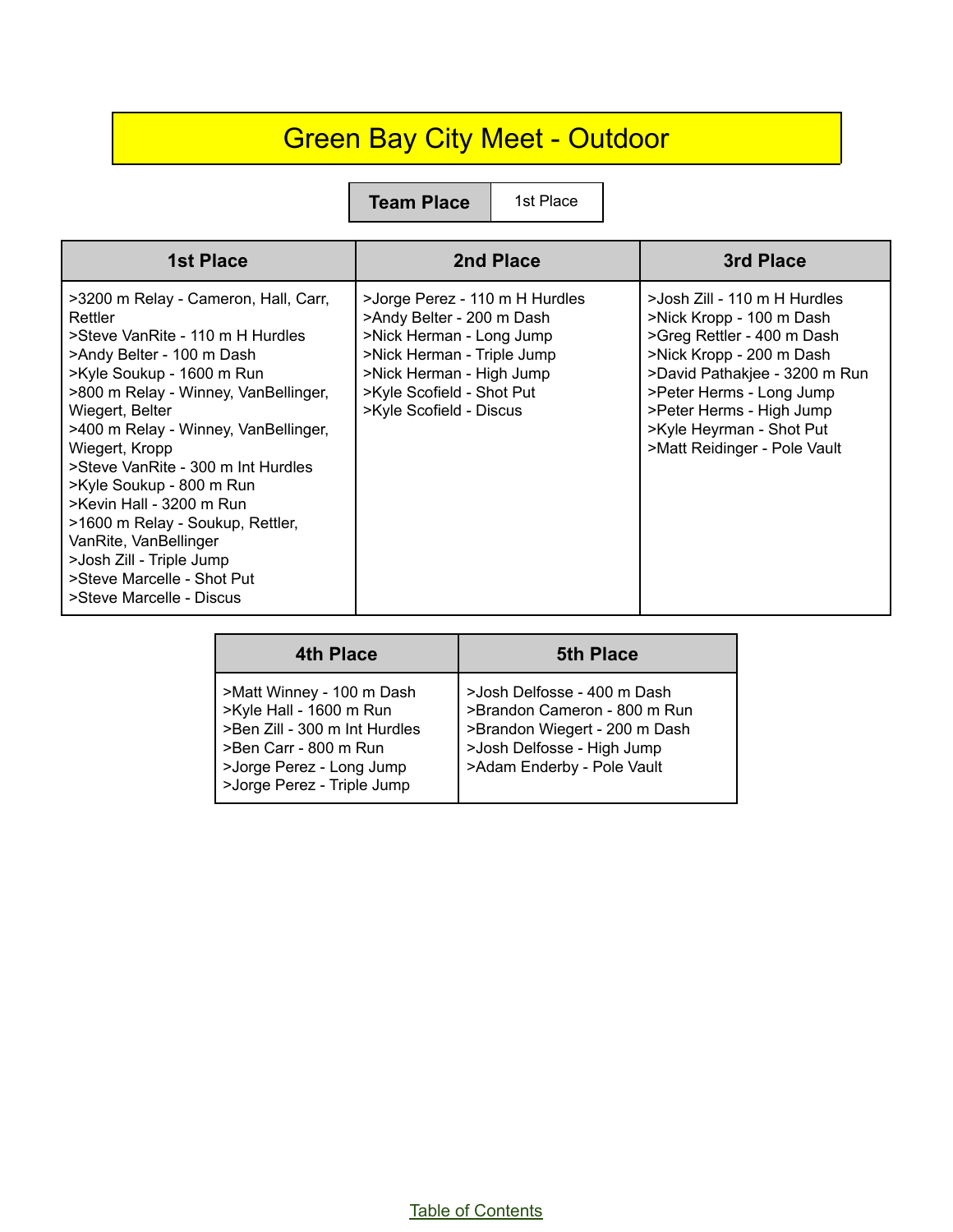# Green Bay City Meet - Outdoor

| Team Place | 1st Place |
| --- | --- |

| 1st Place | 2nd Place | 3rd Place |
| --- | --- | --- |
| >3200 m Relay - Cameron, Hall, Carr, Rettler<br>>Steve VanRite - 110 m H Hurdles<br>>Andy Belter - 100 m Dash<br>>Kyle Soukup - 1600 m Run<br>>800 m Relay - Winney, VanBellinger, Wiegert, Belter<br>>400 m Relay - Winney, VanBellinger, Wiegert, Kropp<br>>Steve VanRite - 300 m Int Hurdles<br>>Kyle Soukup - 800 m Run<br>>Kevin Hall - 3200 m Run<br>>1600 m Relay - Soukup, Rettler, VanRite, VanBellinger<br>>Josh Zill - Triple Jump<br>>Steve Marcelle - Shot Put<br>>Steve Marcelle - Discus | >Jorge Perez - 110 m H Hurdles<br>>Andy Belter - 200 m Dash<br>>Nick Herman - Long Jump<br>>Nick Herman - Triple Jump<br>>Nick Herman - High Jump<br>>Kyle Scofield - Shot Put<br>>Kyle Scofield - Discus | >Josh Zill - 110 m H Hurdles<br>>Nick Kropp - 100 m Dash<br>>Greg Rettler - 400 m Dash<br>>Nick Kropp - 200 m Dash<br>>David Pathakjee - 3200 m Run<br>>Peter Herms - Long Jump<br>>Peter Herms - High Jump<br>>Kyle Heyrman - Shot Put<br>>Matt Reidinger - Pole Vault |

| 4th Place | 5th Place |
| --- | --- |
| >Matt Winney - 100 m Dash<br>>Kyle Hall - 1600 m Run<br>>Ben Zill - 300 m Int Hurdles<br>>Ben Carr - 800 m Run<br>>Jorge Perez - Long Jump<br>>Jorge Perez - Triple Jump | >Josh Delfosse - 400 m Dash<br>>Brandon Cameron - 800 m Run<br>>Brandon Wiegert - 200 m Dash<br>>Josh Delfosse - High Jump<br>>Adam Enderby - Pole Vault |

Table of Contents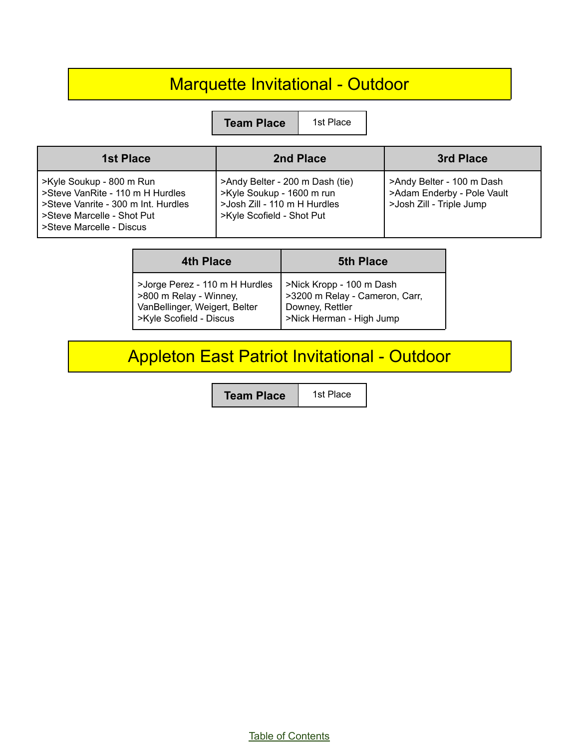# Marquette Invitational - Outdoor

| Team Place | 1st Place |
| --- | --- |

| 1st Place | 2nd Place | 3rd Place |
| --- | --- | --- |
| >Kyle Soukup - 800 m Run<br>>Steve VanRite - 110 m H Hurdles<br>>Steve Vanrite - 300 m Int. Hurdles<br>>Steve Marcelle - Shot Put<br>>Steve Marcelle - Discus | >Andy Belter - 200 m Dash (tie)<br>>Kyle Soukup - 1600 m run<br>>Josh Zill - 110 m H Hurdles<br>>Kyle Scofield - Shot Put | >Andy Belter - 100 m Dash<br>>Adam Enderby - Pole Vault<br>>Josh Zill - Triple Jump |

| 4th Place | 5th Place |
| --- | --- |
| >Jorge Perez - 110 m H Hurdles<br>>800 m Relay - Winney, VanBellinger, Weigert, Belter<br>>Kyle Scofield - Discus | >Nick Kropp - 100 m Dash<br>>3200 m Relay - Cameron, Carr, Downey, Rettler<br>>Nick Herman - High Jump |

# Appleton East Patriot Invitational - Outdoor

| Team Place | 1st Place |
| --- | --- |

Table of Contents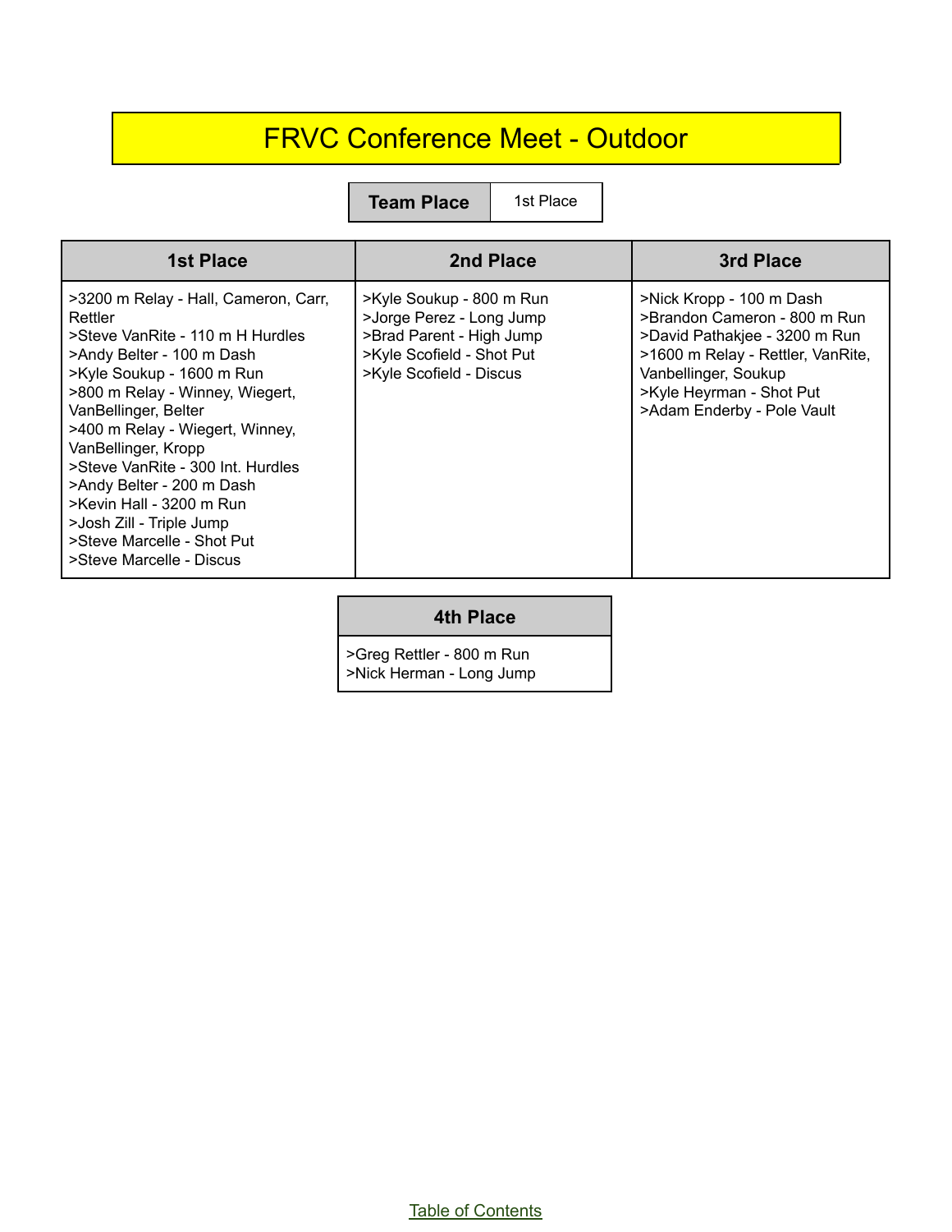# FRVC Conference Meet - Outdoor

| Team Place | 1st Place |
| --- | --- |

| 1st Place | 2nd Place | 3rd Place |
| --- | --- | --- |
| >3200 m Relay - Hall, Cameron, Carr, Rettler<br>>Steve VanRite - 110 m H Hurdles<br>>Andy Belter - 100 m Dash<br>>Kyle Soukup - 1600 m Run<br>>800 m Relay - Winney, Wiegert, VanBellinger, Belter<br>>400 m Relay - Wiegert, Winney, VanBellinger, Kropp<br>>Steve VanRite - 300 Int. Hurdles<br>>Andy Belter - 200 m Dash<br>>Kevin Hall - 3200 m Run<br>>Josh Zill - Triple Jump<br>>Steve Marcelle - Shot Put<br>>Steve Marcelle - Discus | >Kyle Soukup - 800 m Run<br>>Jorge Perez - Long Jump<br>>Brad Parent - High Jump<br>>Kyle Scofield - Shot Put<br>>Kyle Scofield - Discus | >Nick Kropp - 100 m Dash<br>>Brandon Cameron - 800 m Run<br>>David Pathakjee - 3200 m Run<br>>1600 m Relay - Rettler, VanRite, Vanbellinger, Soukup<br>>Kyle Heyrman - Shot Put<br>>Adam Enderby - Pole Vault |

| 4th Place |
| --- |
| >Greg Rettler - 800 m Run<br>>Nick Herman - Long Jump |

Table of Contents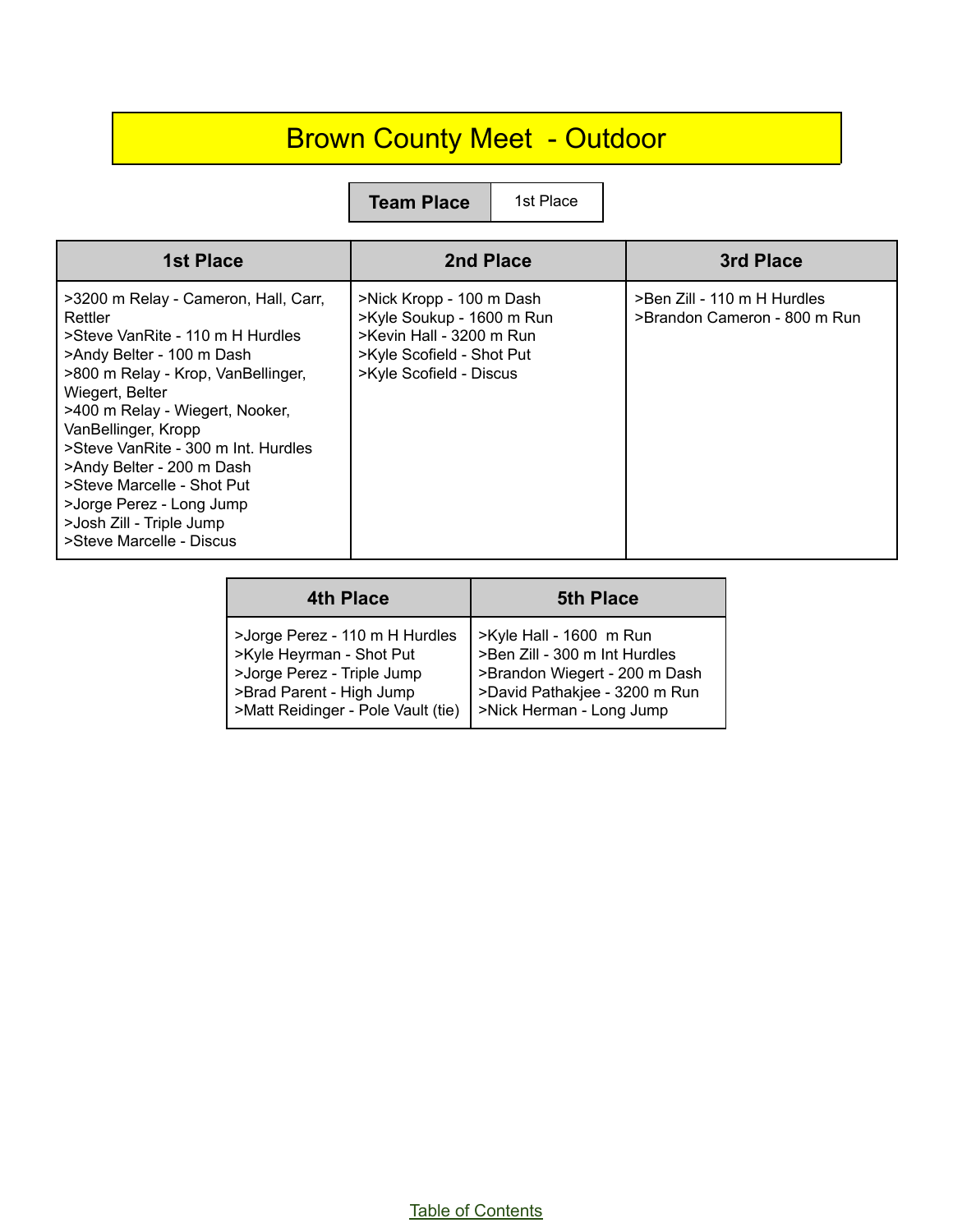# Brown County Meet - Outdoor

| Team Place | 1st Place |
| --- | --- |

| 1st Place | 2nd Place | 3rd Place |
| --- | --- | --- |
| >3200 m Relay - Cameron, Hall, Carr, Rettler<br>>Steve VanRite - 110 m H Hurdles<br>>Andy Belter - 100 m Dash<br>>800 m Relay - Krop, VanBellinger, Wiegert, Belter<br>>400 m Relay - Wiegert, Nooker, VanBellinger, Kropp<br>>Steve VanRite - 300 m Int. Hurdles<br>>Andy Belter - 200 m Dash<br>>Steve Marcelle - Shot Put<br>>Jorge Perez - Long Jump<br>>Josh Zill - Triple Jump<br>>Steve Marcelle - Discus | >Nick Kropp - 100 m Dash<br>>Kyle Soukup - 1600 m Run<br>>Kevin Hall - 3200 m Run<br>>Kyle Scofield - Shot Put<br>>Kyle Scofield - Discus | >Ben Zill - 110 m H Hurdles<br>>Brandon Cameron - 800 m Run |

| 4th Place | 5th Place |
| --- | --- |
| >Jorge Perez - 110 m H Hurdles<br>>Kyle Heyrman - Shot Put<br>>Jorge Perez - Triple Jump<br>>Brad Parent - High Jump<br>>Matt Reidinger - Pole Vault (tie) | >Kyle Hall - 1600 m Run<br>>Ben Zill - 300 m Int Hurdles<br>>Brandon Wiegert - 200 m Dash<br>>David Pathakjee - 3200 m Run<br>>Nick Herman - Long Jump |

Table of Contents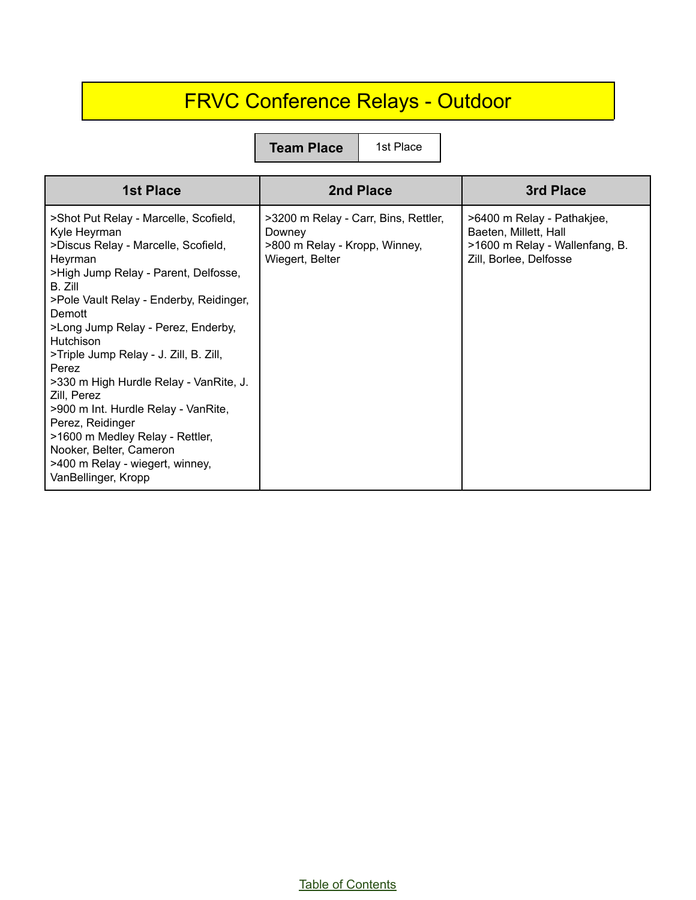# FRVC Conference Relays - Outdoor

| Team Place | 1st Place |
| --- | --- |

| 1st Place | 2nd Place | 3rd Place |
| --- | --- | --- |
| >Shot Put Relay - Marcelle, Scofield, Kyle Heyrman<br>>Discus Relay - Marcelle, Scofield, Heyrman<br>>High Jump Relay - Parent, Delfosse, B. Zill<br>>Pole Vault Relay - Enderby, Reidinger, Demott<br>>Long Jump Relay - Perez, Enderby, Hutchison<br>>Triple Jump Relay - J. Zill, B. Zill, Perez<br>>330 m High Hurdle Relay - VanRite, J. Zill, Perez<br>>900 m Int. Hurdle Relay - VanRite, Perez, Reidinger<br>>1600 m Medley Relay - Rettler, Nooker, Belter, Cameron<br>>400 m Relay - wiegert, winney, VanBellinger, Kropp | >3200 m Relay - Carr, Bins, Rettler, Downey<br>>800 m Relay - Kropp, Winney, Wiegert, Belter | >6400 m Relay - Pathakjee, Baeten, Millett, Hall<br>>1600 m Relay - Wallenfang, B. Zill, Borlee, Delfosse |

Table of Contents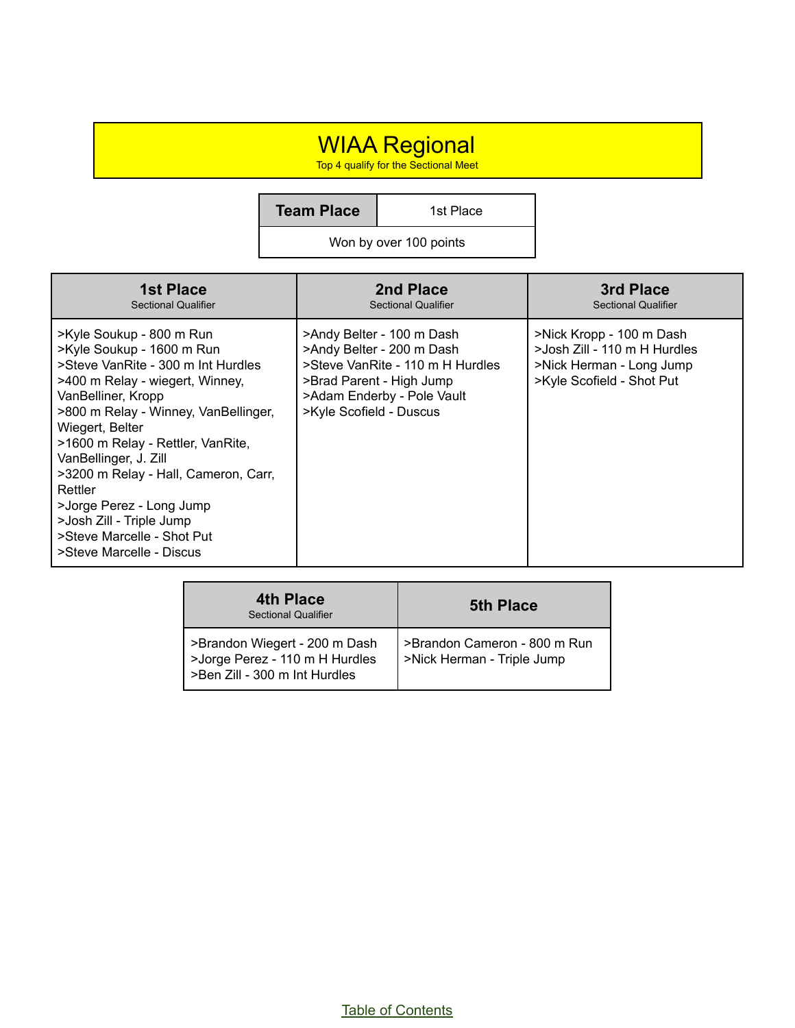# WIAA Regional

Top 4 qualify for the Sectional Meet

| Team Place | 1st Place |
|---|---|
| Won by over 100 points | |

| 1st Place<br>Sectional Qualifier | 2nd Place<br>Sectional Qualifier | 3rd Place<br>Sectional Qualifier |
|---|---|---|
| >Kyle Soukup - 800 m Run<br>>Kyle Soukup - 1600 m Run<br>>Steve VanRite - 300 m Int Hurdles<br>>400 m Relay - wiegert, Winney, VanBelliner, Kropp<br>>800 m Relay - Winney, VanBellinger, Wiegert, Belter<br>>1600 m Relay - Rettler, VanRite, VanBellinger, J. Zill<br>>3200 m Relay - Hall, Cameron, Carr, Rettler<br>>Jorge Perez - Long Jump<br>>Josh Zill - Triple Jump<br>>Steve Marcelle - Shot Put<br>>Steve Marcelle - Discus | >Andy Belter - 100 m Dash<br>>Andy Belter - 200 m Dash<br>>Steve VanRite - 110 m H Hurdles<br>>Brad Parent - High Jump<br>>Adam Enderby - Pole Vault<br>>Kyle Scofield - Duscus | >Nick Kropp - 100 m Dash<br>>Josh Zill - 110 m H Hurdles<br>>Nick Herman - Long Jump<br>>Kyle Scofield - Shot Put |

| 4th Place<br>Sectional Qualifier | 5th Place |
|---|---|
| >Brandon Wiegert - 200 m Dash<br>>Jorge Perez - 110 m H Hurdles<br>>Ben Zill - 300 m Int Hurdles | >Brandon Cameron - 800 m Run<br>>Nick Herman - Triple Jump |

Table of Contents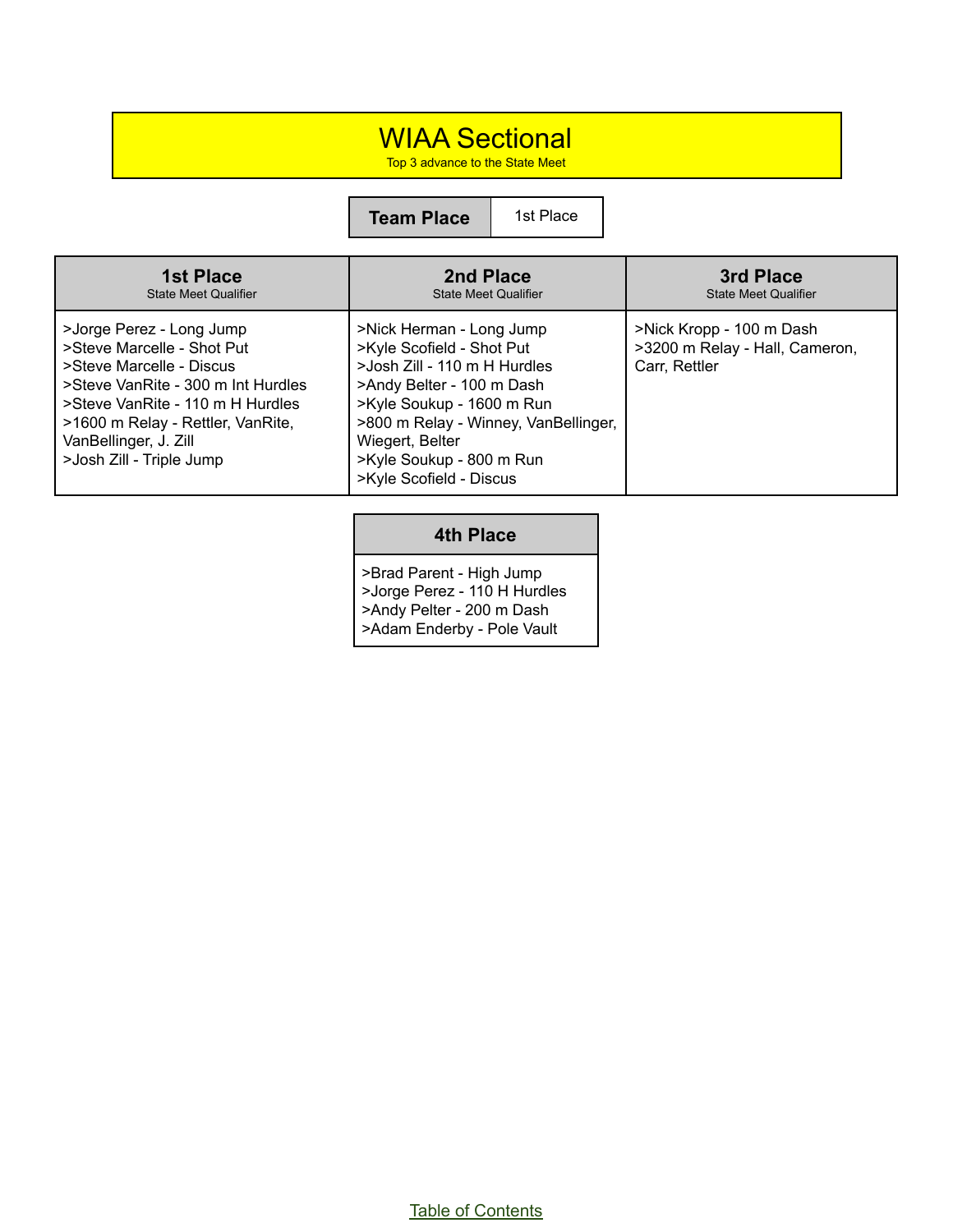# WIAA Sectional

Top 3 advance to the State Meet

| Team Place | 1st Place |
|---|---|

| 1st Place<br>State Meet Qualifier | 2nd Place<br>State Meet Qualifier | 3rd Place<br>State Meet Qualifier |
|---|---|---|
| >Jorge Perez - Long Jump<br>>Steve Marcelle - Shot Put<br>>Steve Marcelle - Discus<br>>Steve VanRite - 300 m Int Hurdles<br>>Steve VanRite - 110 m H Hurdles<br>>1600 m Relay - Rettler, VanRite, VanBellinger, J. Zill<br>>Josh Zill - Triple Jump | >Nick Herman - Long Jump<br>>Kyle Scofield - Shot Put<br>>Josh Zill - 110 m H Hurdles<br>>Andy Belter - 100 m Dash<br>>Kyle Soukup - 1600 m Run<br>>800 m Relay - Winney, VanBellinger, Wiegert, Belter<br>>Kyle Soukup - 800 m Run<br>>Kyle Scofield - Discus | >Nick Kropp - 100 m Dash<br>>3200 m Relay - Hall, Cameron, Carr, Rettler |

| 4th Place |
|---|
| >Brad Parent - High Jump<br>>Jorge Perez - 110 H Hurdles<br>>Andy Pelter - 200 m Dash<br>>Adam Enderby - Pole Vault |

Table of Contents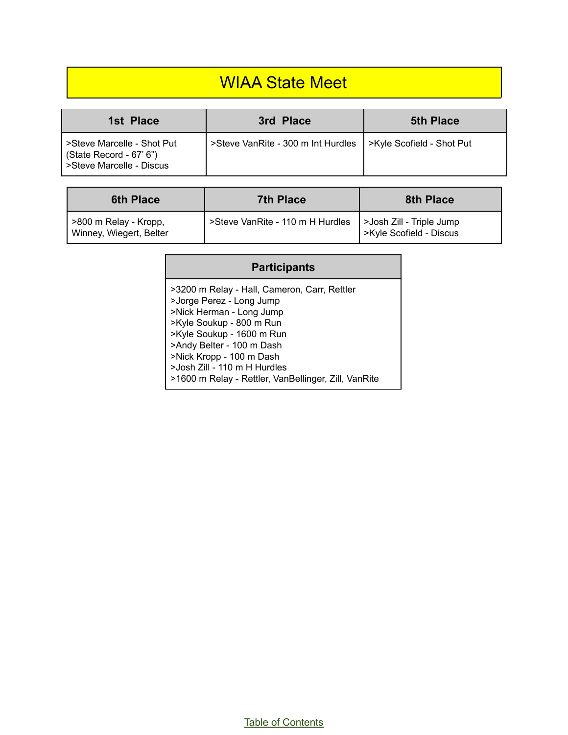# WIAA State Meet

| 1st Place | 3rd Place | 5th Place |
|---|---|---|
| >Steve Marcelle - Shot Put (State Record - 67' 6")<br>>Steve Marcelle - Discus | >Steve VanRite - 300 m Int Hurdles | >Kyle Scofield - Shot Put |

| 6th Place | 7th Place | 8th Place |
|---|---|---|
| >800 m Relay - Kropp, Winney, Wiegert, Belter | >Steve VanRite - 110 m H Hurdles | >Josh Zill - Triple Jump<br>>Kyle Scofield - Discus |

| Participants |
|---|
| >3200 m Relay - Hall, Cameron, Carr, Rettler<br>>Jorge Perez - Long Jump<br>>Nick Herman - Long Jump<br>>Kyle Soukup - 800 m Run<br>>Kyle Soukup - 1600 m Run<br>>Andy Belter - 100 m Dash<br>>Nick Kropp - 100 m Dash<br>>Josh Zill - 110 m H Hurdles<br>>1600 m Relay - Rettler, VanBellinger, Zill, VanRite |

Table of Contents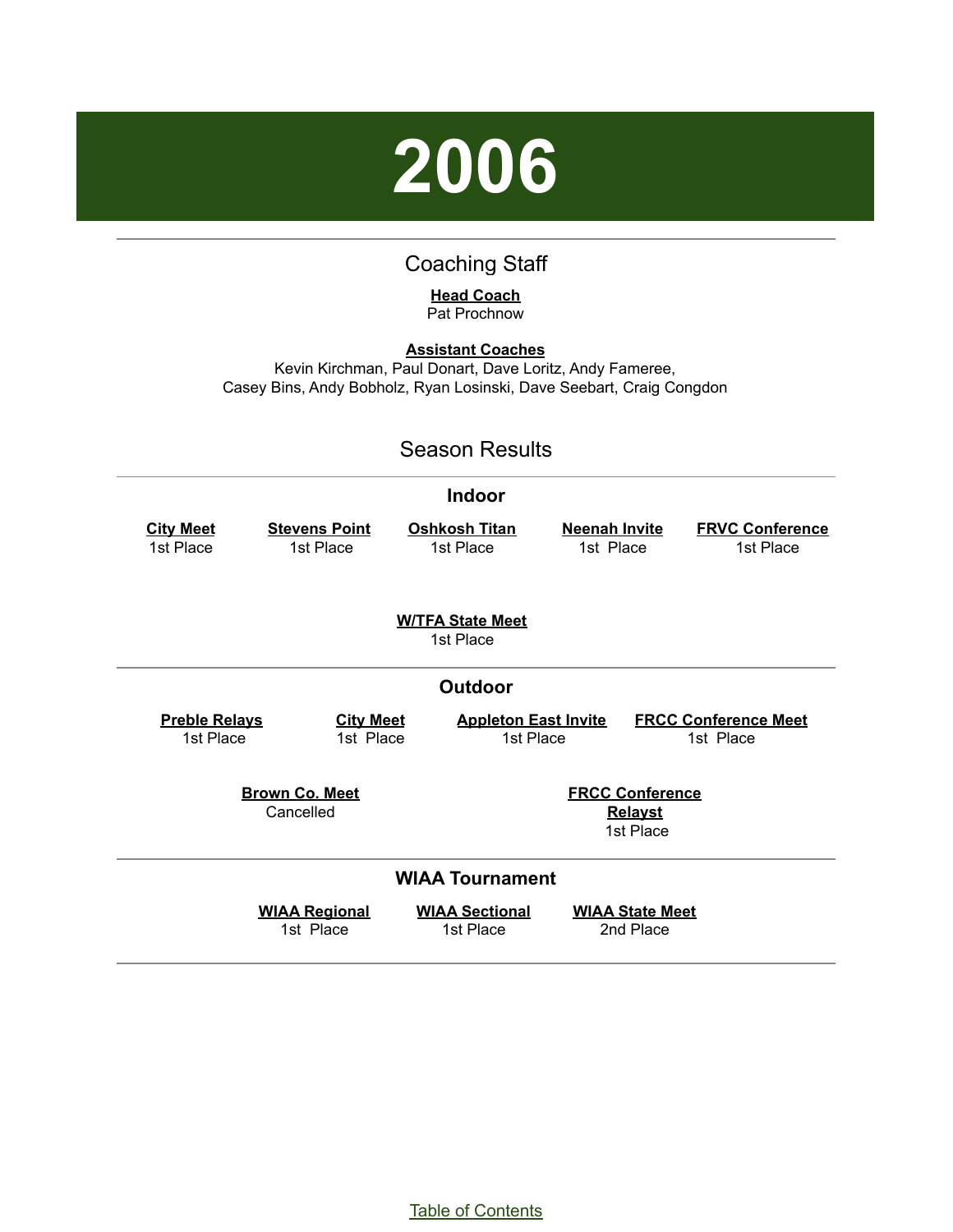# 2006

## Coaching Staff

**Head Coach**
Pat Prochnow

**Assistant Coaches**
Kevin Kirchman, Paul Donart, Dave Loritz, Andy Fameree,
Casey Bins, Andy Bobholz, Ryan Losinski, Dave Seebart, Craig Congdon

## Season Results

### Indoor

**City Meet**
1st Place

**Stevens Point**
1st Place

**Oshkosh Titan**
1st Place

**Neenah Invite**
1st Place

**FRVC Conference**
1st Place

**W/TFA State Meet**
1st Place

### Outdoor

**Preble Relays**
1st Place

**City Meet**
1st Place

**Appleton East Invite**
1st Place

**FRCC Conference Meet**
1st Place

**Brown Co. Meet**
Cancelled

**FRCC Conference Relayst**
1st Place

### WIAA Tournament

**WIAA Regional**
1st Place

**WIAA Sectional**
1st Place

**WIAA State Meet**
2nd Place

Table of Contents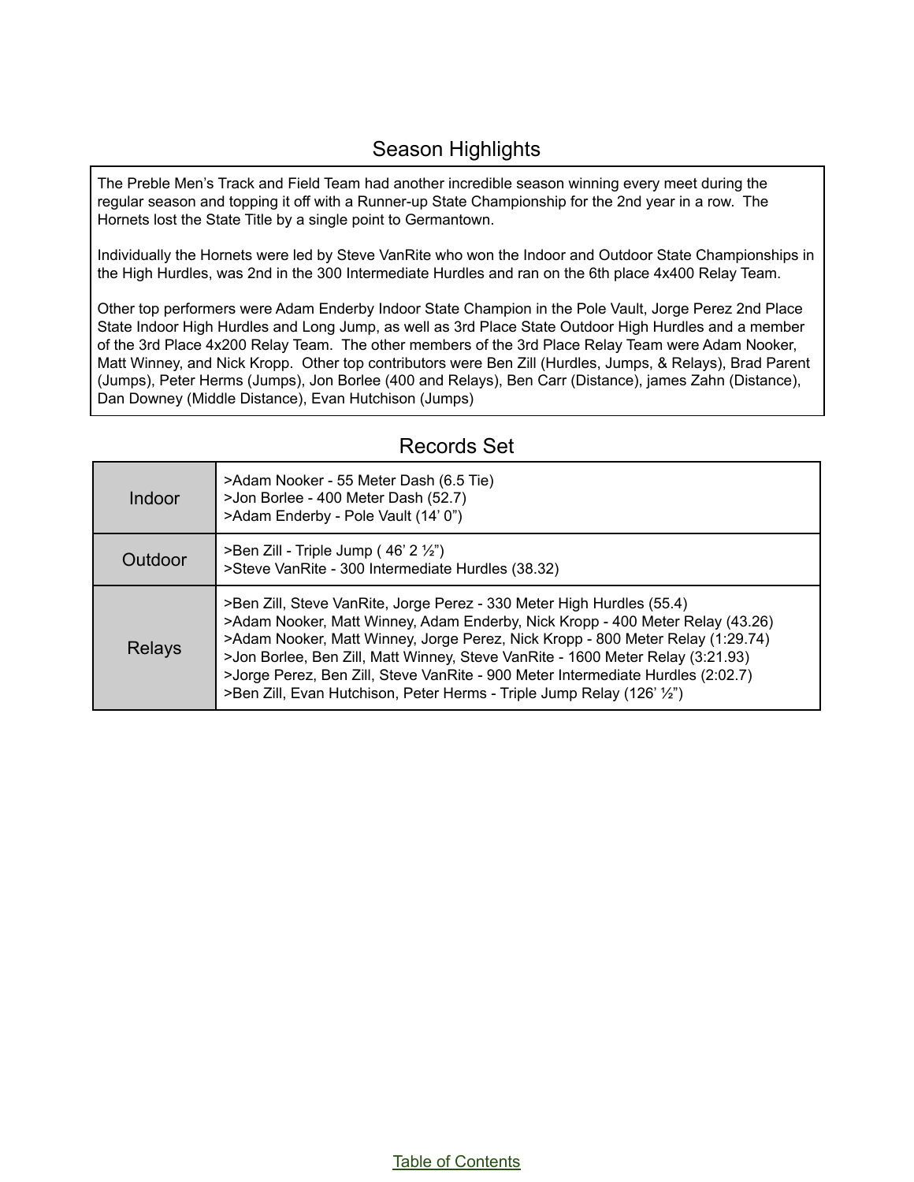## Season Highlights

The Preble Men's Track and Field Team had another incredible season winning every meet during the regular season and topping it off with a Runner-up State Championship for the 2nd year in a row. The Hornets lost the State Title by a single point to Germantown.

Individually the Hornets were led by Steve VanRite who won the Indoor and Outdoor State Championships in the High Hurdles, was 2nd in the 300 Intermediate Hurdles and ran on the 6th place 4x400 Relay Team.

Other top performers were Adam Enderby Indoor State Champion in the Pole Vault, Jorge Perez 2nd Place State Indoor High Hurdles and Long Jump, as well as 3rd Place State Outdoor High Hurdles and a member of the 3rd Place 4x200 Relay Team. The other members of the 3rd Place Relay Team were Adam Nooker, Matt Winney, and Nick Kropp. Other top contributors were Ben Zill (Hurdles, Jumps, & Relays), Brad Parent (Jumps), Peter Herms (Jumps), Jon Borlee (400 and Relays), Ben Carr (Distance), james Zahn (Distance), Dan Downey (Middle Distance), Evan Hutchison (Jumps)

## Records Set

| | |
|---|---|
| Indoor | >Adam Nooker - 55 Meter Dash (6.5 Tie)<br>>Jon Borlee - 400 Meter Dash (52.7)<br>>Adam Enderby - Pole Vault (14' 0") |
| Outdoor | >Ben Zill - Triple Jump ( 46' 2 ½")<br>>Steve VanRite - 300 Intermediate Hurdles (38.32) |
| Relays | >Ben Zill, Steve VanRite, Jorge Perez - 330 Meter High Hurdles (55.4)<br>>Adam Nooker, Matt Winney, Adam Enderby, Nick Kropp - 400 Meter Relay (43.26)<br>>Adam Nooker, Matt Winney, Jorge Perez, Nick Kropp - 800 Meter Relay (1:29.74)<br>>Jon Borlee, Ben Zill, Matt Winney, Steve VanRite - 1600 Meter Relay (3:21.93)<br>>Jorge Perez, Ben Zill, Steve VanRite - 900 Meter Intermediate Hurdles (2:02.7)<br>>Ben Zill, Evan Hutchison, Peter Herms - Triple Jump Relay (126' ½") |

Table of Contents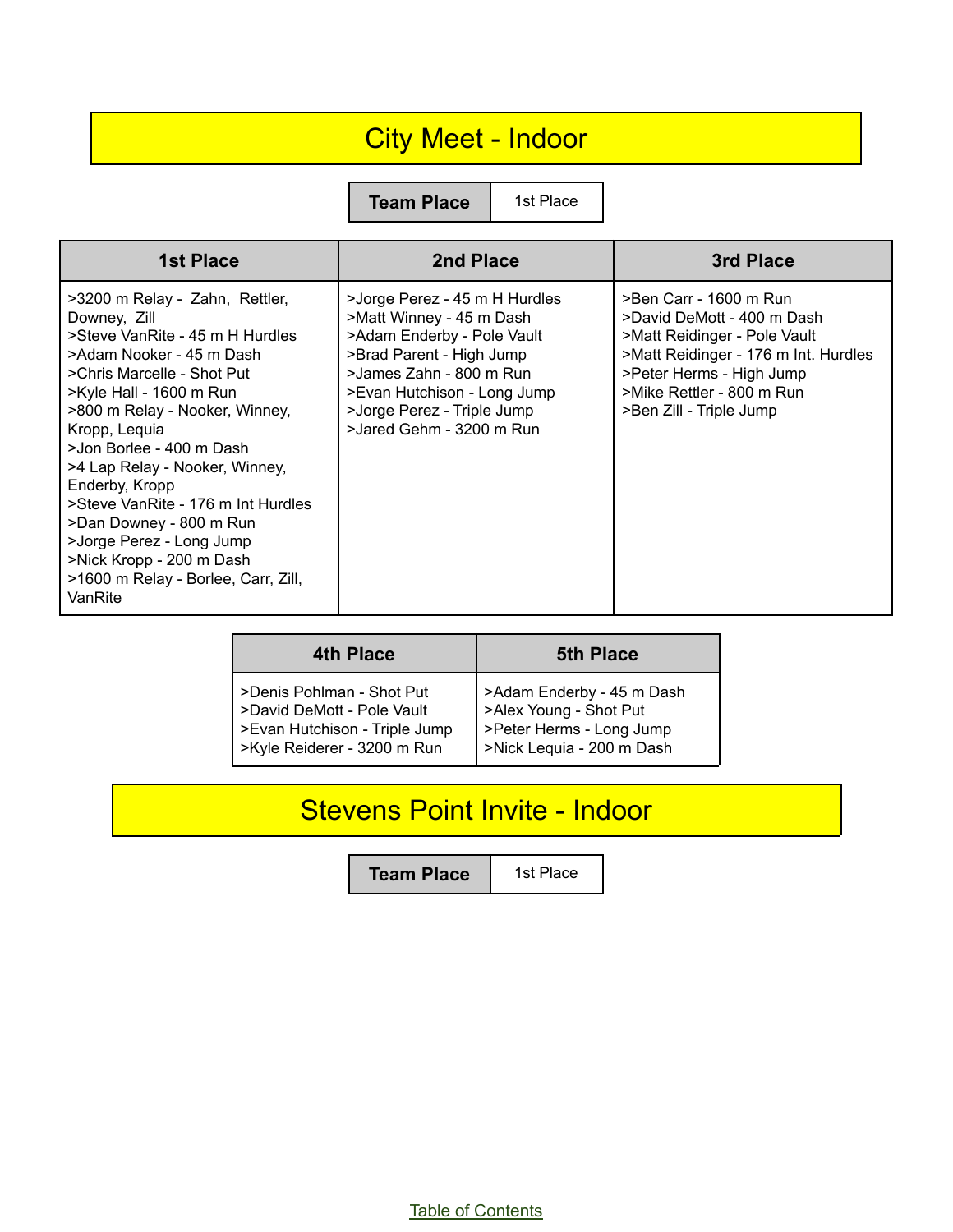# City Meet - Indoor

| Team Place | 1st Place |
|---|---|

| 1st Place | 2nd Place | 3rd Place |
|---|---|---|
| >3200 m Relay - Zahn, Rettler, Downey, Zill<br>>Steve VanRite - 45 m H Hurdles<br>>Adam Nooker - 45 m Dash<br>>Chris Marcelle - Shot Put<br>>Kyle Hall - 1600 m Run<br>>800 m Relay - Nooker, Winney, Kropp, Lequia<br>>Jon Borlee - 400 m Dash<br>>4 Lap Relay - Nooker, Winney, Enderby, Kropp<br>>Steve VanRite - 176 m Int Hurdles<br>>Dan Downey - 800 m Run<br>>Jorge Perez - Long Jump<br>>Nick Kropp - 200 m Dash<br>>1600 m Relay - Borlee, Carr, Zill, VanRite | >Jorge Perez - 45 m H Hurdles<br>>Matt Winney - 45 m Dash<br>>Adam Enderby - Pole Vault<br>>Brad Parent - High Jump<br>>James Zahn - 800 m Run<br>>Evan Hutchison - Long Jump<br>>Jorge Perez - Triple Jump<br>>Jared Gehm - 3200 m Run | >Ben Carr - 1600 m Run<br>>David DeMott - 400 m Dash<br>>Matt Reidinger - Pole Vault<br>>Matt Reidinger - 176 m Int. Hurdles<br>>Peter Herms - High Jump<br>>Mike Rettler - 800 m Run<br>>Ben Zill - Triple Jump |

| 4th Place | 5th Place |
|---|---|
| >Denis Pohlman - Shot Put<br>>David DeMott - Pole Vault<br>>Evan Hutchison - Triple Jump<br>>Kyle Reiderer - 3200 m Run | >Adam Enderby - 45 m Dash<br>>Alex Young - Shot Put<br>>Peter Herms - Long Jump<br>>Nick Lequia - 200 m Dash |

# Stevens Point Invite - Indoor

| Team Place | 1st Place |
|---|---|

Table of Contents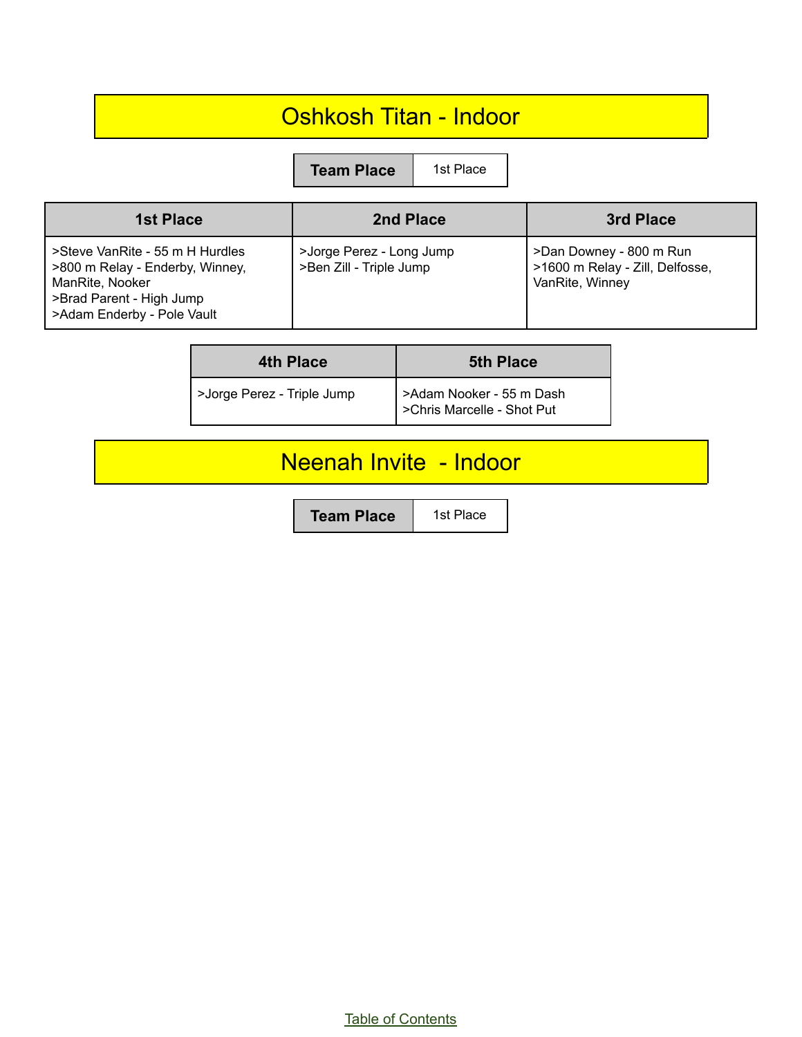# Oshkosh Titan - Indoor

| Team Place | 1st Place |
| --- | --- |

| 1st Place | 2nd Place | 3rd Place |
| --- | --- | --- |
| >Steve VanRite - 55 m H Hurdles<br>>800 m Relay - Enderby, Winney, ManRite, Nooker<br>>Brad Parent - High Jump<br>>Adam Enderby - Pole Vault | >Jorge Perez - Long Jump<br>>Ben Zill - Triple Jump | >Dan Downey - 800 m Run<br>>1600 m Relay - Zill, Delfosse, VanRite, Winney |

| 4th Place | 5th Place |
| --- | --- |
| >Jorge Perez - Triple Jump | >Adam Nooker - 55 m Dash<br>>Chris Marcelle - Shot Put |

# Neenah Invite - Indoor

| Team Place | 1st Place |
| --- | --- |

Table of Contents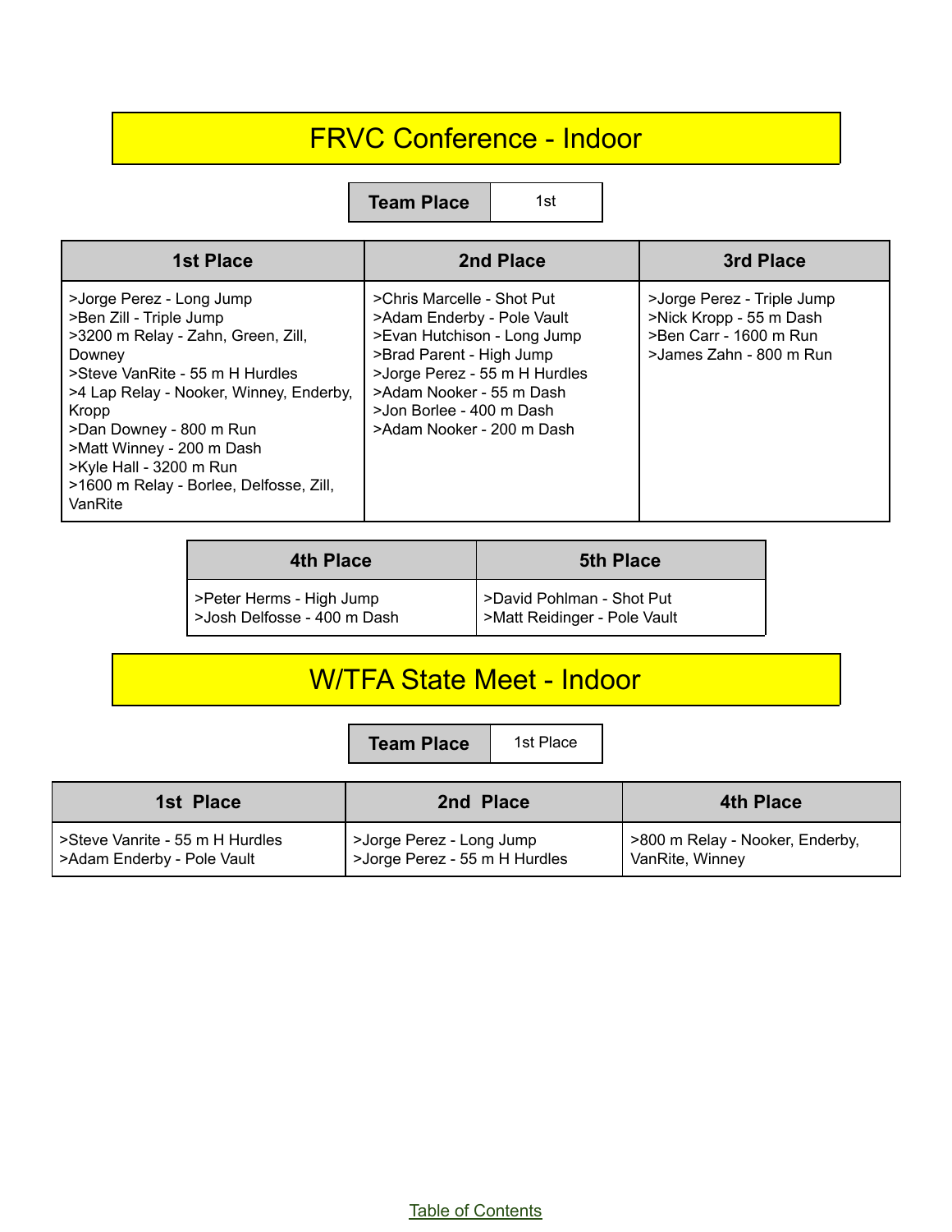# FRVC Conference - Indoor

| Team Place | 1st |
|---|---|

| 1st Place | 2nd Place | 3rd Place |
|---|---|---|
| >Jorge Perez - Long Jump<br>>Ben Zill - Triple Jump<br>>3200 m Relay - Zahn, Green, Zill, Downey<br>>Steve VanRite - 55 m H Hurdles<br>>4 Lap Relay - Nooker, Winney, Enderby, Kropp<br>>Dan Downey - 800 m Run<br>>Matt Winney - 200 m Dash<br>>Kyle Hall - 3200 m Run<br>>1600 m Relay - Borlee, Delfosse, Zill, VanRite | >Chris Marcelle - Shot Put<br>>Adam Enderby - Pole Vault<br>>Evan Hutchison - Long Jump<br>>Brad Parent - High Jump<br>>Jorge Perez - 55 m H Hurdles<br>>Adam Nooker - 55 m Dash<br>>Jon Borlee - 400 m Dash<br>>Adam Nooker - 200 m Dash | >Jorge Perez - Triple Jump<br>>Nick Kropp - 55 m Dash<br>>Ben Carr - 1600 m Run<br>>James Zahn - 800 m Run |

| 4th Place | 5th Place |
|---|---|
| >Peter Herms - High Jump<br>>Josh Delfosse - 400 m Dash | >David Pohlman - Shot Put<br>>Matt Reidinger - Pole Vault |

# W/TFA State Meet - Indoor

| Team Place | 1st Place |
|---|---|

| 1st Place | 2nd Place | 4th Place |
|---|---|---|
| >Steve Vanrite - 55 m H Hurdles<br>>Adam Enderby - Pole Vault | >Jorge Perez - Long Jump<br>>Jorge Perez - 55 m H Hurdles | >800 m Relay - Nooker, Enderby, VanRite, Winney |

Table of Contents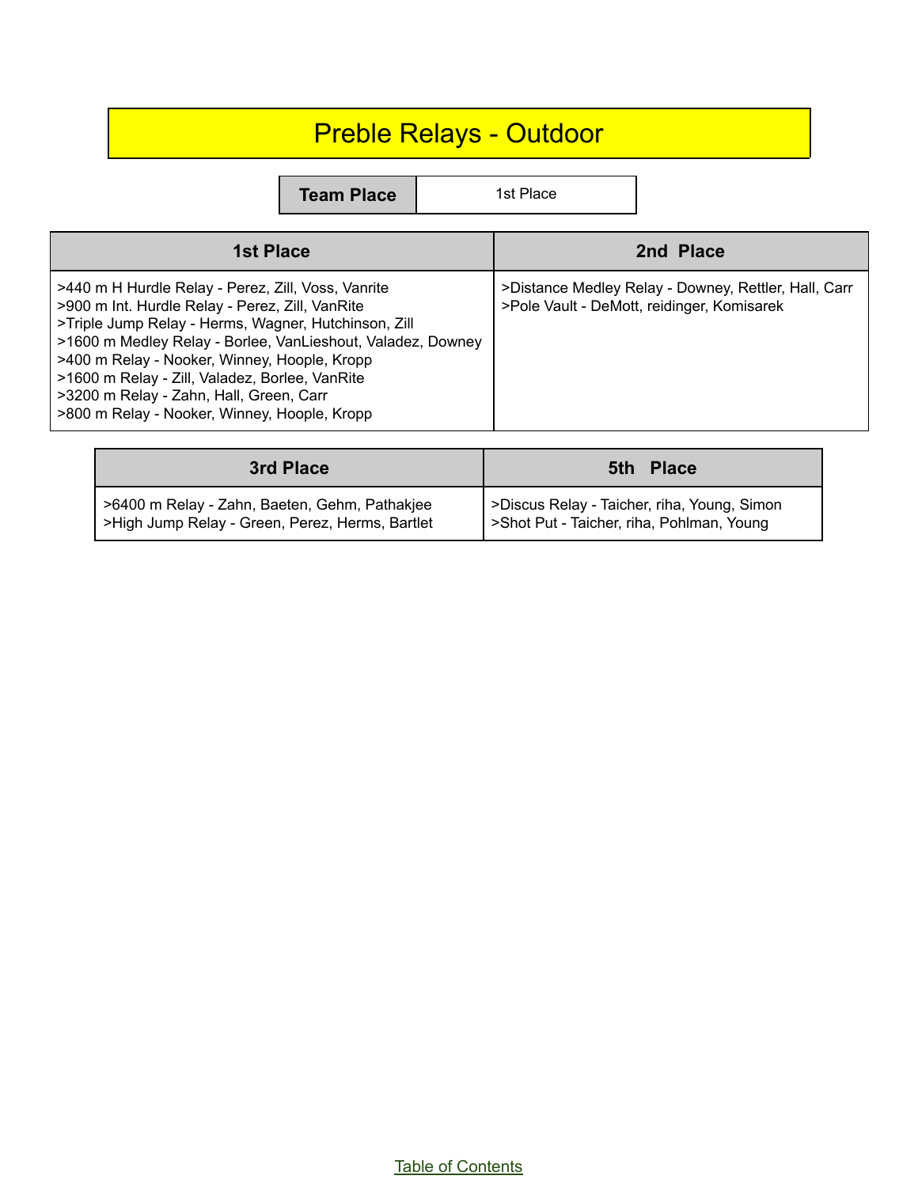# Preble Relays - Outdoor

| Team Place | 1st Place |
|---|---|

| 1st Place | 2nd Place |
|---|---|
| >440 m H Hurdle Relay - Perez, Zill, Voss, Vanrite<br>>900 m Int. Hurdle Relay - Perez, Zill, VanRite<br>>Triple Jump Relay - Herms, Wagner, Hutchinson, Zill<br>>1600 m Medley Relay - Borlee, VanLieshout, Valadez, Downey<br>>400 m Relay - Nooker, Winney, Hoople, Kropp<br>>1600 m Relay - Zill, Valadez, Borlee, VanRite<br>>3200 m Relay - Zahn, Hall, Green, Carr<br>>800 m Relay - Nooker, Winney, Hoople, Kropp | >Distance Medley Relay - Downey, Rettler, Hall, Carr<br>>Pole Vault - DeMott, reidinger, Komisarek |

| 3rd Place | 5th Place |
|---|---|
| >6400 m Relay - Zahn, Baeten, Gehm, Pathakjee<br>>High Jump Relay - Green, Perez, Herms, Bartlet | >Discus Relay - Taicher, riha, Young, Simon<br>>Shot Put - Taicher, riha, Pohlman, Young |

Table of Contents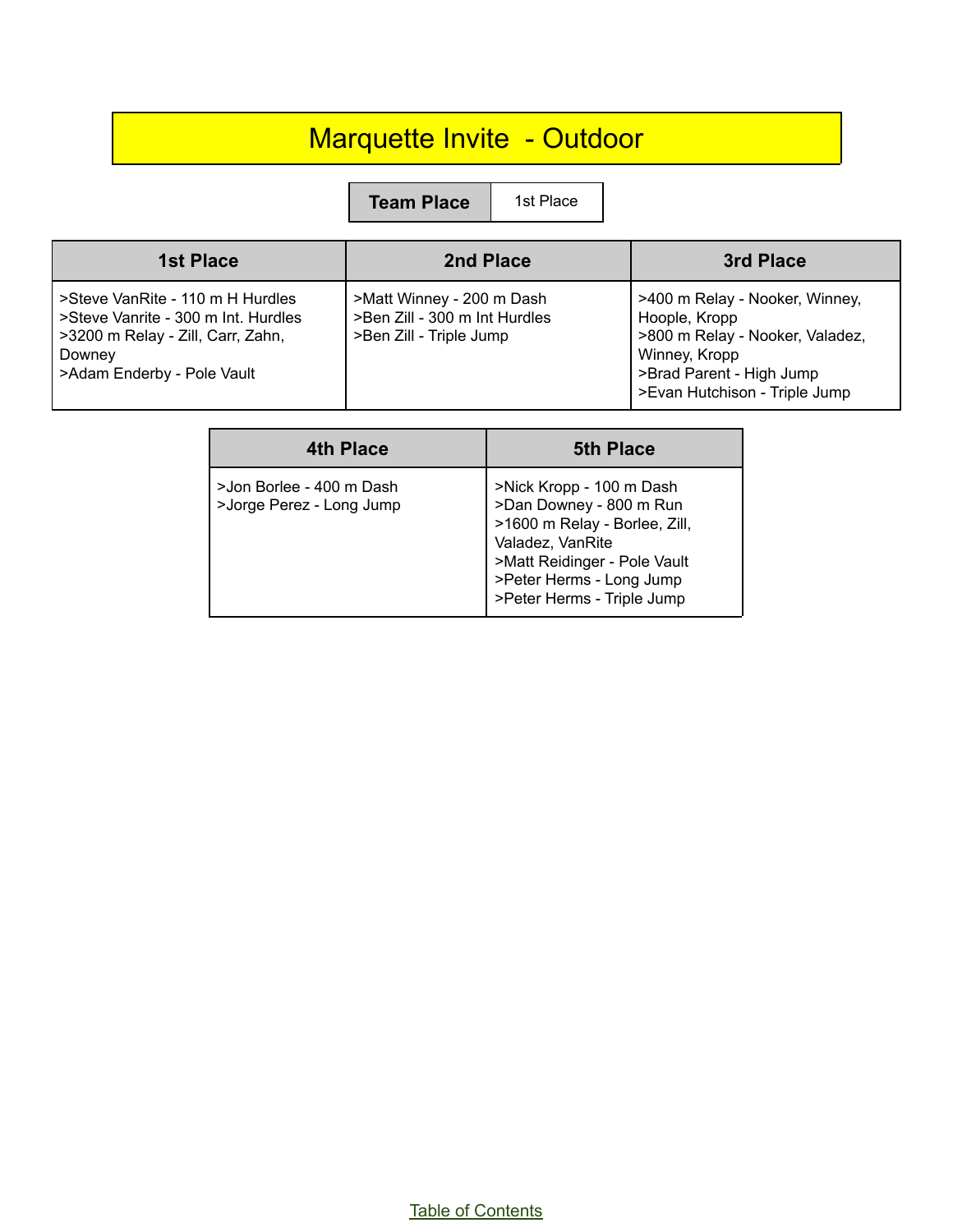# Marquette Invite - Outdoor

| Team Place | 1st Place |
|---|---|

| 1st Place | 2nd Place | 3rd Place |
|---|---|---|
| >Steve VanRite - 110 m H Hurdles<br>>Steve Vanrite - 300 m Int. Hurdles<br>>3200 m Relay - Zill, Carr, Zahn, Downey<br>>Adam Enderby - Pole Vault | >Matt Winney - 200 m Dash<br>>Ben Zill - 300 m Int Hurdles<br>>Ben Zill - Triple Jump | >400 m Relay - Nooker, Winney, Hoople, Kropp<br>>800 m Relay - Nooker, Valadez, Winney, Kropp<br>>Brad Parent - High Jump<br>>Evan Hutchison - Triple Jump |

| 4th Place | 5th Place |
|---|---|
| >Jon Borlee - 400 m Dash<br>>Jorge Perez - Long Jump | >Nick Kropp - 100 m Dash<br>>Dan Downey - 800 m Run<br>>1600 m Relay - Borlee, Zill, Valadez, VanRite<br>>Matt Reidinger - Pole Vault<br>>Peter Herms - Long Jump<br>>Peter Herms - Triple Jump |

Table of Contents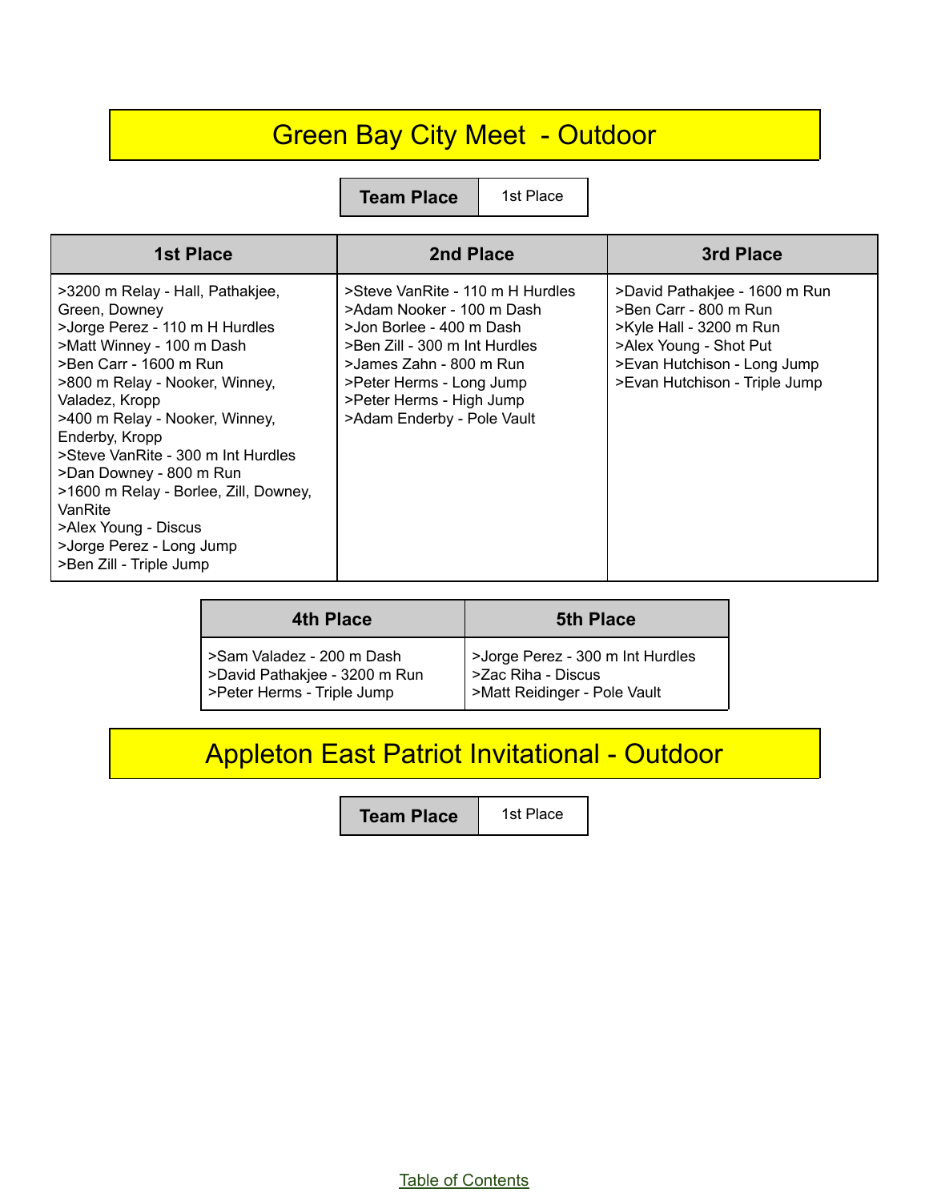# Green Bay City Meet - Outdoor

| Team Place | 1st Place |
| --- | --- |

| 1st Place | 2nd Place | 3rd Place |
| --- | --- | --- |
| >3200 m Relay - Hall, Pathakjee, Green, Downey<br>>Jorge Perez - 110 m H Hurdles<br>>Matt Winney - 100 m Dash<br>>Ben Carr - 1600 m Run<br>>800 m Relay - Nooker, Winney, Valadez, Kropp<br>>400 m Relay - Nooker, Winney, Enderby, Kropp<br>>Steve VanRite - 300 m Int Hurdles<br>>Dan Downey - 800 m Run<br>>1600 m Relay - Borlee, Zill, Downey, VanRite<br>>Alex Young - Discus<br>>Jorge Perez - Long Jump<br>>Ben Zill - Triple Jump | >Steve VanRite - 110 m H Hurdles<br>>Adam Nooker - 100 m Dash<br>>Jon Borlee - 400 m Dash<br>>Ben Zill - 300 m Int Hurdles<br>>James Zahn - 800 m Run<br>>Peter Herms - Long Jump<br>>Peter Herms - High Jump<br>>Adam Enderby - Pole Vault | >David Pathakjee - 1600 m Run<br>>Ben Carr - 800 m Run<br>>Kyle Hall - 3200 m Run<br>>Alex Young - Shot Put<br>>Evan Hutchison - Long Jump<br>>Evan Hutchison - Triple Jump |

| 4th Place | 5th Place |
| --- | --- |
| >Sam Valadez - 200 m Dash<br>>David Pathakjee - 3200 m Run<br>>Peter Herms - Triple Jump | >Jorge Perez - 300 m Int Hurdles<br>>Zac Riha - Discus<br>>Matt Reidinger - Pole Vault |

# Appleton East Patriot Invitational - Outdoor

| Team Place | 1st Place |
| --- | --- |

Table of Contents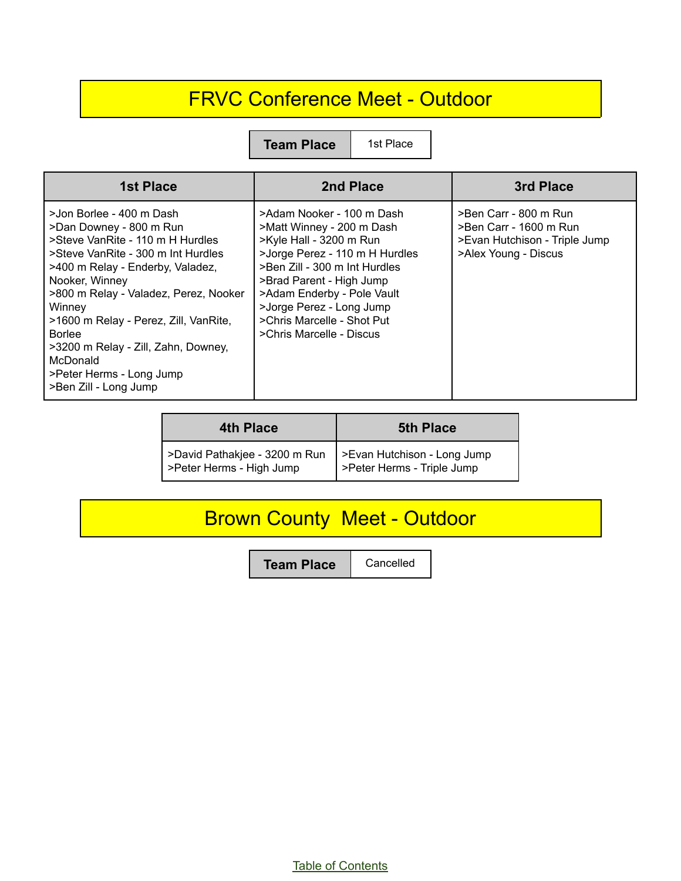# FRVC Conference Meet - Outdoor

| Team Place | 1st Place |
|---|---|

| 1st Place | 2nd Place | 3rd Place |
|---|---|---|
| >Jon Borlee - 400 m Dash<br>>Dan Downey - 800 m Run<br>>Steve VanRite - 110 m H Hurdles<br>>Steve VanRite - 300 m Int Hurdles<br>>400 m Relay - Enderby, Valadez, Nooker, Winney<br>>800 m Relay - Valadez, Perez, Nooker Winney<br>>1600 m Relay - Perez, Zill, VanRite, Borlee<br>>3200 m Relay - Zill, Zahn, Downey, McDonald<br>>Peter Herms - Long Jump<br>>Ben Zill - Long Jump | >Adam Nooker - 100 m Dash<br>>Matt Winney - 200 m Dash<br>>Kyle Hall - 3200 m Run<br>>Jorge Perez - 110 m H Hurdles<br>>Ben Zill - 300 m Int Hurdles<br>>Brad Parent - High Jump<br>>Adam Enderby - Pole Vault<br>>Jorge Perez - Long Jump<br>>Chris Marcelle - Shot Put<br>>Chris Marcelle - Discus | >Ben Carr - 800 m Run<br>>Ben Carr - 1600 m Run<br>>Evan Hutchison - Triple Jump<br>>Alex Young - Discus |

| 4th Place | 5th Place |
|---|---|
| >David Pathakjee - 3200 m Run<br>>Peter Herms - High Jump | >Evan Hutchison - Long Jump<br>>Peter Herms - Triple Jump |

# Brown County Meet - Outdoor

| Team Place | Cancelled |
|---|---|

Table of Contents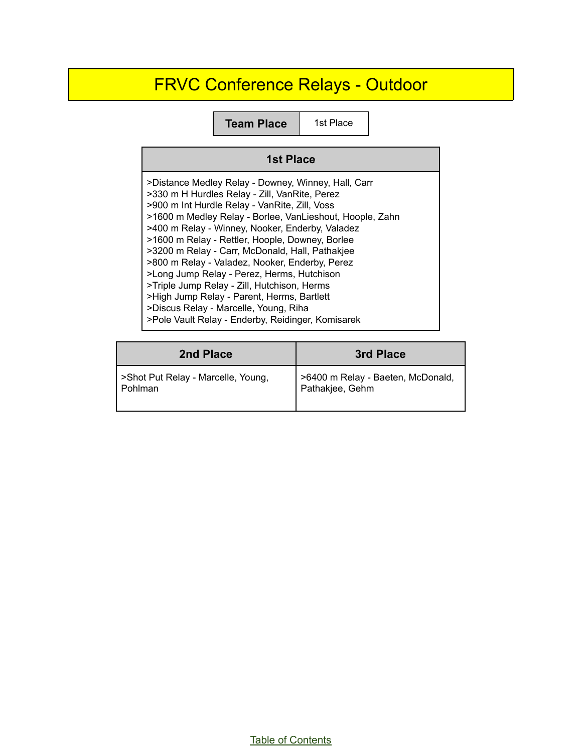# FRVC Conference Relays - Outdoor

| Team Place | 1st Place |
|---|---|

| 1st Place |
|---|
| >Distance Medley Relay - Downey, Winney, Hall, Carr<br>>330 m H Hurdles Relay - Zill, VanRite, Perez<br>>900 m Int Hurdle Relay - VanRite, Zill, Voss<br>>1600 m Medley Relay - Borlee, VanLieshout, Hoople, Zahn<br>>400 m Relay - Winney, Nooker, Enderby, Valadez<br>>1600 m Relay - Rettler, Hoople, Downey, Borlee<br>>3200 m Relay - Carr, McDonald, Hall, Pathakjee<br>>800 m Relay - Valadez, Nooker, Enderby, Perez<br>>Long Jump Relay - Perez, Herms, Hutchison<br>>Triple Jump Relay - Zill, Hutchison, Herms<br>>High Jump Relay - Parent, Herms, Bartlett<br>>Discus Relay - Marcelle, Young, Riha<br>>Pole Vault Relay - Enderby, Reidinger, Komisarek |

| 2nd Place | 3rd Place |
|---|---|
| >Shot Put Relay - Marcelle, Young, Pohlman | >6400 m Relay - Baeten, McDonald, Pathakjee, Gehm |

Table of Contents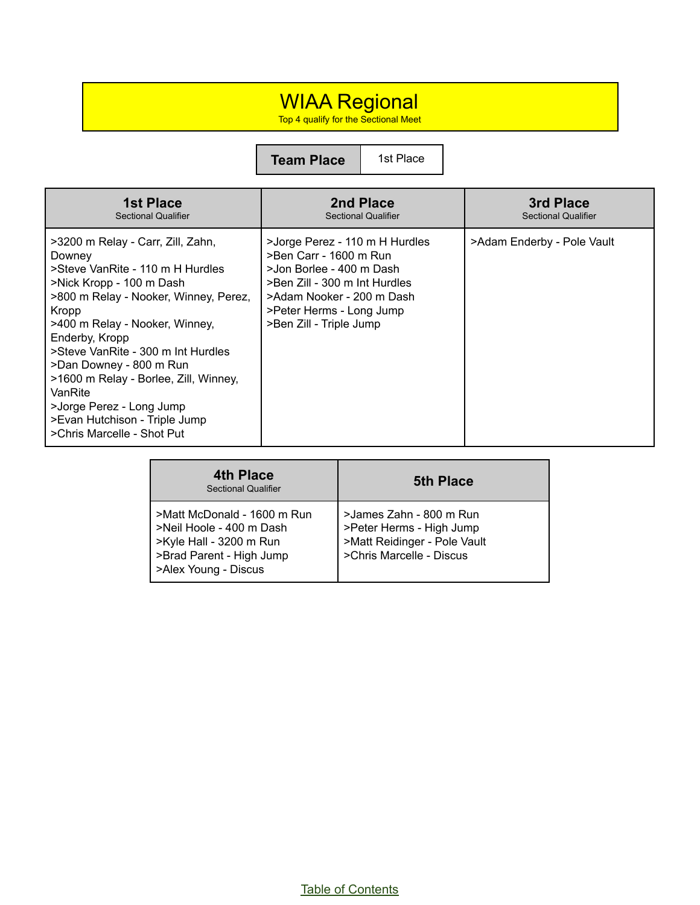# WIAA Regional

Top 4 qualify for the Sectional Meet

| Team Place | 1st Place |
|---|---|

| 1st Place<br>Sectional Qualifier | 2nd Place<br>Sectional Qualifier | 3rd Place<br>Sectional Qualifier |
|---|---|---|
| >3200 m Relay - Carr, Zill, Zahn, Downey<br>>Steve VanRite - 110 m H Hurdles<br>>Nick Kropp - 100 m Dash<br>>800 m Relay - Nooker, Winney, Perez, Kropp<br>>400 m Relay - Nooker, Winney, Enderby, Kropp<br>>Steve VanRite - 300 m Int Hurdles<br>>Dan Downey - 800 m Run<br>>1600 m Relay - Borlee, Zill, Winney, VanRite<br>>Jorge Perez - Long Jump<br>>Evan Hutchison - Triple Jump<br>>Chris Marcelle - Shot Put | >Jorge Perez - 110 m H Hurdles<br>>Ben Carr - 1600 m Run<br>>Jon Borlee - 400 m Dash<br>>Ben Zill - 300 m Int Hurdles<br>>Adam Nooker - 200 m Dash<br>>Peter Herms - Long Jump<br>>Ben Zill - Triple Jump | >Adam Enderby - Pole Vault |

| 4th Place<br>Sectional Qualifier | 5th Place |
|---|---|
| >Matt McDonald - 1600 m Run<br>>Neil Hoole - 400 m Dash<br>>Kyle Hall - 3200 m Run<br>>Brad Parent - High Jump<br>>Alex Young - Discus | >James Zahn - 800 m Run<br>>Peter Herms - High Jump<br>>Matt Reidinger - Pole Vault<br>>Chris Marcelle - Discus |

Table of Contents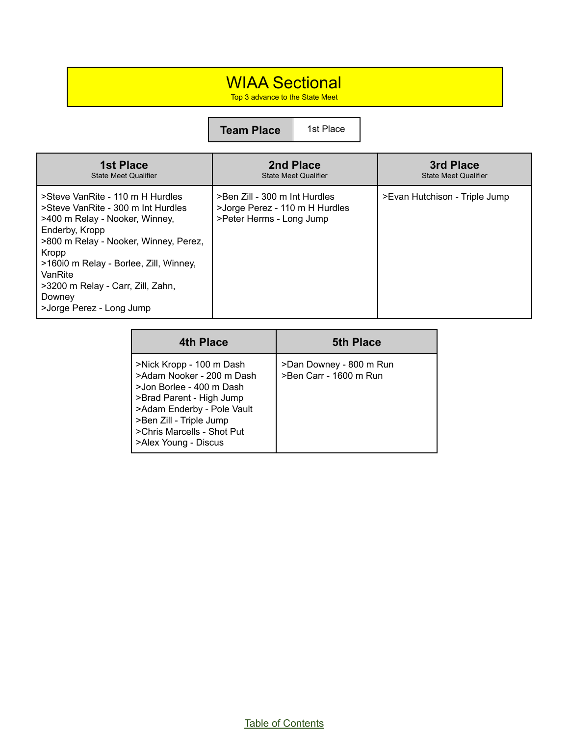# WIAA Sectional

Top 3 advance to the State Meet

| Team Place | 1st Place |
|---|---|

| 1st Place<br>State Meet Qualifier | 2nd Place<br>State Meet Qualifier | 3rd Place<br>State Meet Qualifier |
|---|---|---|
| >Steve VanRite - 110 m H Hurdles<br>>Steve VanRite - 300 m Int Hurdles<br>>400 m Relay - Nooker, Winney, Enderby, Kropp<br>>800 m Relay - Nooker, Winney, Perez, Kropp<br>>160i0 m Relay - Borlee, Zill, Winney, VanRite<br>>3200 m Relay - Carr, Zill, Zahn, Downey<br>>Jorge Perez - Long Jump | >Ben Zill - 300 m Int Hurdles<br>>Jorge Perez - 110 m H Hurdles<br>>Peter Herms - Long Jump | >Evan Hutchison - Triple Jump |

| 4th Place | 5th Place |
|---|---|
| >Nick Kropp - 100 m Dash<br>>Adam Nooker - 200 m Dash<br>>Jon Borlee - 400 m Dash<br>>Brad Parent - High Jump<br>>Adam Enderby - Pole Vault<br>>Ben Zill - Triple Jump<br>>Chris Marcells - Shot Put<br>>Alex Young - Discus | >Dan Downey - 800 m Run<br>>Ben Carr - 1600 m Run |

Table of Contents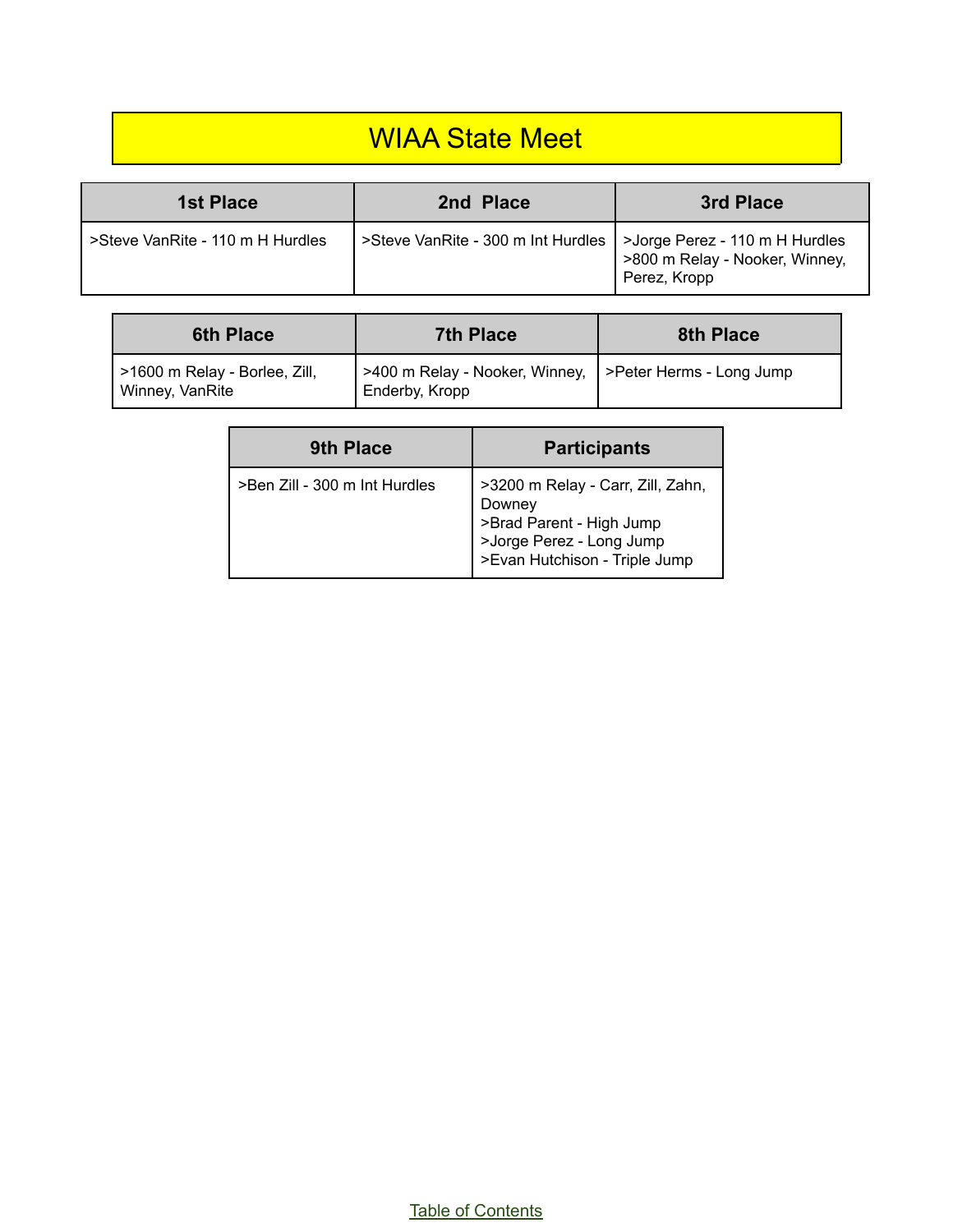# WIAA State Meet

| 1st Place | 2nd Place | 3rd Place |
|---|---|---|
| >Steve VanRite - 110 m H Hurdles | >Steve VanRite - 300 m Int Hurdles | >Jorge Perez - 110 m H Hurdles<br>>800 m Relay - Nooker, Winney, Perez, Kropp |

| 6th Place | 7th Place | 8th Place |
|---|---|---|
| >1600 m Relay - Borlee, Zill, Winney, VanRite | >400 m Relay - Nooker, Winney, Enderby, Kropp | >Peter Herms - Long Jump |

| 9th Place | Participants |
|---|---|
| >Ben Zill - 300 m Int Hurdles | >3200 m Relay - Carr, Zill, Zahn, Downey<br>>Brad Parent - High Jump<br>>Jorge Perez - Long Jump<br>>Evan Hutchison - Triple Jump |

Table of Contents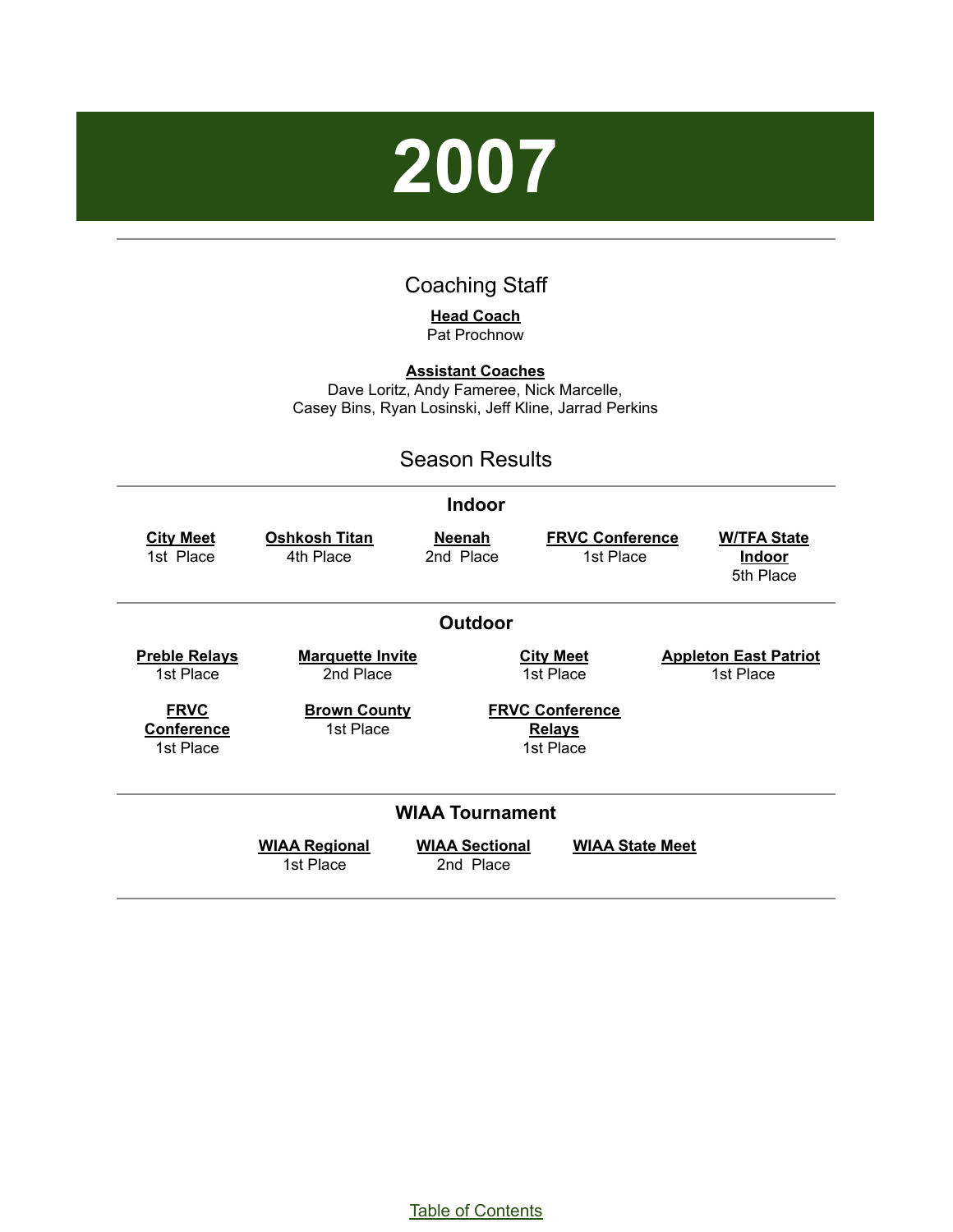# 2007

## Coaching Staff

**Head Coach**
Pat Prochnow

**Assistant Coaches**
Dave Loritz, Andy Fameree, Nick Marcelle, Casey Bins, Ryan Losinski, Jeff Kline, Jarrad Perkins

## Season Results

### Indoor

| City Meet | Oshkosh Titan | Neenah | FRVC Conference | W/TFA State Indoor |
|---|---|---|---|---|
| 1st Place | 4th Place | 2nd Place | 1st Place | 5th Place |

### Outdoor

| Preble Relays | Marquette Invite | City Meet | Appleton East Patriot |
|---|---|---|---|
| 1st Place | 2nd Place | 1st Place | 1st Place |
| **FRVC Conference** | **Brown County** | **FRVC Conference Relays** | |
| 1st Place | 1st Place | 1st Place | |

### WIAA Tournament

| WIAA Regional | WIAA Sectional | WIAA State Meet |
|---|---|---|
| 1st Place | 2nd Place | |

Table of Contents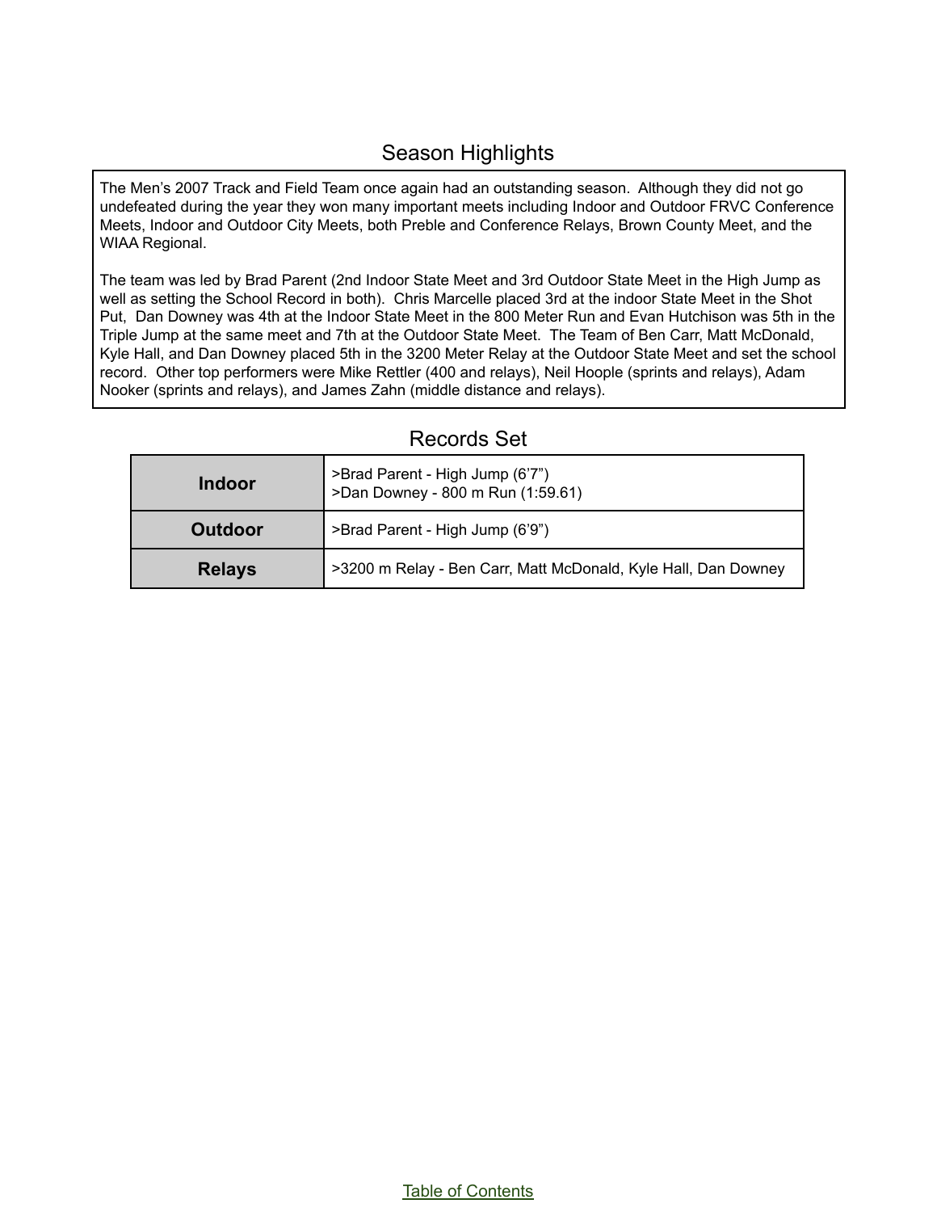## Season Highlights

The Men's 2007 Track and Field Team once again had an outstanding season. Although they did not go undefeated during the year they won many important meets including Indoor and Outdoor FRVC Conference Meets, Indoor and Outdoor City Meets, both Preble and Conference Relays, Brown County Meet, and the WIAA Regional.

The team was led by Brad Parent (2nd Indoor State Meet and 3rd Outdoor State Meet in the High Jump as well as setting the School Record in both). Chris Marcelle placed 3rd at the indoor State Meet in the Shot Put, Dan Downey was 4th at the Indoor State Meet in the 800 Meter Run and Evan Hutchison was 5th in the Triple Jump at the same meet and 7th at the Outdoor State Meet. The Team of Ben Carr, Matt McDonald, Kyle Hall, and Dan Downey placed 5th in the 3200 Meter Relay at the Outdoor State Meet and set the school record. Other top performers were Mike Rettler (400 and relays), Neil Hoople (sprints and relays), Adam Nooker (sprints and relays), and James Zahn (middle distance and relays).

## Records Set

| | |
|---|---|
| **Indoor** | >Brad Parent - High Jump (6'7")<br>>Dan Downey - 800 m Run (1:59.61) |
| **Outdoor** | >Brad Parent - High Jump (6'9") |
| **Relays** | >3200 m Relay - Ben Carr, Matt McDonald, Kyle Hall, Dan Downey |

Table of Contents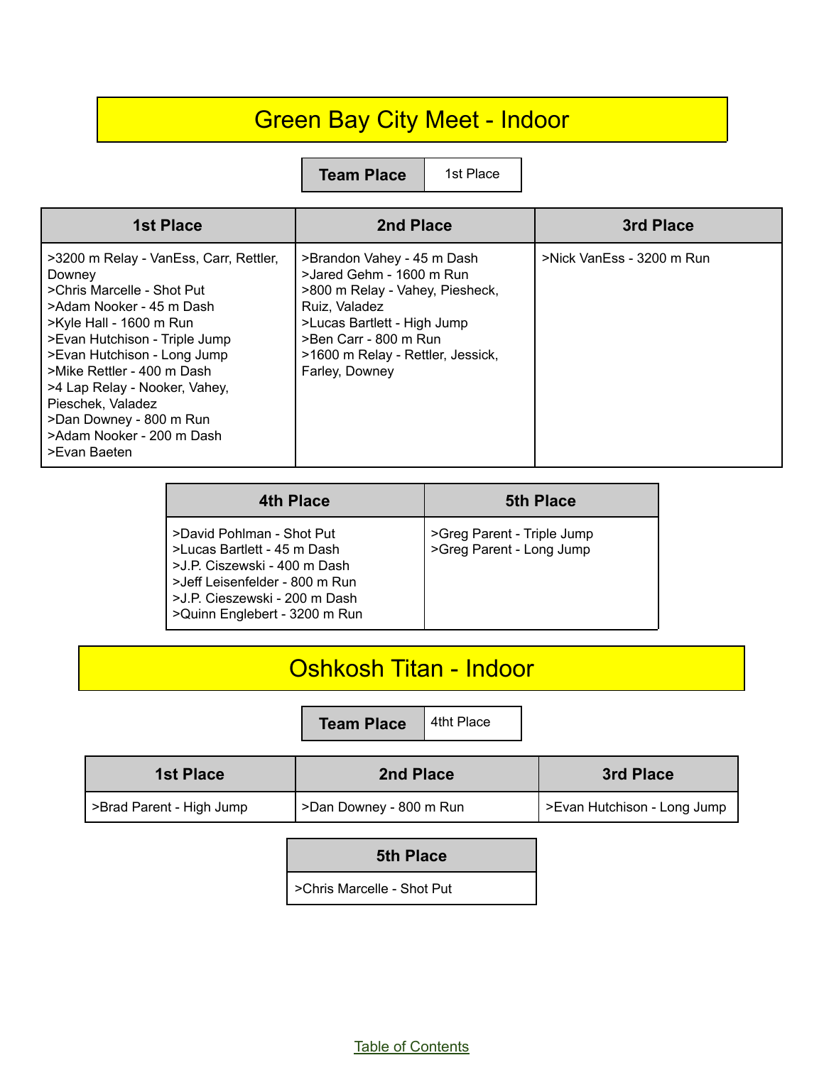# Green Bay City Meet - Indoor

| Team Place | 1st Place |
| --- | --- |

| 1st Place | 2nd Place | 3rd Place |
| --- | --- | --- |
| >3200 m Relay - VanEss, Carr, Rettler, Downey<br>>Chris Marcelle - Shot Put<br>>Adam Nooker - 45 m Dash<br>>Kyle Hall - 1600 m Run<br>>Evan Hutchison - Triple Jump<br>>Evan Hutchison - Long Jump<br>>Mike Rettler - 400 m Dash<br>>4 Lap Relay - Nooker, Vahey, Pieschek, Valadez<br>>Dan Downey - 800 m Run<br>>Adam Nooker - 200 m Dash<br>>Evan Baeten | >Brandon Vahey - 45 m Dash<br>>Jared Gehm - 1600 m Run<br>>800 m Relay - Vahey, Piesheck, Ruiz, Valadez<br>>Lucas Bartlett - High Jump<br>>Ben Carr - 800 m Run<br>>1600 m Relay - Rettler, Jessick, Farley, Downey | >Nick VanEss - 3200 m Run |

| 4th Place | 5th Place |
| --- | --- |
| >David Pohlman - Shot Put<br>>Lucas Bartlett - 45 m Dash<br>>J.P. Ciszewski - 400 m Dash<br>>Jeff Leisenfelder - 800 m Run<br>>J.P. Cieszewski - 200 m Dash<br>>Quinn Englebert - 3200 m Run | >Greg Parent - Triple Jump<br>>Greg Parent - Long Jump |

# Oshkosh Titan - Indoor

| Team Place | 4tht Place |
| --- | --- |

| 1st Place | 2nd Place | 3rd Place |
| --- | --- | --- |
| >Brad Parent - High Jump | >Dan Downey - 800 m Run | >Evan Hutchison - Long Jump |

| 5th Place |
| --- |
| >Chris Marcelle - Shot Put |

Table of Contents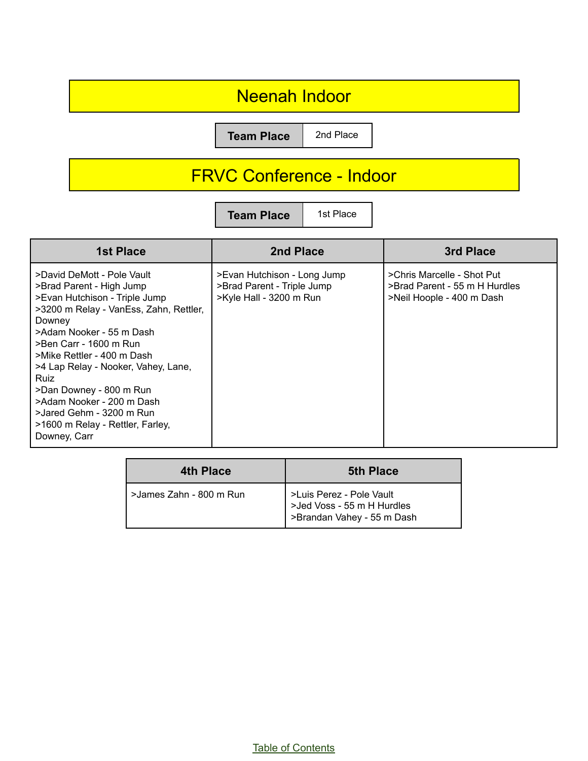# Neenah Indoor

| Team Place | 2nd Place |
|---|---|

# FRVC Conference - Indoor

| Team Place | 1st Place |
|---|---|

| 1st Place | 2nd Place | 3rd Place |
|---|---|---|
| >David DeMott - Pole Vault<br>>Brad Parent - High Jump<br>>Evan Hutchison - Triple Jump<br>>3200 m Relay - VanEss, Zahn, Rettler, Downey<br>>Adam Nooker - 55 m Dash<br>>Ben Carr - 1600 m Run<br>>Mike Rettler - 400 m Dash<br>>4 Lap Relay - Nooker, Vahey, Lane, Ruiz<br>>Dan Downey - 800 m Run<br>>Adam Nooker - 200 m Dash<br>>Jared Gehm - 3200 m Run<br>>1600 m Relay - Rettler, Farley, Downey, Carr | >Evan Hutchison - Long Jump<br>>Brad Parent - Triple Jump<br>>Kyle Hall - 3200 m Run | >Chris Marcelle - Shot Put<br>>Brad Parent - 55 m H Hurdles<br>>Neil Hoople - 400 m Dash |

| 4th Place | 5th Place |
|---|---|
| >James Zahn - 800 m Run | >Luis Perez - Pole Vault<br>>Jed Voss - 55 m H Hurdles<br>>Brandan Vahey - 55 m Dash |

Table of Contents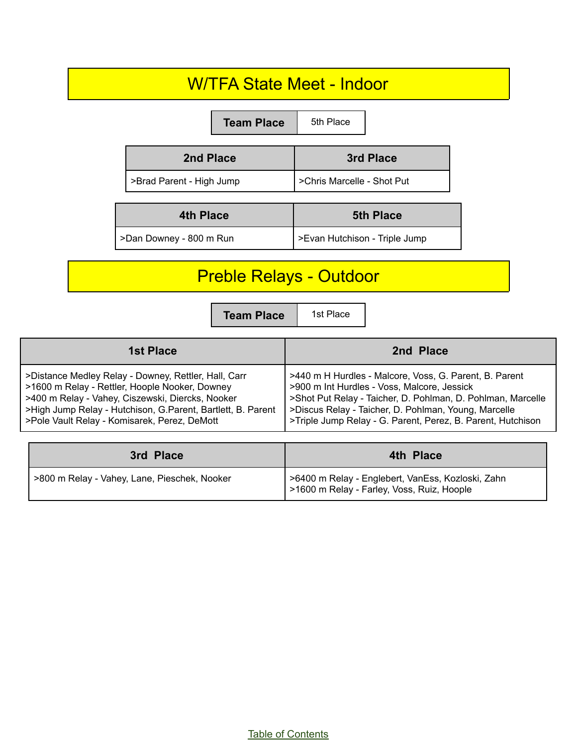# W/TFA State Meet - Indoor

| Team Place | 5th Place |
|---|---|

| 2nd Place | 3rd Place |
|---|---|
| >Brad Parent - High Jump | >Chris Marcelle - Shot Put |

| 4th Place | 5th Place |
|---|---|
| >Dan Downey - 800 m Run | >Evan Hutchison - Triple Jump |

# Preble Relays - Outdoor

| Team Place | 1st Place |
|---|---|

| 1st Place | 2nd Place |
|---|---|
| >Distance Medley Relay - Downey, Rettler, Hall, Carr<br>>1600 m Relay - Rettler, Hoople Nooker, Downey<br>>400 m Relay - Vahey, Ciszewski, Diercks, Nooker<br>>High Jump Relay - Hutchison, G.Parent, Bartlett, B. Parent<br>>Pole Vault Relay - Komisarek, Perez, DeMott | >440 m H Hurdles - Malcore, Voss, G. Parent, B. Parent<br>>900 m Int Hurdles - Voss, Malcore, Jessick<br>>Shot Put Relay - Taicher, D. Pohlman, D. Pohlman, Marcelle<br>>Discus Relay - Taicher, D. Pohlman, Young, Marcelle<br>>Triple Jump Relay - G. Parent, Perez, B. Parent, Hutchison |

| 3rd Place | 4th Place |
|---|---|
| >800 m Relay - Vahey, Lane, Pieschek, Nooker | >6400 m Relay - Englebert, VanEss, Kozloski, Zahn<br>>1600 m Relay - Farley, Voss, Ruiz, Hoople |

Table of Contents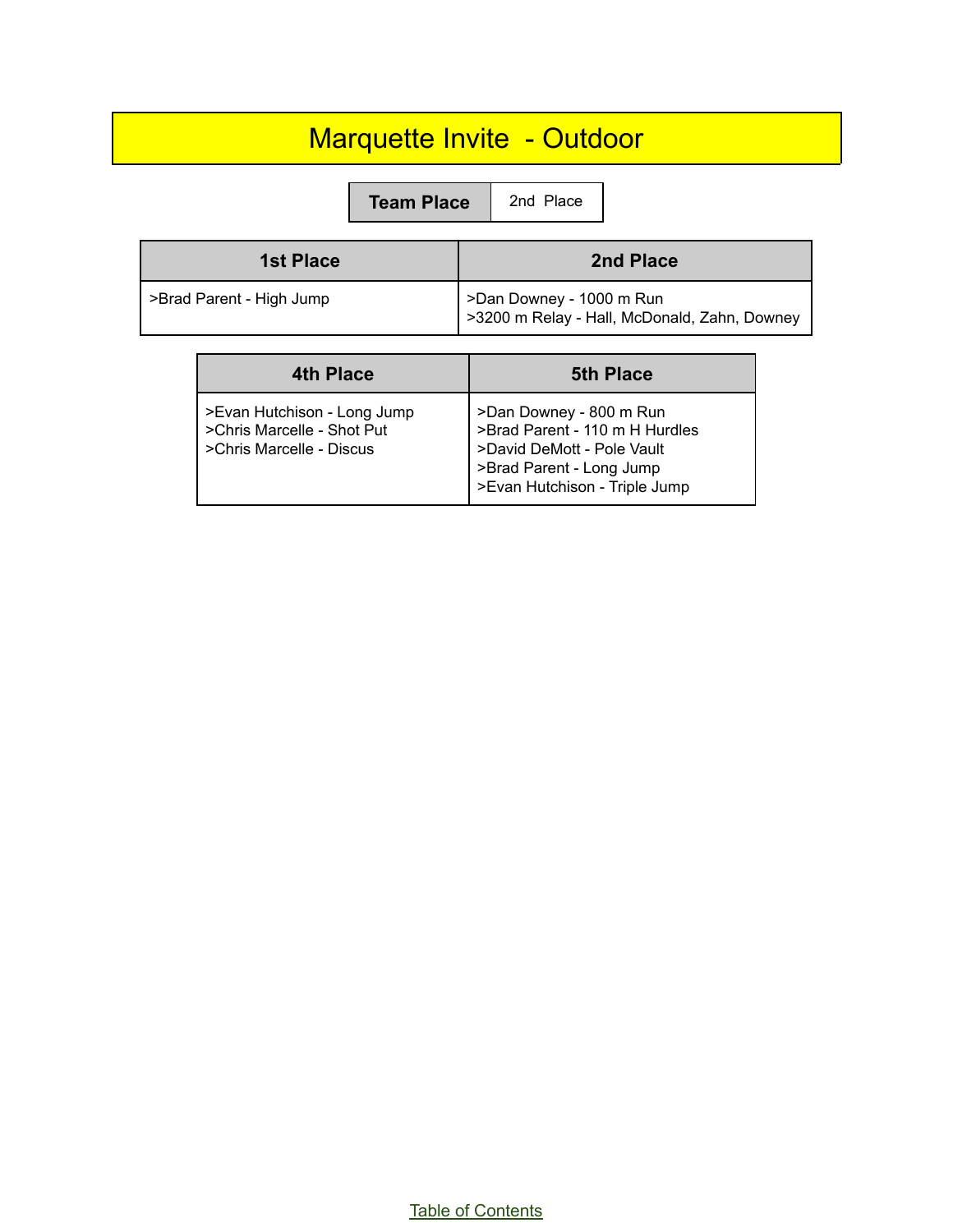# Marquette Invite - Outdoor

| Team Place | 2nd Place |
|---|---|

| 1st Place | 2nd Place |
|---|---|
| >Brad Parent - High Jump | >Dan Downey - 1000 m Run<br>>3200 m Relay - Hall, McDonald, Zahn, Downey |

| 4th Place | 5th Place |
|---|---|
| >Evan Hutchison - Long Jump<br>>Chris Marcelle - Shot Put<br>>Chris Marcelle - Discus | >Dan Downey - 800 m Run<br>>Brad Parent - 110 m H Hurdles<br>>David DeMott - Pole Vault<br>>Brad Parent - Long Jump<br>>Evan Hutchison - Triple Jump |

Table of Contents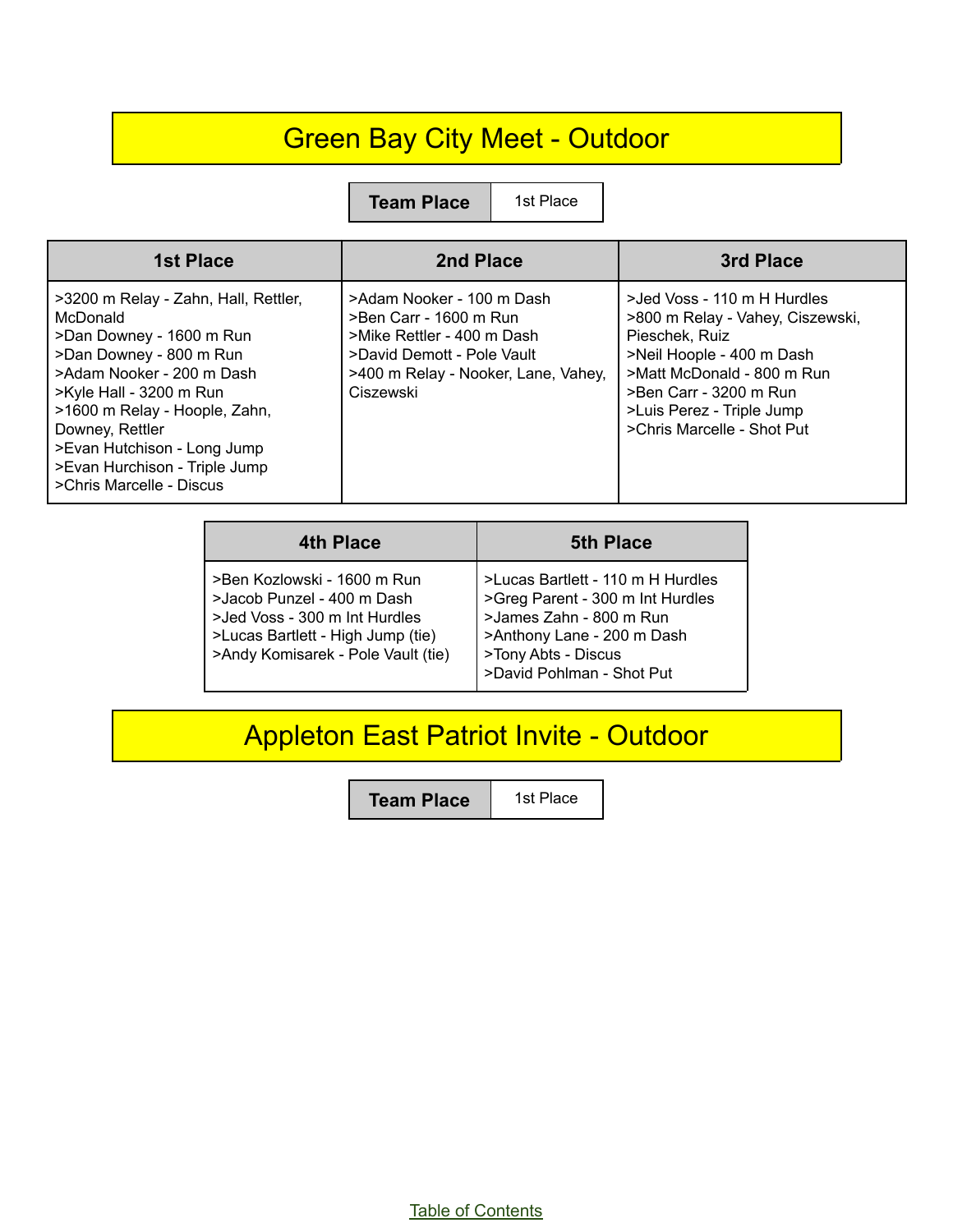## Green Bay City Meet - Outdoor

| Team Place | 1st Place |
|---|---|

| 1st Place | 2nd Place | 3rd Place |
|---|---|---|
| >3200 m Relay - Zahn, Hall, Rettler, McDonald<br>>Dan Downey - 1600 m Run<br>>Dan Downey - 800 m Run<br>>Adam Nooker - 200 m Dash<br>>Kyle Hall - 3200 m Run<br>>1600 m Relay - Hoople, Zahn, Downey, Rettler<br>>Evan Hutchison - Long Jump<br>>Evan Hurchison - Triple Jump<br>>Chris Marcelle - Discus | >Adam Nooker - 100 m Dash<br>>Ben Carr - 1600 m Run<br>>Mike Rettler - 400 m Dash<br>>David Demott - Pole Vault<br>>400 m Relay - Nooker, Lane, Vahey, Ciszewski | >Jed Voss - 110 m H Hurdles<br>>800 m Relay - Vahey, Ciszewski, Pieschek, Ruiz<br>>Neil Hoople - 400 m Dash<br>>Matt McDonald - 800 m Run<br>>Ben Carr - 3200 m Run<br>>Luis Perez - Triple Jump<br>>Chris Marcelle - Shot Put |

| 4th Place | 5th Place |
|---|---|
| >Ben Kozlowski - 1600 m Run<br>>Jacob Punzel - 400 m Dash<br>>Jed Voss - 300 m Int Hurdles<br>>Lucas Bartlett - High Jump (tie)<br>>Andy Komisarek - Pole Vault (tie) | >Lucas Bartlett - 110 m H Hurdles<br>>Greg Parent - 300 m Int Hurdles<br>>James Zahn - 800 m Run<br>>Anthony Lane - 200 m Dash<br>>Tony Abts - Discus<br>>David Pohlman - Shot Put |

## Appleton East Patriot Invite - Outdoor

| Team Place | 1st Place |
|---|---|

Table of Contents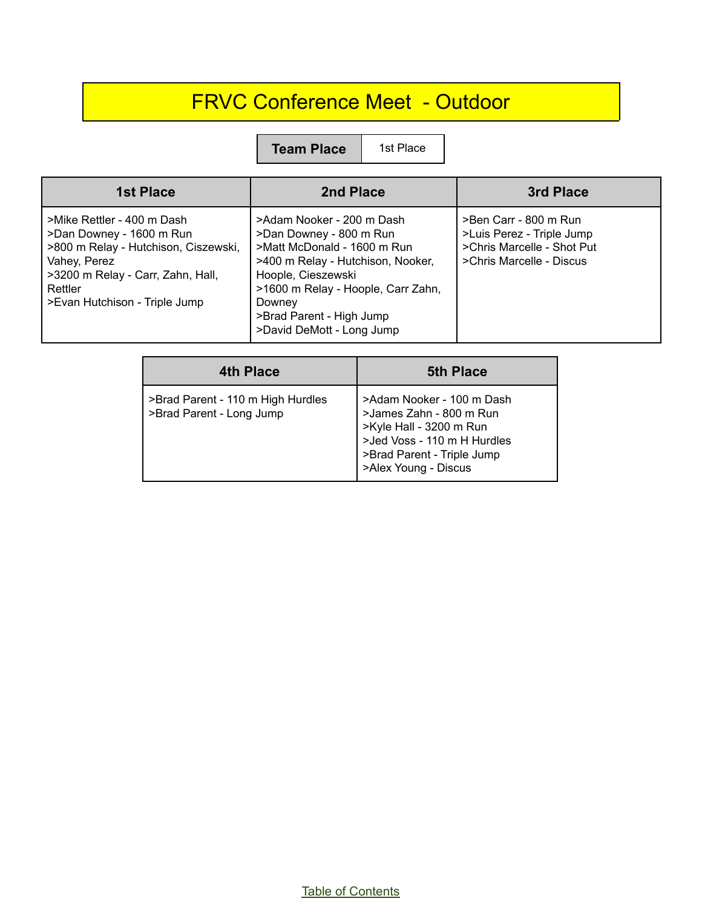# FRVC Conference Meet - Outdoor

| Team Place | 1st Place |
|---|---|

| 1st Place | 2nd Place | 3rd Place |
|---|---|---|
| >Mike Rettler - 400 m Dash<br>>Dan Downey - 1600 m Run<br>>800 m Relay - Hutchison, Ciszewski, Vahey, Perez<br>>3200 m Relay - Carr, Zahn, Hall, Rettler<br>>Evan Hutchison - Triple Jump | >Adam Nooker - 200 m Dash<br>>Dan Downey - 800 m Run<br>>Matt McDonald - 1600 m Run<br>>400 m Relay - Hutchison, Nooker, Hoople, Cieszewski<br>>1600 m Relay - Hoople, Carr Zahn, Downey<br>>Brad Parent - High Jump<br>>David DeMott - Long Jump | >Ben Carr - 800 m Run<br>>Luis Perez - Triple Jump<br>>Chris Marcelle - Shot Put<br>>Chris Marcelle - Discus |

| 4th Place | 5th Place |
|---|---|
| >Brad Parent - 110 m High Hurdles<br>>Brad Parent - Long Jump | >Adam Nooker - 100 m Dash<br>>James Zahn - 800 m Run<br>>Kyle Hall - 3200 m Run<br>>Jed Voss - 110 m H Hurdles<br>>Brad Parent - Triple Jump<br>>Alex Young - Discus |

Table of Contents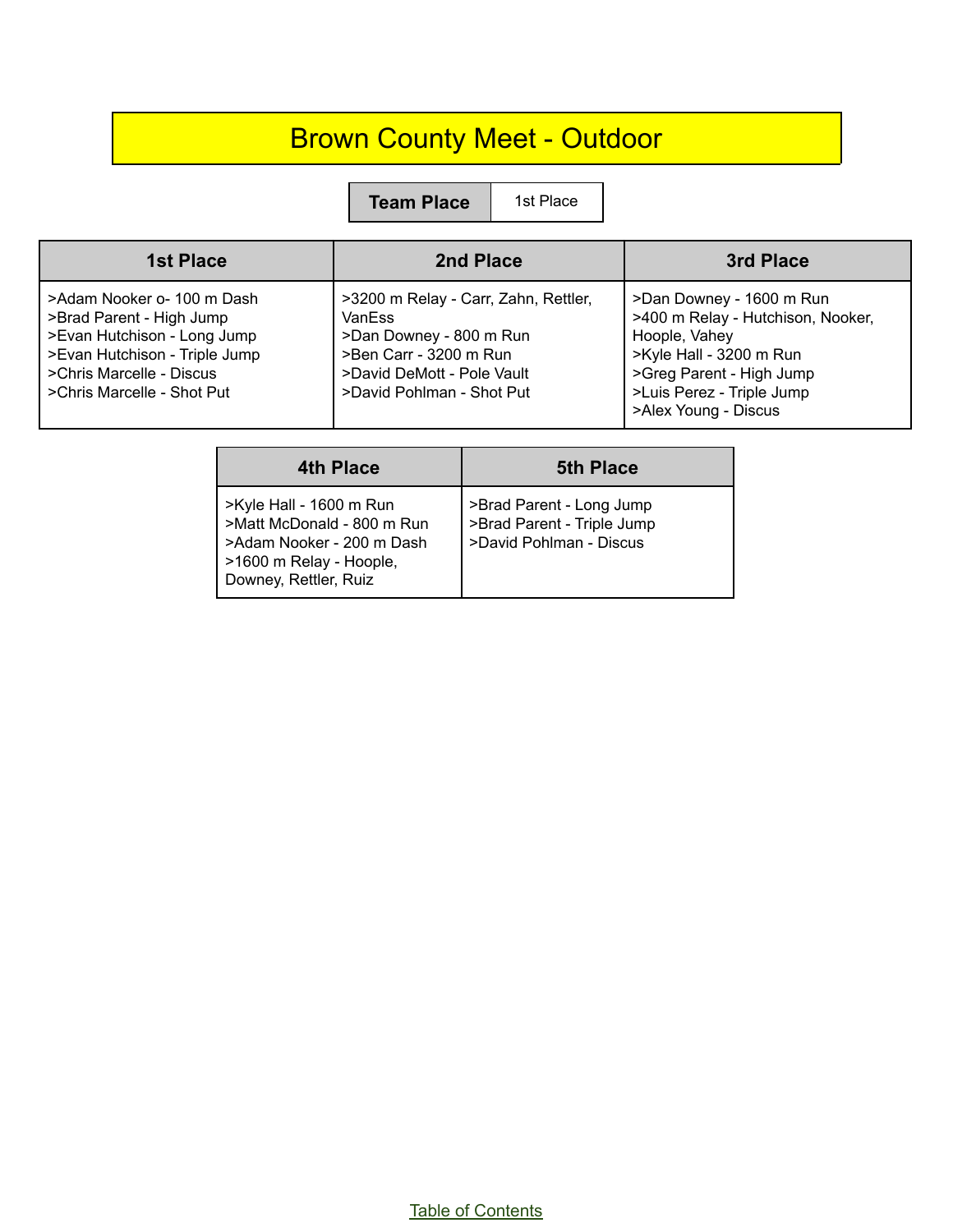# Brown County Meet - Outdoor

| Team Place | 1st Place |
|---|---|

| 1st Place | 2nd Place | 3rd Place |
|---|---|---|
| >Adam Nooker o- 100 m Dash<br>>Brad Parent - High Jump<br>>Evan Hutchison - Long Jump<br>>Evan Hutchison - Triple Jump<br>>Chris Marcelle - Discus<br>>Chris Marcelle - Shot Put | >3200 m Relay - Carr, Zahn, Rettler, VanEss<br>>Dan Downey - 800 m Run<br>>Ben Carr - 3200 m Run<br>>David DeMott - Pole Vault<br>>David Pohlman - Shot Put | >Dan Downey - 1600 m Run<br>>400 m Relay - Hutchison, Nooker, Hoople, Vahey<br>>Kyle Hall - 3200 m Run<br>>Greg Parent - High Jump<br>>Luis Perez - Triple Jump<br>>Alex Young - Discus |

| 4th Place | 5th Place |
|---|---|
| >Kyle Hall - 1600 m Run<br>>Matt McDonald - 800 m Run<br>>Adam Nooker - 200 m Dash<br>>1600 m Relay - Hoople, Downey, Rettler, Ruiz | >Brad Parent - Long Jump<br>>Brad Parent - Triple Jump<br>>David Pohlman - Discus |

Table of Contents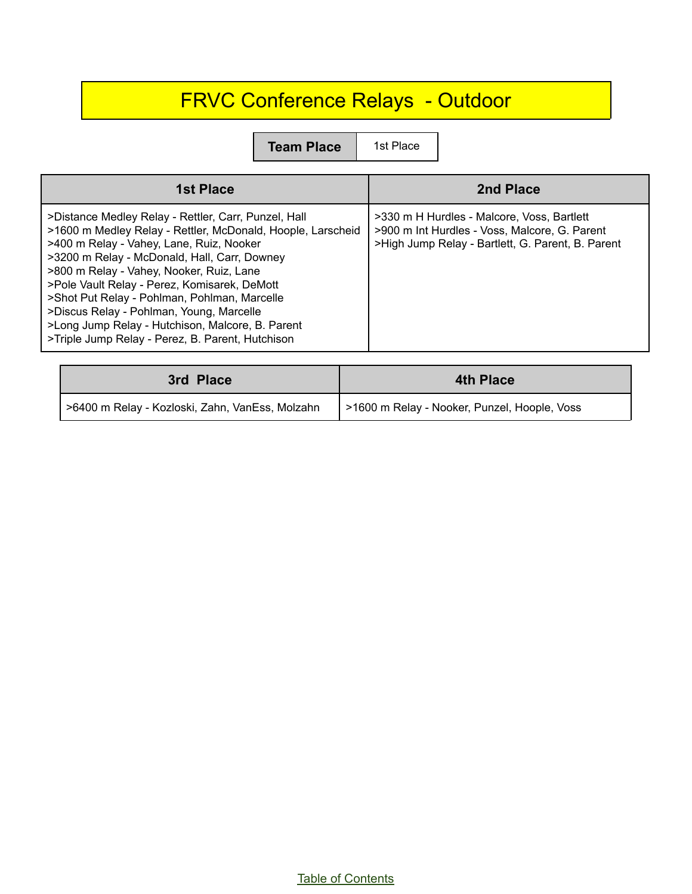# FRVC Conference Relays - Outdoor

| Team Place | 1st Place |
|---|---|

| 1st Place | 2nd Place |
|---|---|
| >Distance Medley Relay - Rettler, Carr, Punzel, Hall<br>>1600 m Medley Relay - Rettler, McDonald, Hoople, Larscheid<br>>400 m Relay - Vahey, Lane, Ruiz, Nooker<br>>3200 m Relay - McDonald, Hall, Carr, Downey<br>>800 m Relay - Vahey, Nooker, Ruiz, Lane<br>>Pole Vault Relay - Perez, Komisarek, DeMott<br>>Shot Put Relay - Pohlman, Pohlman, Marcelle<br>>Discus Relay - Pohlman, Young, Marcelle<br>>Long Jump Relay - Hutchison, Malcore, B. Parent<br>>Triple Jump Relay - Perez, B. Parent, Hutchison | >330 m H Hurdles - Malcore, Voss, Bartlett<br>>900 m Int Hurdles - Voss, Malcore, G. Parent<br>>High Jump Relay - Bartlett, G. Parent, B. Parent |

| 3rd Place | 4th Place |
|---|---|
| >6400 m Relay - Kozloski, Zahn, VanEss, Molzahn | >1600 m Relay - Nooker, Punzel, Hoople, Voss |

Table of Contents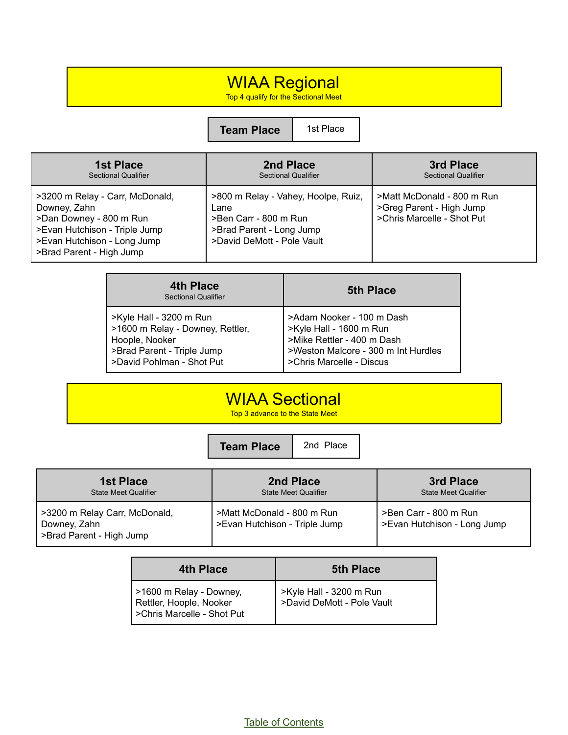# WIAA Regional

Top 4 qualify for the Sectional Meet

| Team Place | 1st Place |
|---|---|

| 1st Place<br>Sectional Qualifier | 2nd Place<br>Sectional Qualifier | 3rd Place<br>Sectional Qualifier |
|---|---|---|
| >3200 m Relay - Carr, McDonald, Downey, Zahn<br>>Dan Downey - 800 m Run<br>>Evan Hutchison - Triple Jump<br>>Evan Hutchison - Long Jump<br>>Brad Parent - High Jump | >800 m Relay - Vahey, Hoolpe, Ruiz, Lane<br>>Ben Carr - 800 m Run<br>>Brad Parent - Long Jump<br>>David DeMott - Pole Vault | >Matt McDonald - 800 m Run<br>>Greg Parent - High Jump<br>>Chris Marcelle - Shot Put |

| 4th Place<br>Sectional Qualifier | 5th Place |
|---|---|
| >Kyle Hall - 3200 m Run<br>>1600 m Relay - Downey, Rettler, Hoople, Nooker<br>>Brad Parent - Triple Jump<br>>David Pohlman - Shot Put | >Adam Nooker - 100 m Dash<br>>Kyle Hall - 1600 m Run<br>>Mike Rettler - 400 m Dash<br>>Weston Malcore - 300 m Int Hurdles<br>>Chris Marcelle - Discus |

# WIAA Sectional

Top 3 advance to the State Meet

| Team Place | 2nd Place |
|---|---|

| 1st Place<br>State Meet Qualifier | 2nd Place<br>State Meet Qualifier | 3rd Place<br>State Meet Qualifier |
|---|---|---|
| >3200 m Relay Carr, McDonald, Downey, Zahn<br>>Brad Parent - High Jump | >Matt McDonald - 800 m Run<br>>Evan Hutchison - Triple Jump | >Ben Carr - 800 m Run<br>>Evan Hutchison - Long Jump |

| 4th Place | 5th Place |
|---|---|
| >1600 m Relay - Downey, Rettler, Hoople, Nooker<br>>Chris Marcelle - Shot Put | >Kyle Hall - 3200 m Run<br>>David DeMott - Pole Vault |

Table of Contents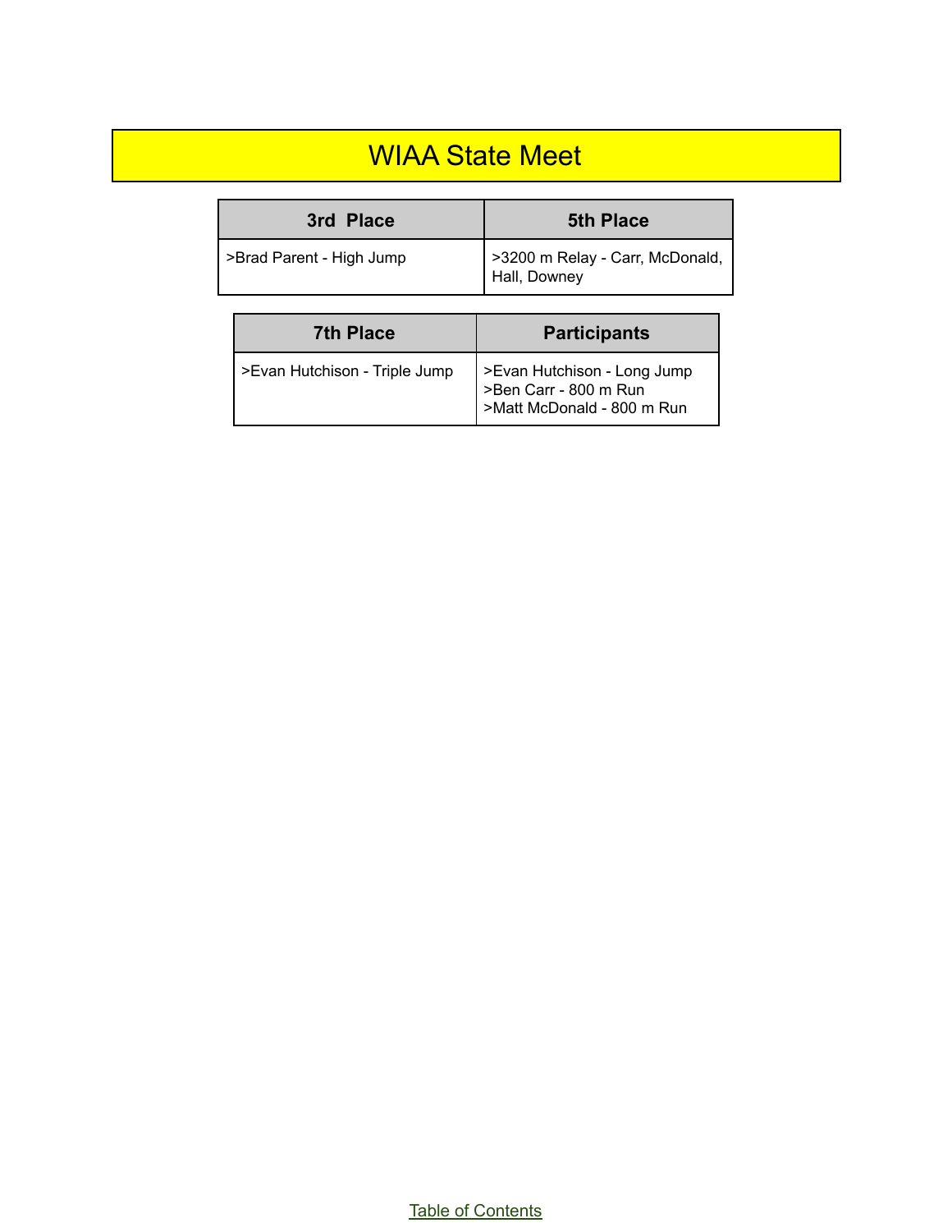# WIAA State Meet

| 3rd Place | 5th Place |
|---|---|
| >Brad Parent - High Jump | >3200 m Relay - Carr, McDonald, Hall, Downey |

| 7th Place | Participants |
|---|---|
| >Evan Hutchison - Triple Jump | >Evan Hutchison - Long Jump<br>>Ben Carr - 800 m Run<br>>Matt McDonald - 800 m Run |

Table of Contents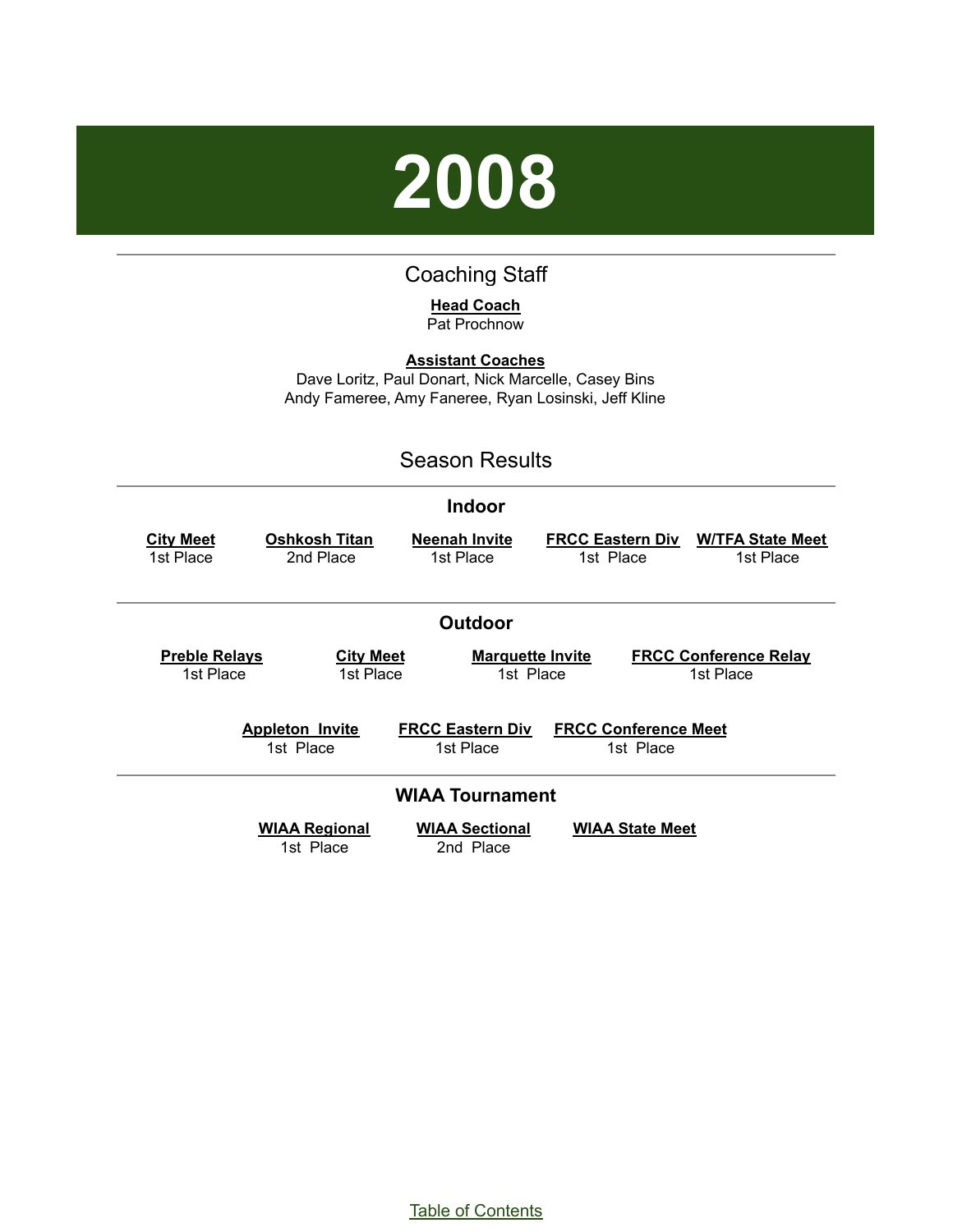# 2008

## Coaching Staff

**Head Coach**
Pat Prochnow

**Assistant Coaches**
Dave Loritz, Paul Donart, Nick Marcelle, Casey Bins
Andy Fameree, Amy Faneree, Ryan Losinski, Jeff Kline

## Season Results

### Indoor

| City Meet | Oshkosh Titan | Neenah Invite | FRCC Eastern Div | W/TFA State Meet |
| --- | --- | --- | --- | --- |
| 1st Place | 2nd Place | 1st Place | 1st Place | 1st Place |

### Outdoor

| Preble Relays | City Meet | Marquette Invite | FRCC Conference Relay |
| --- | --- | --- | --- |
| 1st Place | 1st Place | 1st Place | 1st Place |

| Appleton Invite | FRCC Eastern Div | FRCC Conference Meet |
| --- | --- | --- |
| 1st Place | 1st Place | 1st Place |

### WIAA Tournament

| WIAA Regional | WIAA Sectional | WIAA State Meet |
| --- | --- | --- |
| 1st Place | 2nd Place | |

Table of Contents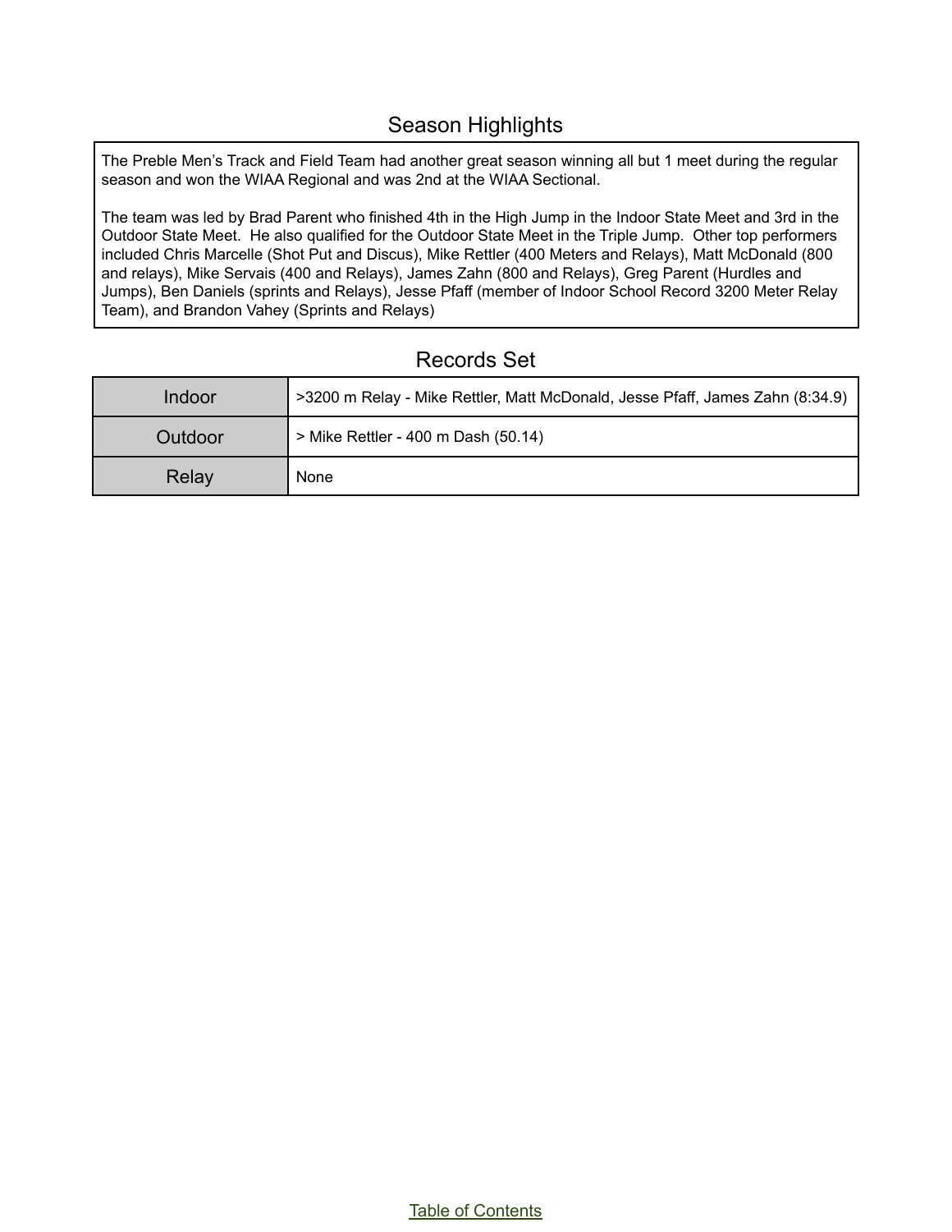## Season Highlights

The Preble Men's Track and Field Team had another great season winning all but 1 meet during the regular season and won the WIAA Regional and was 2nd at the WIAA Sectional.

The team was led by Brad Parent who finished 4th in the High Jump in the Indoor State Meet and 3rd in the Outdoor State Meet. He also qualified for the Outdoor State Meet in the Triple Jump. Other top performers included Chris Marcelle (Shot Put and Discus), Mike Rettler (400 Meters and Relays), Matt McDonald (800 and relays), Mike Servais (400 and Relays), James Zahn (800 and Relays), Greg Parent (Hurdles and Jumps), Ben Daniels (sprints and Relays), Jesse Pfaff (member of Indoor School Record 3200 Meter Relay Team), and Brandon Vahey (Sprints and Relays)

## Records Set

| | |
|---|---|
| Indoor | >3200 m Relay - Mike Rettler, Matt McDonald, Jesse Pfaff, James Zahn (8:34.9) |
| Outdoor | > Mike Rettler - 400 m Dash (50.14) |
| Relay | None |

Table of Contents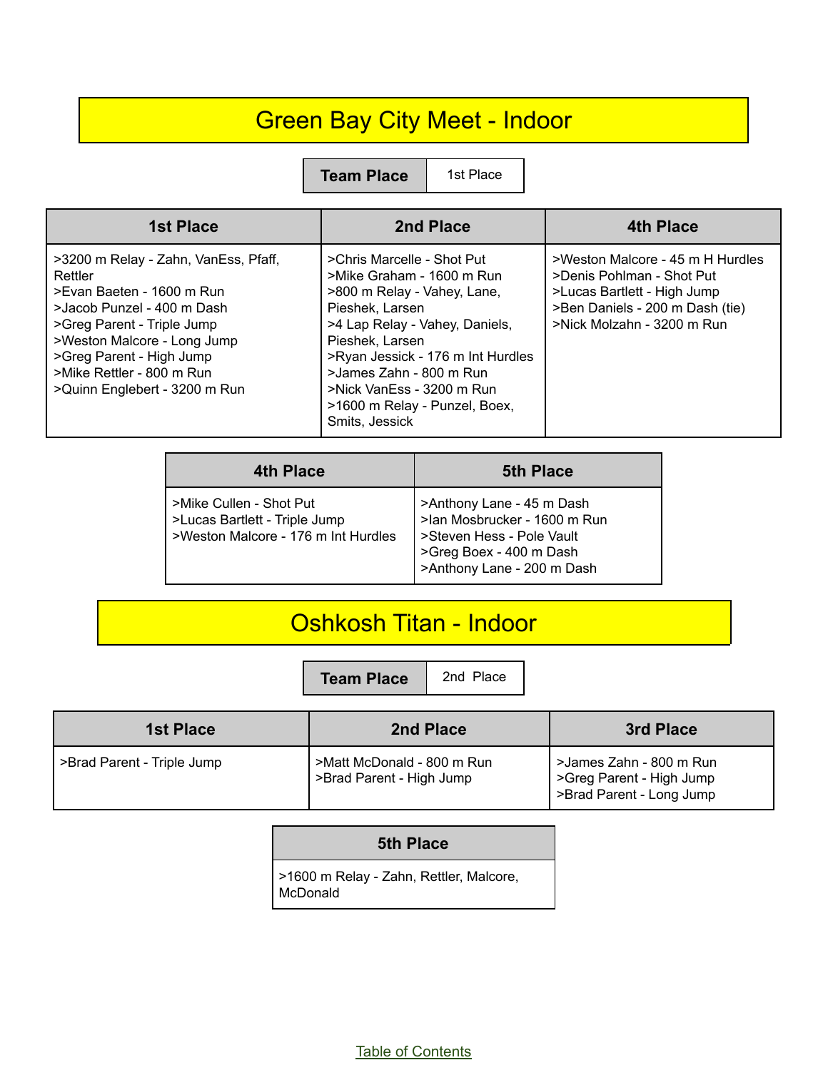# Green Bay City Meet - Indoor

| Team Place | 1st Place |
|---|---|

| 1st Place | 2nd Place | 4th Place |
|---|---|---|
| >3200 m Relay - Zahn, VanEss, Pfaff, Rettler<br>>Evan Baeten - 1600 m Run<br>>Jacob Punzel - 400 m Dash<br>>Greg Parent - Triple Jump<br>>Weston Malcore - Long Jump<br>>Greg Parent - High Jump<br>>Mike Rettler - 800 m Run<br>>Quinn Englebert - 3200 m Run | >Chris Marcelle - Shot Put<br>>Mike Graham - 1600 m Run<br>>800 m Relay - Vahey, Lane, Pieshek, Larsen<br>>4 Lap Relay - Vahey, Daniels, Pieshek, Larsen<br>>Ryan Jessick - 176 m Int Hurdles<br>>James Zahn - 800 m Run<br>>Nick VanEss - 3200 m Run<br>>1600 m Relay - Punzel, Boex, Smits, Jessick | >Weston Malcore - 45 m H Hurdles<br>>Denis Pohlman - Shot Put<br>>Lucas Bartlett - High Jump<br>>Ben Daniels - 200 m Dash (tie)<br>>Nick Molzahn - 3200 m Run |

| 4th Place | 5th Place |
|---|---|
| >Mike Cullen - Shot Put<br>>Lucas Bartlett - Triple Jump<br>>Weston Malcore - 176 m Int Hurdles | >Anthony Lane - 45 m Dash<br>>Ian Mosbrucker - 1600 m Run<br>>Steven Hess - Pole Vault<br>>Greg Boex - 400 m Dash<br>>Anthony Lane - 200 m Dash |

# Oshkosh Titan - Indoor

| Team Place | 2nd Place |
|---|---|

| 1st Place | 2nd Place | 3rd Place |
|---|---|---|
| >Brad Parent - Triple Jump | >Matt McDonald - 800 m Run<br>>Brad Parent - High Jump | >James Zahn - 800 m Run<br>>Greg Parent - High Jump<br>>Brad Parent - Long Jump |

| 5th Place |
|---|
| >1600 m Relay - Zahn, Rettler, Malcore, McDonald |

Table of Contents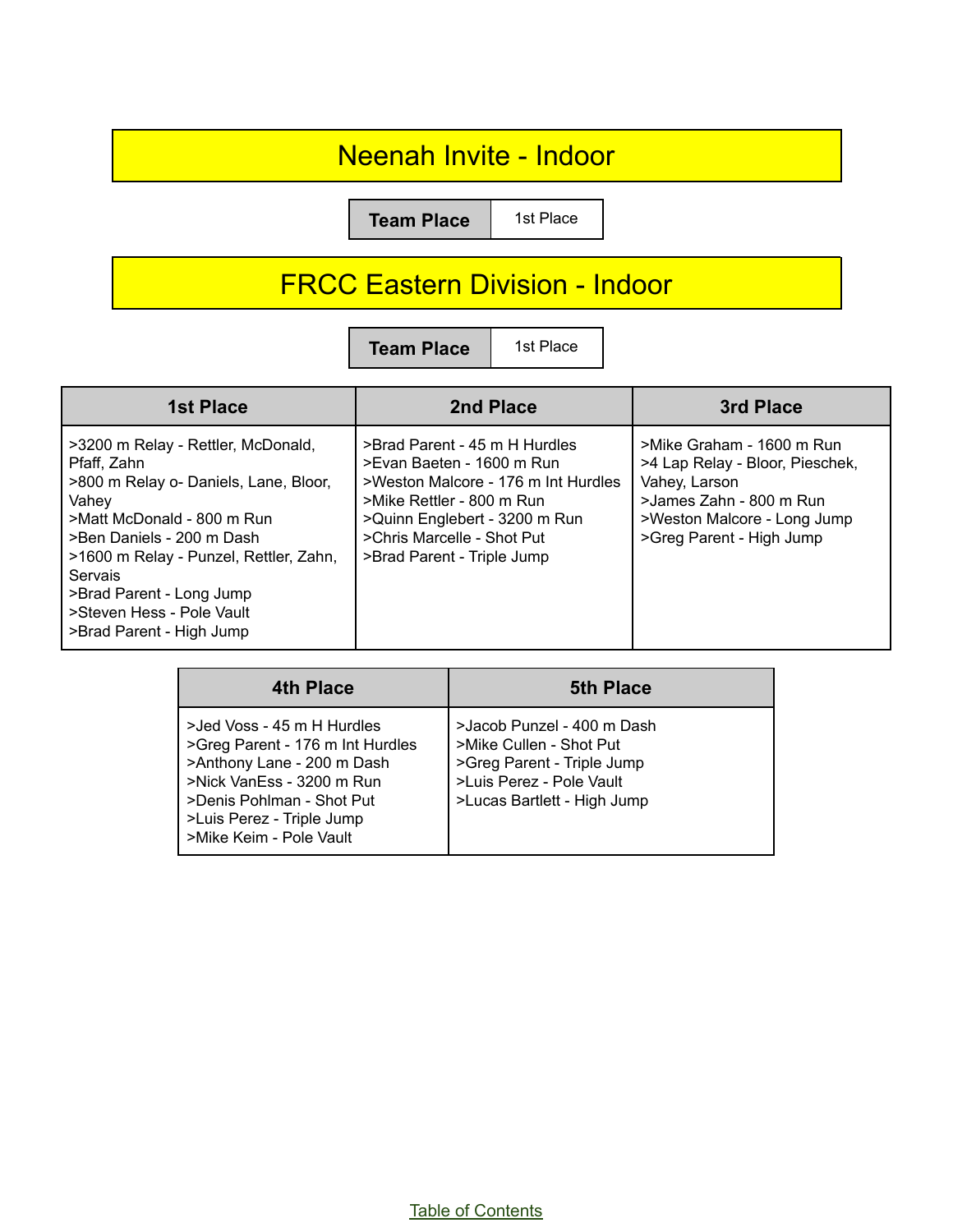# Neenah Invite - Indoor

| Team Place | 1st Place |
|---|---|

# FRCC Eastern Division - Indoor

| Team Place | 1st Place |
|---|---|

| 1st Place | 2nd Place | 3rd Place |
|---|---|---|
| >3200 m Relay - Rettler, McDonald, Pfaff, Zahn<br>>800 m Relay o- Daniels, Lane, Bloor, Vahey<br>>Matt McDonald - 800 m Run<br>>Ben Daniels - 200 m Dash<br>>1600 m Relay - Punzel, Rettler, Zahn, Servais<br>>Brad Parent - Long Jump<br>>Steven Hess - Pole Vault<br>>Brad Parent - High Jump | >Brad Parent - 45 m H Hurdles<br>>Evan Baeten - 1600 m Run<br>>Weston Malcore - 176 m Int Hurdles<br>>Mike Rettler - 800 m Run<br>>Quinn Englebert - 3200 m Run<br>>Chris Marcelle - Shot Put<br>>Brad Parent - Triple Jump | >Mike Graham - 1600 m Run<br>>4 Lap Relay - Bloor, Pieschek, Vahey, Larson<br>>James Zahn - 800 m Run<br>>Weston Malcore - Long Jump<br>>Greg Parent - High Jump |

| 4th Place | 5th Place |
|---|---|
| >Jed Voss - 45 m H Hurdles<br>>Greg Parent - 176 m Int Hurdles<br>>Anthony Lane - 200 m Dash<br>>Nick VanEss - 3200 m Run<br>>Denis Pohlman - Shot Put<br>>Luis Perez - Triple Jump<br>>Mike Keim - Pole Vault | >Jacob Punzel - 400 m Dash<br>>Mike Cullen - Shot Put<br>>Greg Parent - Triple Jump<br>>Luis Perez - Pole Vault<br>>Lucas Bartlett - High Jump |

Table of Contents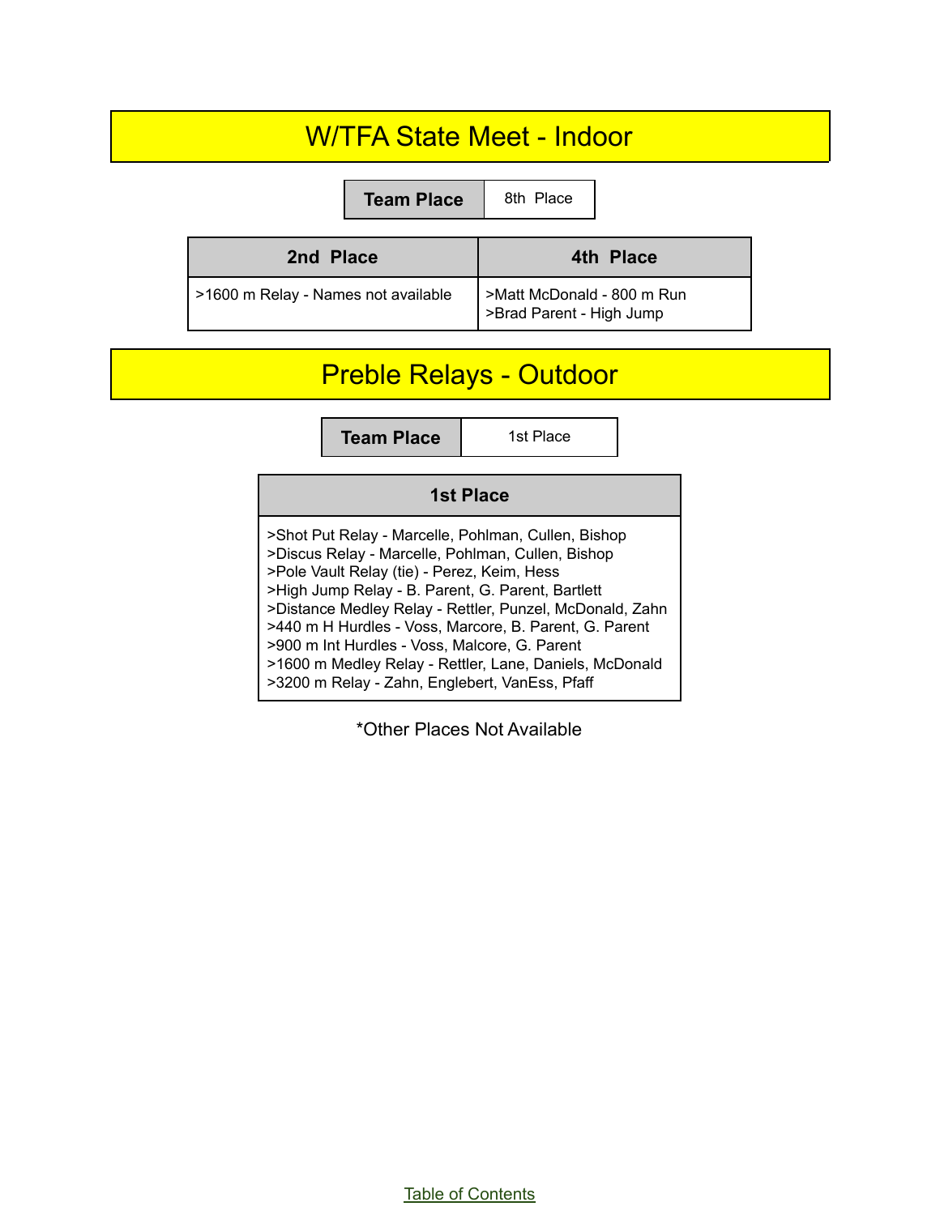# W/TFA State Meet - Indoor

| Team Place | 8th Place |
|---|---|

| 2nd Place | 4th Place |
|---|---|
| >1600 m Relay - Names not available | >Matt McDonald - 800 m Run<br>>Brad Parent - High Jump |

# Preble Relays - Outdoor

| Team Place | 1st Place |
|---|---|

| 1st Place |
|---|
| >Shot Put Relay - Marcelle, Pohlman, Cullen, Bishop<br>>Discus Relay - Marcelle, Pohlman, Cullen, Bishop<br>>Pole Vault Relay (tie) - Perez, Keim, Hess<br>>High Jump Relay - B. Parent, G. Parent, Bartlett<br>>Distance Medley Relay - Rettler, Punzel, McDonald, Zahn<br>>440 m H Hurdles - Voss, Marcore, B. Parent, G. Parent<br>>900 m Int Hurdles - Voss, Malcore, G. Parent<br>>1600 m Medley Relay - Rettler, Lane, Daniels, McDonald<br>>3200 m Relay - Zahn, Englebert, VanEss, Pfaff |

*Other Places Not Available

Table of Contents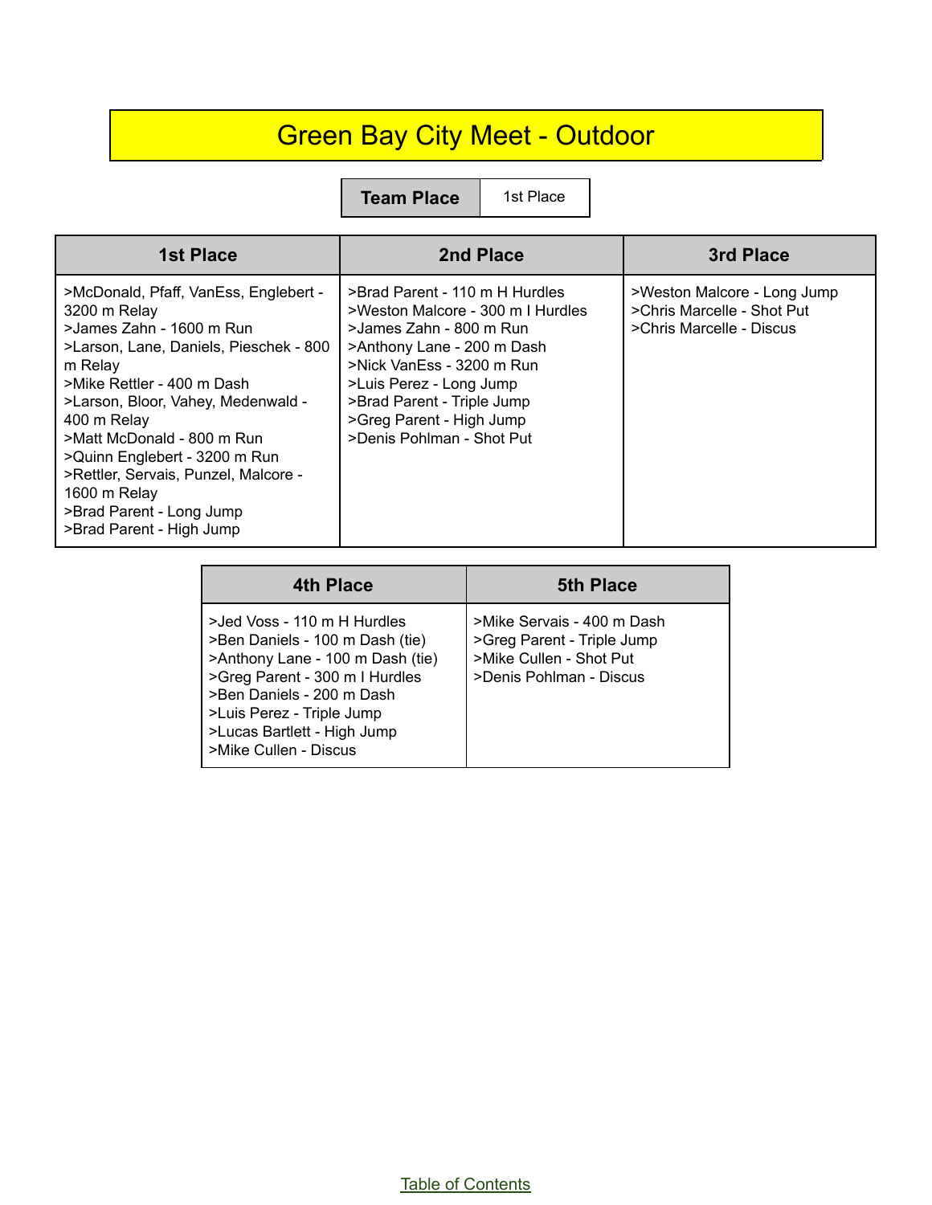# Green Bay City Meet - Outdoor

| Team Place | 1st Place |
|---|---|

| 1st Place | 2nd Place | 3rd Place |
|---|---|---|
| >McDonald, Pfaff, VanEss, Englebert - 3200 m Relay<br>>James Zahn - 1600 m Run<br>>Larson, Lane, Daniels, Pieschek - 800 m Relay<br>>Mike Rettler - 400 m Dash<br>>Larson, Bloor, Vahey, Medenwald - 400 m Relay<br>>Matt McDonald - 800 m Run<br>>Quinn Englebert - 3200 m Run<br>>Rettler, Servais, Punzel, Malcore - 1600 m Relay<br>>Brad Parent - Long Jump<br>>Brad Parent - High Jump | >Brad Parent - 110 m H Hurdles<br>>Weston Malcore - 300 m I Hurdles<br>>James Zahn - 800 m Run<br>>Anthony Lane - 200 m Dash<br>>Nick VanEss - 3200 m Run<br>>Luis Perez - Long Jump<br>>Brad Parent - Triple Jump<br>>Greg Parent - High Jump<br>>Denis Pohlman - Shot Put | >Weston Malcore - Long Jump<br>>Chris Marcelle - Shot Put<br>>Chris Marcelle - Discus |

| 4th Place | 5th Place |
|---|---|
| >Jed Voss - 110 m H Hurdles<br>>Ben Daniels - 100 m Dash (tie)<br>>Anthony Lane - 100 m Dash (tie)<br>>Greg Parent - 300 m I Hurdles<br>>Ben Daniels - 200 m Dash<br>>Luis Perez - Triple Jump<br>>Lucas Bartlett - High Jump<br>>Mike Cullen - Discus | >Mike Servais - 400 m Dash<br>>Greg Parent - Triple Jump<br>>Mike Cullen - Shot Put<br>>Denis Pohlman - Discus |

Table of Contents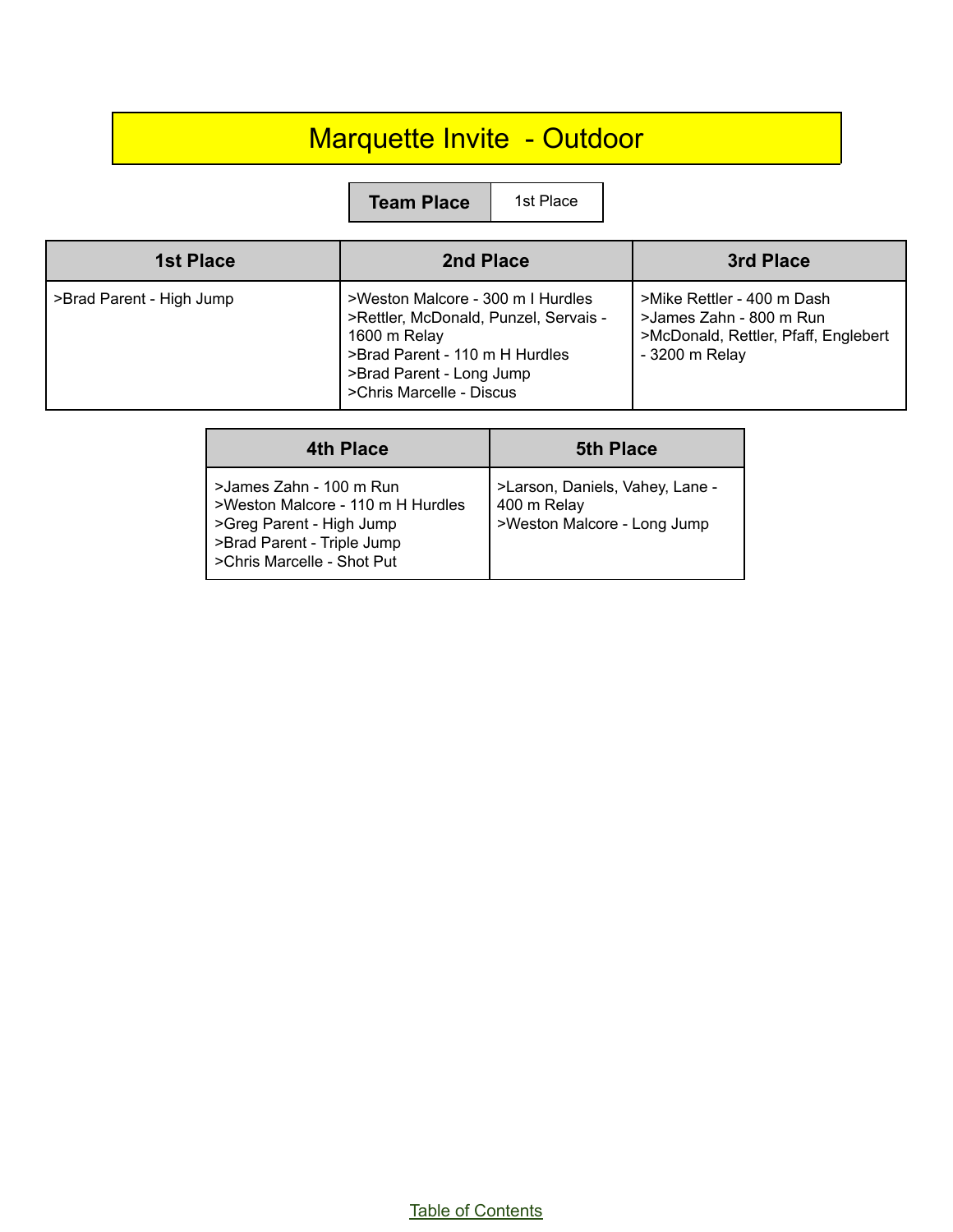# Marquette Invite - Outdoor

| Team Place | 1st Place |
|---|---|

| 1st Place | 2nd Place | 3rd Place |
|---|---|---|
| >Brad Parent - High Jump | >Weston Malcore - 300 m I Hurdles<br>>Rettler, McDonald, Punzel, Servais - 1600 m Relay<br>>Brad Parent - 110 m H Hurdles<br>>Brad Parent - Long Jump<br>>Chris Marcelle - Discus | >Mike Rettler - 400 m Dash<br>>James Zahn - 800 m Run<br>>McDonald, Rettler, Pfaff, Englebert - 3200 m Relay |

| 4th Place | 5th Place |
|---|---|
| >James Zahn - 100 m Run<br>>Weston Malcore - 110 m H Hurdles<br>>Greg Parent - High Jump<br>>Brad Parent - Triple Jump<br>>Chris Marcelle - Shot Put | >Larson, Daniels, Vahey, Lane - 400 m Relay<br>>Weston Malcore - Long Jump |

Table of Contents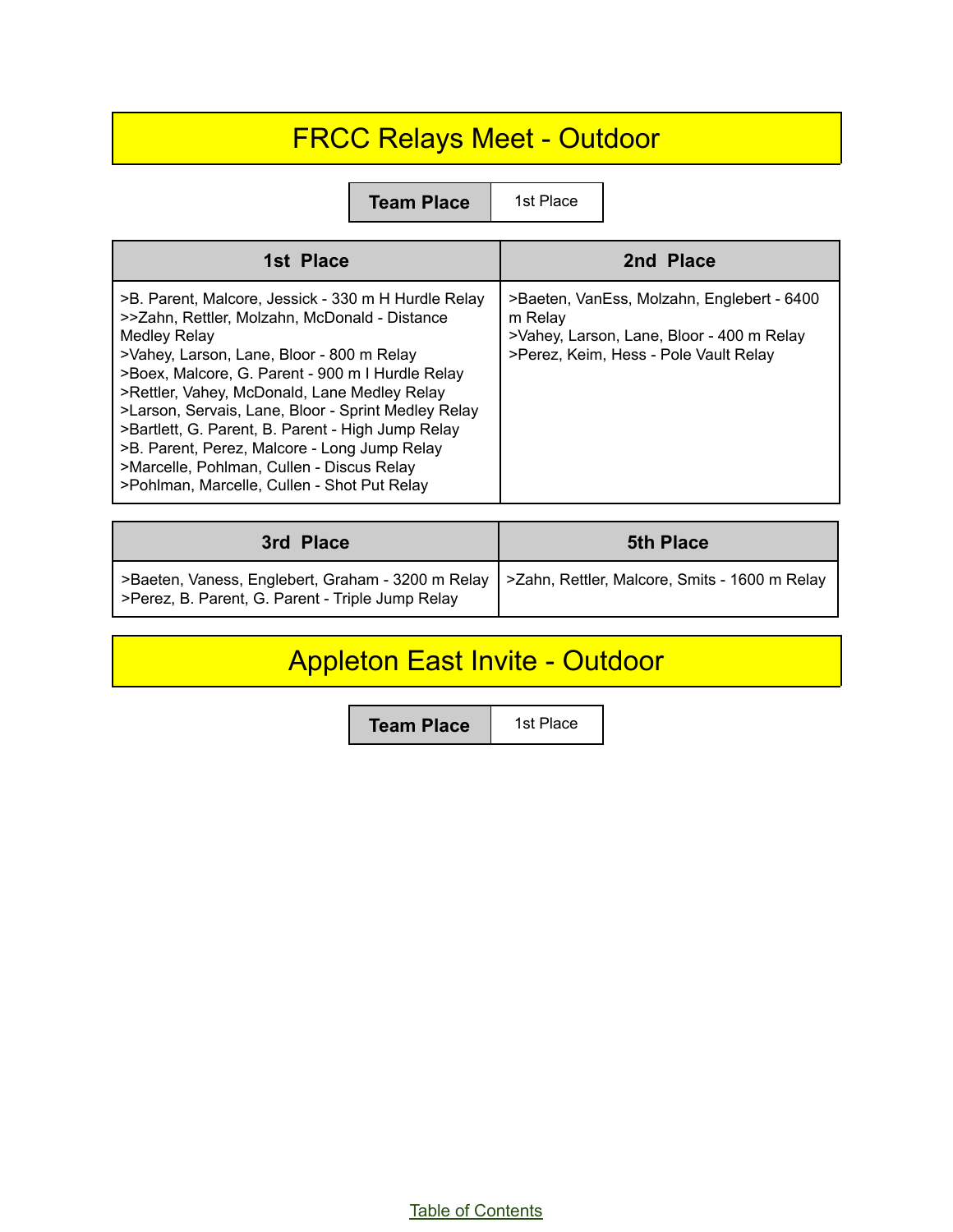# FRCC Relays Meet - Outdoor

| Team Place | 1st Place |
|---|---|

| 1st Place | 2nd Place |
|---|---|
| >B. Parent, Malcore, Jessick - 330 m H Hurdle Relay<br>>>Zahn, Rettler, Molzahn, McDonald - Distance Medley Relay<br>>Vahey, Larson, Lane, Bloor - 800 m Relay<br>>Boex, Malcore, G. Parent - 900 m I Hurdle Relay<br>>Rettler, Vahey, McDonald, Lane Medley Relay<br>>Larson, Servais, Lane, Bloor - Sprint Medley Relay<br>>Bartlett, G. Parent, B. Parent - High Jump Relay<br>>B. Parent, Perez, Malcore - Long Jump Relay<br>>Marcelle, Pohlman, Cullen - Discus Relay<br>>Pohlman, Marcelle, Cullen - Shot Put Relay | >Baeten, VanEss, Molzahn, Englebert - 6400 m Relay<br>>Vahey, Larson, Lane, Bloor - 400 m Relay<br>>Perez, Keim, Hess - Pole Vault Relay |

| 3rd Place | 5th Place |
|---|---|
| >Baeten, Vaness, Englebert, Graham - 3200 m Relay<br>>Perez, B. Parent, G. Parent - Triple Jump Relay | >Zahn, Rettler, Malcore, Smits - 1600 m Relay |

# Appleton East Invite - Outdoor

| Team Place | 1st Place |
|---|---|

Table of Contents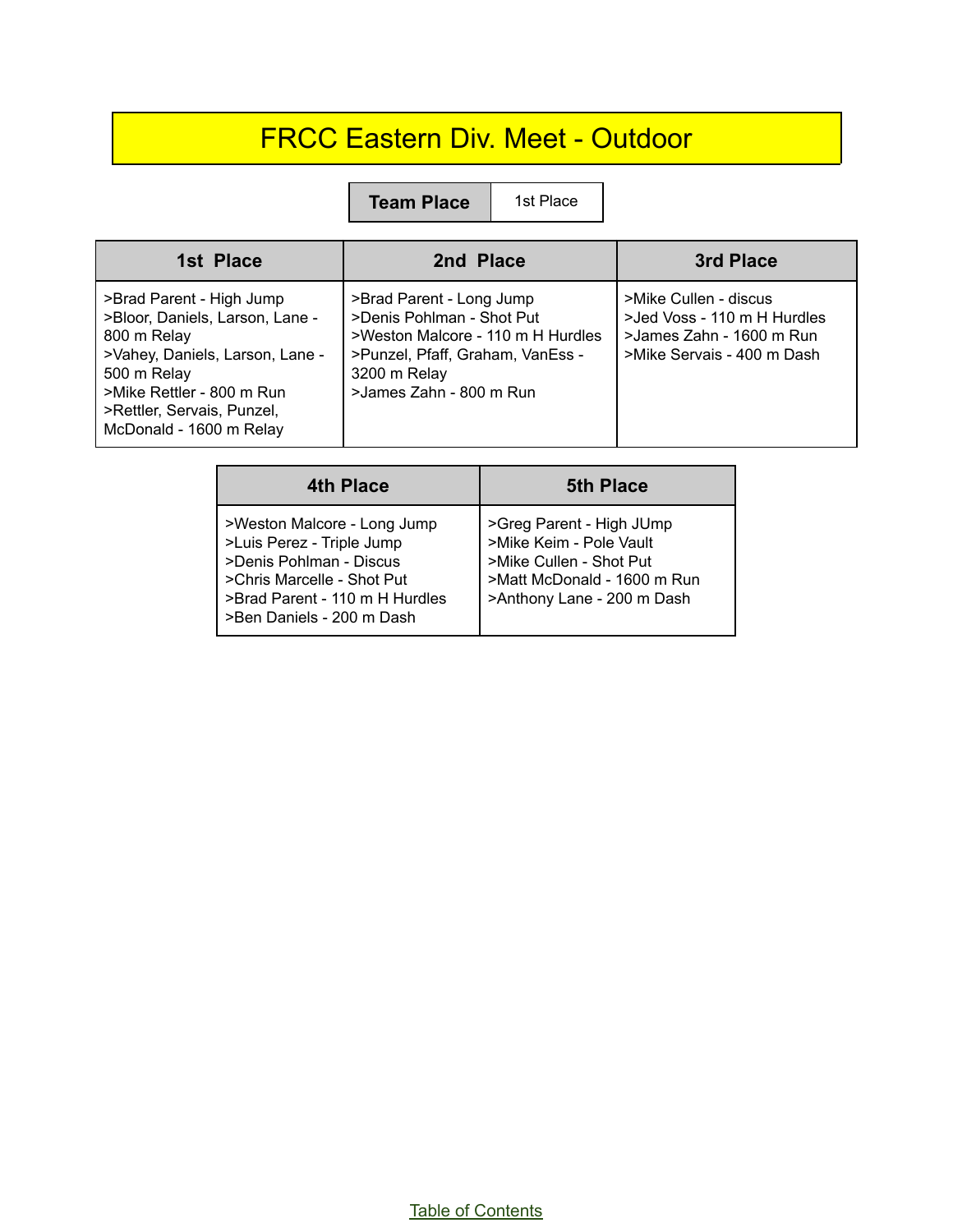# FRCC Eastern Div. Meet - Outdoor

| Team Place | 1st Place |
|---|---|

| 1st Place | 2nd Place | 3rd Place |
|---|---|---|
| >Brad Parent - High Jump<br>>Bloor, Daniels, Larson, Lane - 800 m Relay<br>>Vahey, Daniels, Larson, Lane - 500 m Relay<br>>Mike Rettler - 800 m Run<br>>Rettler, Servais, Punzel, McDonald - 1600 m Relay | >Brad Parent - Long Jump<br>>Denis Pohlman - Shot Put<br>>Weston Malcore - 110 m H Hurdles<br>>Punzel, Pfaff, Graham, VanEss - 3200 m Relay<br>>James Zahn - 800 m Run | >Mike Cullen - discus<br>>Jed Voss - 110 m H Hurdles<br>>James Zahn - 1600 m Run<br>>Mike Servais - 400 m Dash |

| 4th Place | 5th Place |
|---|---|
| >Weston Malcore - Long Jump<br>>Luis Perez - Triple Jump<br>>Denis Pohlman - Discus<br>>Chris Marcelle - Shot Put<br>>Brad Parent - 110 m H Hurdles<br>>Ben Daniels - 200 m Dash | >Greg Parent - High JUmp<br>>Mike Keim - Pole Vault<br>>Mike Cullen - Shot Put<br>>Matt McDonald - 1600 m Run<br>>Anthony Lane - 200 m Dash |

Table of Contents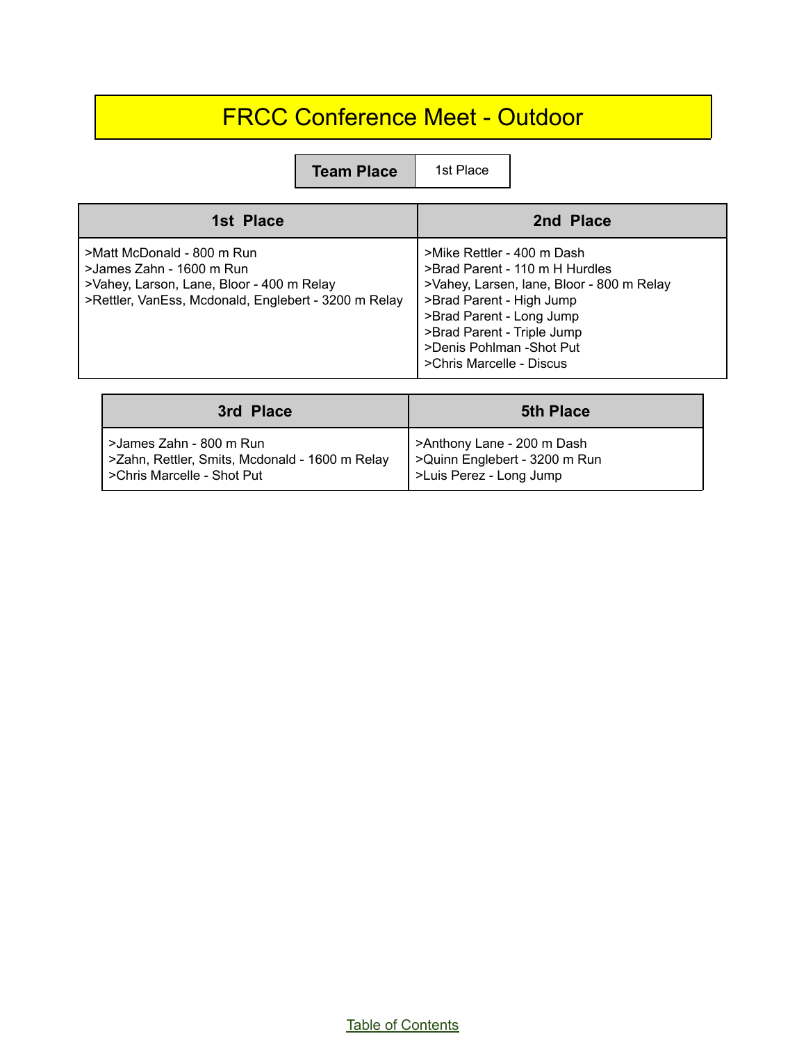# FRCC Conference Meet - Outdoor

| Team Place | 1st Place |
|---|---|

| 1st Place | 2nd Place |
|---|---|
| >Matt McDonald - 800 m Run<br>>James Zahn - 1600 m Run<br>>Vahey, Larson, Lane, Bloor - 400 m Relay<br>>Rettler, VanEss, Mcdonald, Englebert - 3200 m Relay | >Mike Rettler - 400 m Dash<br>>Brad Parent - 110 m H Hurdles<br>>Vahey, Larsen, lane, Bloor - 800 m Relay<br>>Brad Parent - High Jump<br>>Brad Parent - Long Jump<br>>Brad Parent - Triple Jump<br>>Denis Pohlman -Shot Put<br>>Chris Marcelle - Discus |

| 3rd Place | 5th Place |
|---|---|
| >James Zahn - 800 m Run<br>>Zahn, Rettler, Smits, Mcdonald - 1600 m Relay<br>>Chris Marcelle - Shot Put | >Anthony Lane - 200 m Dash<br>>Quinn Englebert - 3200 m Run<br>>Luis Perez - Long Jump |

Table of Contents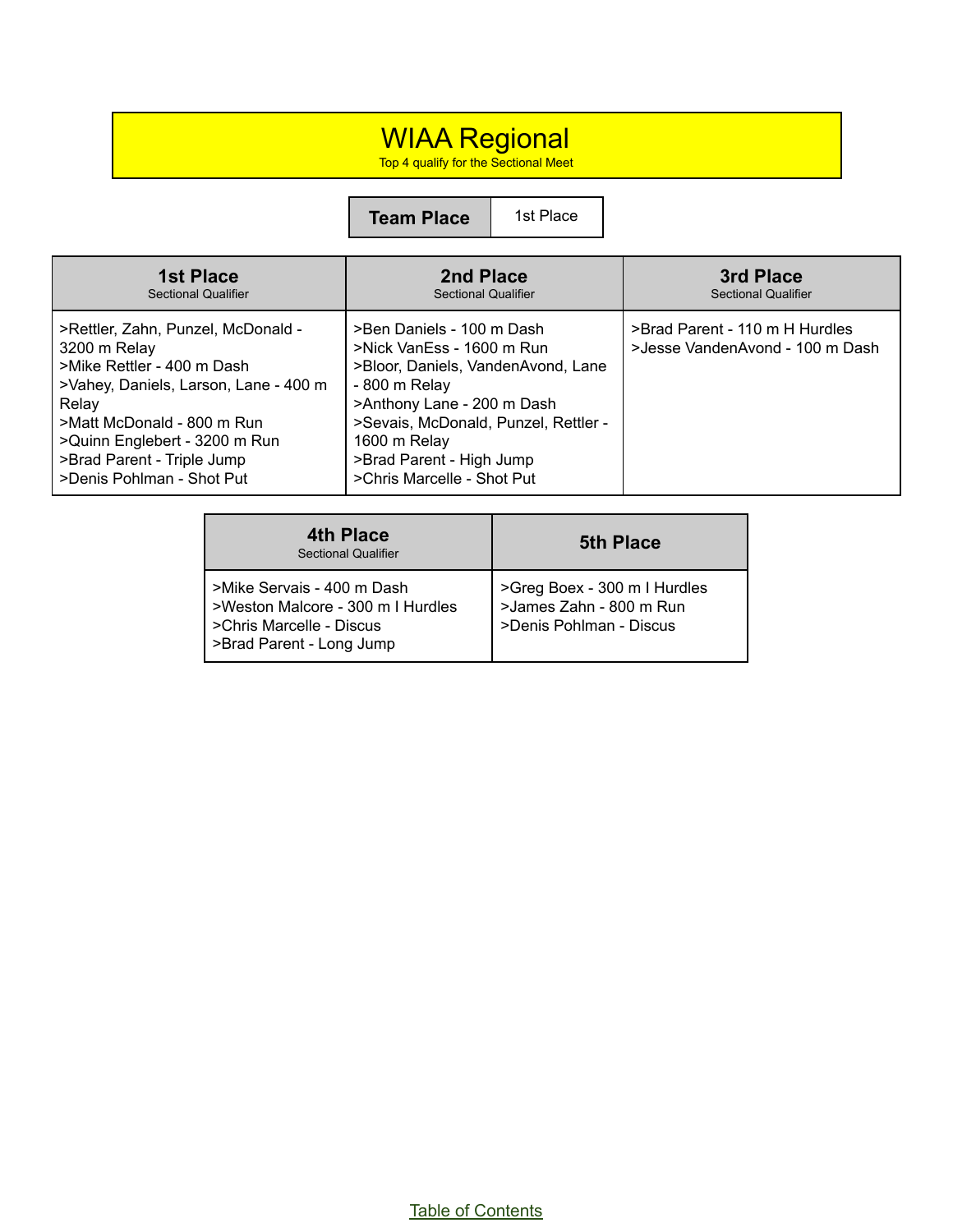# WIAA Regional

Top 4 qualify for the Sectional Meet

| Team Place | 1st Place |
|---|---|

| 1st Place<br>Sectional Qualifier | 2nd Place<br>Sectional Qualifier | 3rd Place<br>Sectional Qualifier |
|---|---|---|
| >Rettler, Zahn, Punzel, McDonald - 3200 m Relay<br>>Mike Rettler - 400 m Dash<br>>Vahey, Daniels, Larson, Lane - 400 m Relay<br>>Matt McDonald - 800 m Run<br>>Quinn Englebert - 3200 m Run<br>>Brad Parent - Triple Jump<br>>Denis Pohlman - Shot Put | >Ben Daniels - 100 m Dash<br>>Nick VanEss - 1600 m Run<br>>Bloor, Daniels, VandenAvond, Lane - 800 m Relay<br>>Anthony Lane - 200 m Dash<br>>Sevais, McDonald, Punzel, Rettler - 1600 m Relay<br>>Brad Parent - High Jump<br>>Chris Marcelle - Shot Put | >Brad Parent - 110 m H Hurdles<br>>Jesse VandenAvond - 100 m Dash |

| 4th Place<br>Sectional Qualifier | 5th Place |
|---|---|
| >Mike Servais - 400 m Dash<br>>Weston Malcore - 300 m I Hurdles<br>>Chris Marcelle - Discus<br>>Brad Parent - Long Jump | >Greg Boex - 300 m I Hurdles<br>>James Zahn - 800 m Run<br>>Denis Pohlman - Discus |

Table of Contents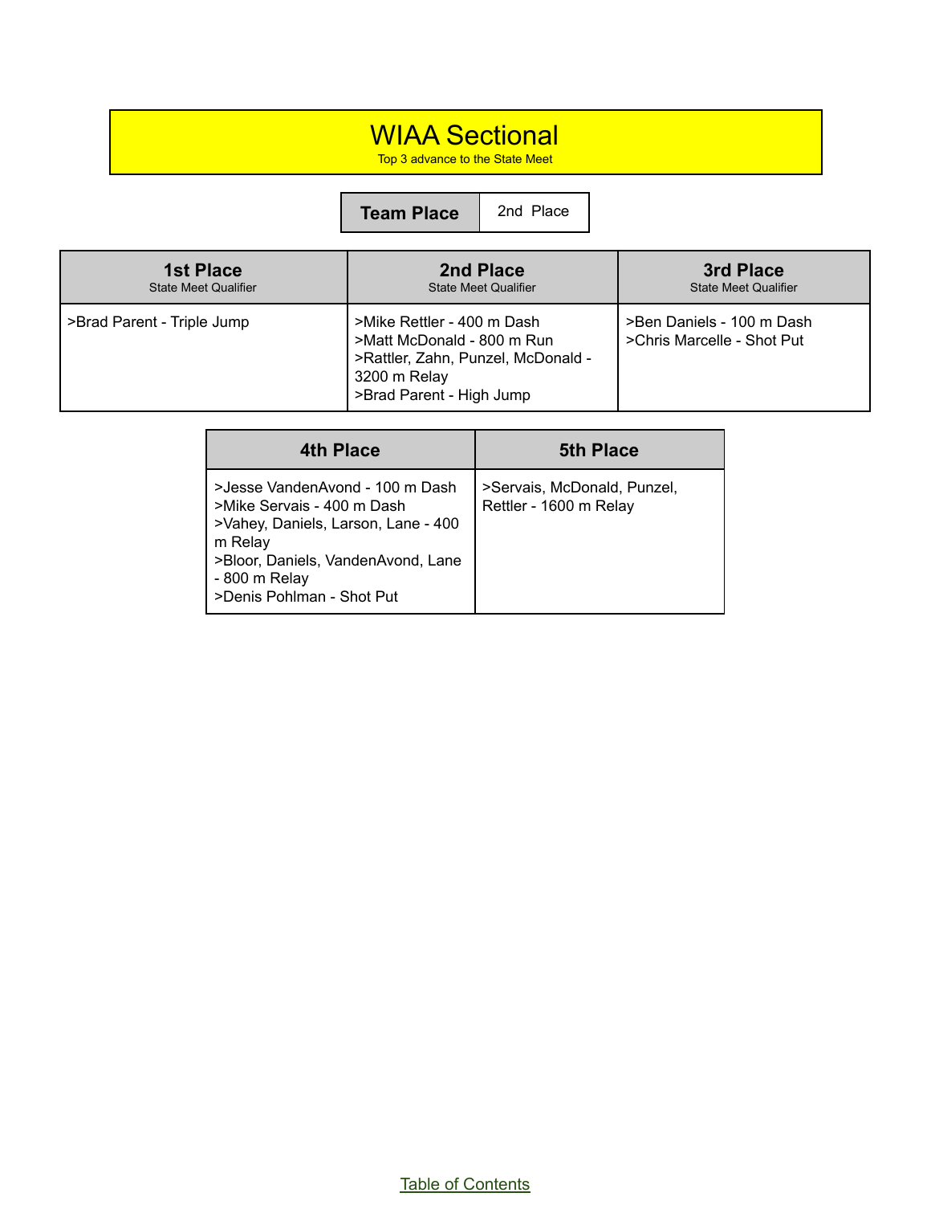# WIAA Sectional

Top 3 advance to the State Meet

| Team Place | 2nd Place |
| --- | --- |

| 1st Place<br>State Meet Qualifier | 2nd Place<br>State Meet Qualifier | 3rd Place<br>State Meet Qualifier |
| --- | --- | --- |
| >Brad Parent - Triple Jump | >Mike Rettler - 400 m Dash<br>>Matt McDonald - 800 m Run<br>>Rattler, Zahn, Punzel, McDonald - 3200 m Relay<br>>Brad Parent - High Jump | >Ben Daniels - 100 m Dash<br>>Chris Marcelle - Shot Put |

| 4th Place | 5th Place |
| --- | --- |
| >Jesse VandenAvond - 100 m Dash<br>>Mike Servais - 400 m Dash<br>>Vahey, Daniels, Larson, Lane - 400 m Relay<br>>Bloor, Daniels, VandenAvond, Lane - 800 m Relay<br>>Denis Pohlman - Shot Put | >Servais, McDonald, Punzel, Rettler - 1600 m Relay |

Table of Contents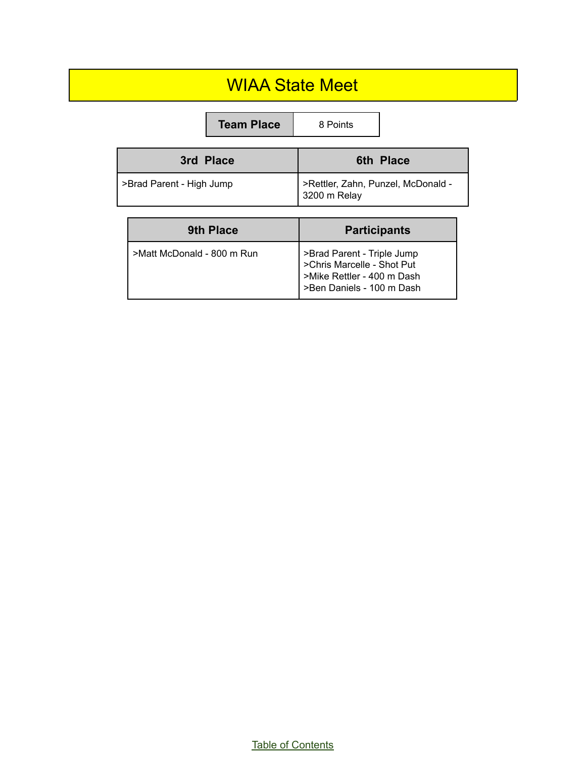# WIAA State Meet

| Team Place | 8 Points |
| --- | --- |

| 3rd Place | 6th Place |
| --- | --- |
| >Brad Parent - High Jump | >Rettler, Zahn, Punzel, McDonald - 3200 m Relay |

| 9th Place | Participants |
| --- | --- |
| >Matt McDonald - 800 m Run | >Brad Parent - Triple Jump<br>>Chris Marcelle - Shot Put<br>>Mike Rettler - 400 m Dash<br>>Ben Daniels - 100 m Dash |

Table of Contents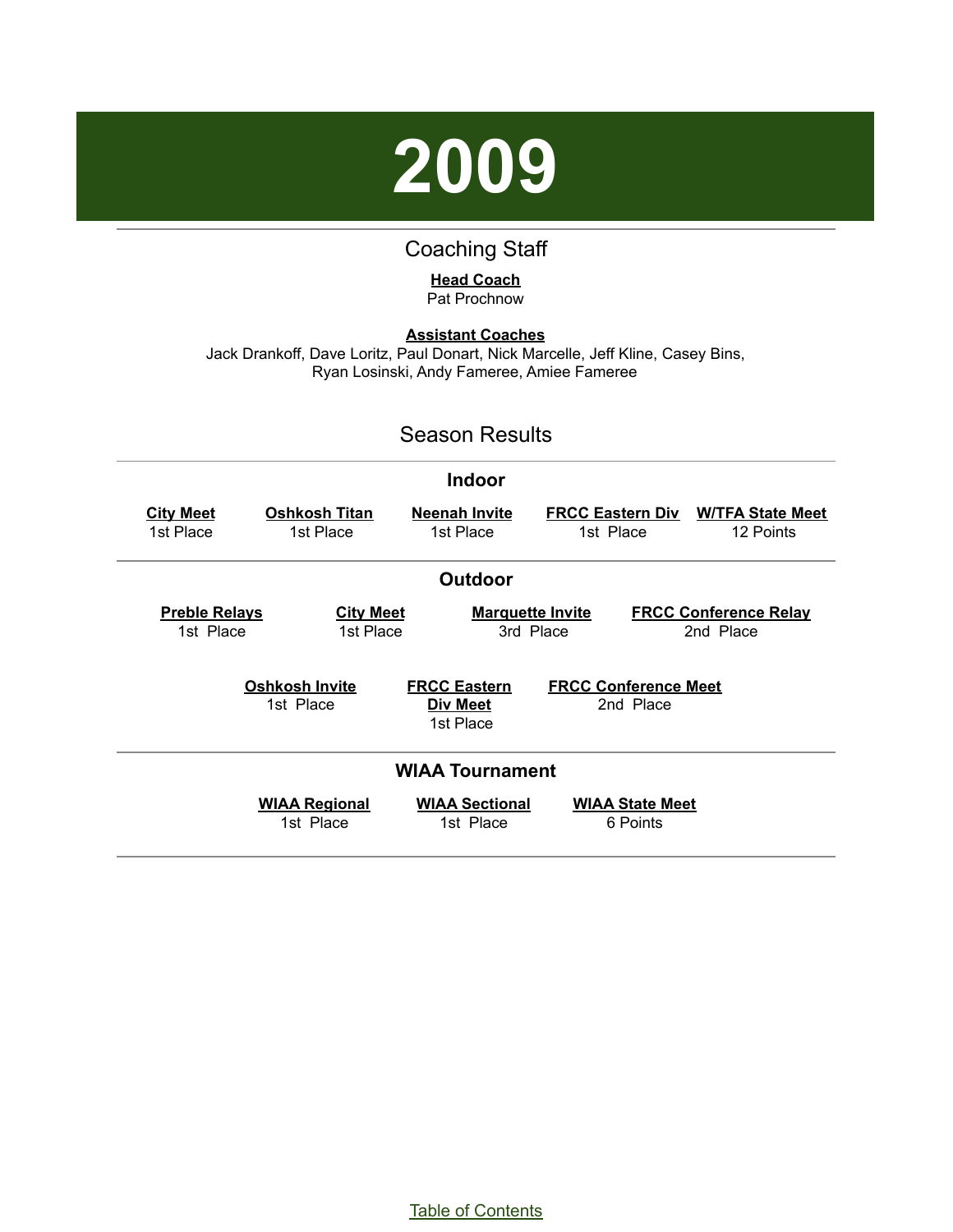# 2009

## Coaching Staff

**Head Coach**
Pat Prochnow

**Assistant Coaches**
Jack Drankoff, Dave Loritz, Paul Donart, Nick Marcelle, Jeff Kline, Casey Bins, Ryan Losinski, Andy Fameree, Amiee Fameree

## Season Results

### Indoor

| City Meet | Oshkosh Titan | Neenah Invite | FRCC Eastern Div | W/TFA State Meet |
|---|---|---|---|---|
| 1st Place | 1st Place | 1st Place | 1st Place | 12 Points |

### Outdoor

| Preble Relays | City Meet | Marquette Invite | FRCC Conference Relay |
|---|---|---|---|
| 1st Place | 1st Place | 3rd Place | 2nd Place |

| Oshkosh Invite | FRCC Eastern Div Meet | FRCC Conference Meet |
|---|---|---|
| 1st Place | 1st Place | 2nd Place |

### WIAA Tournament

| WIAA Regional | WIAA Sectional | WIAA State Meet |
|---|---|---|
| 1st Place | 1st Place | 6 Points |

Table of Contents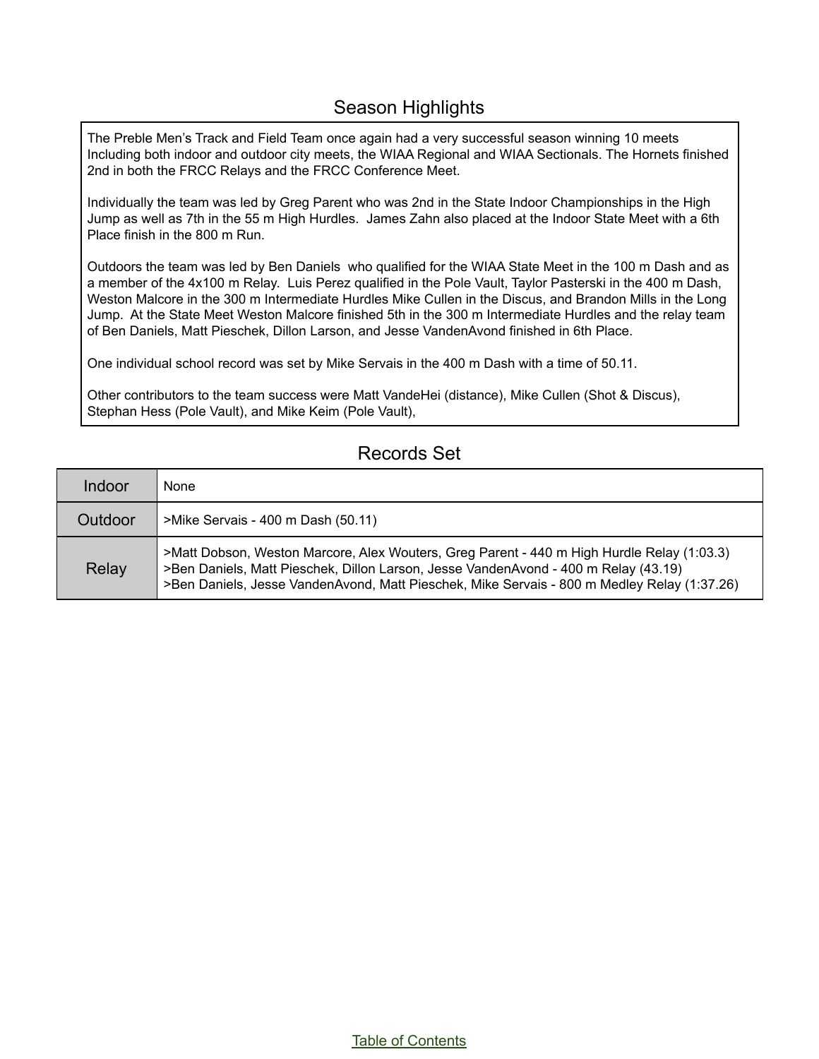## Season Highlights

The Preble Men's Track and Field Team once again had a very successful season winning 10 meets Including both indoor and outdoor city meets, the WIAA Regional and WIAA Sectionals. The Hornets finished 2nd in both the FRCC Relays and the FRCC Conference Meet.

Individually the team was led by Greg Parent who was 2nd in the State Indoor Championships in the High Jump as well as 7th in the 55 m High Hurdles. James Zahn also placed at the Indoor State Meet with a 6th Place finish in the 800 m Run.

Outdoors the team was led by Ben Daniels who qualified for the WIAA State Meet in the 100 m Dash and as a member of the 4x100 m Relay. Luis Perez qualified in the Pole Vault, Taylor Pasterski in the 400 m Dash, Weston Malcore in the 300 m Intermediate Hurdles Mike Cullen in the Discus, and Brandon Mills in the Long Jump. At the State Meet Weston Malcore finished 5th in the 300 m Intermediate Hurdles and the relay team of Ben Daniels, Matt Pieschek, Dillon Larson, and Jesse VandenAvond finished in 6th Place.

One individual school record was set by Mike Servais in the 400 m Dash with a time of 50.11.

Other contributors to the team success were Matt VandeHei (distance), Mike Cullen (Shot & Discus), Stephan Hess (Pole Vault), and Mike Keim (Pole Vault),

## Records Set

| | |
|---|---|
| Indoor | None |
| Outdoor | >Mike Servais - 400 m Dash (50.11) |
| Relay | >Matt Dobson, Weston Marcore, Alex Wouters, Greg Parent - 440 m High Hurdle Relay (1:03.3)<br>>Ben Daniels, Matt Pieschek, Dillon Larson, Jesse VandenAvond - 400 m Relay (43.19)<br>>Ben Daniels, Jesse VandenAvond, Matt Pieschek, Mike Servais - 800 m Medley Relay (1:37.26) |

Table of Contents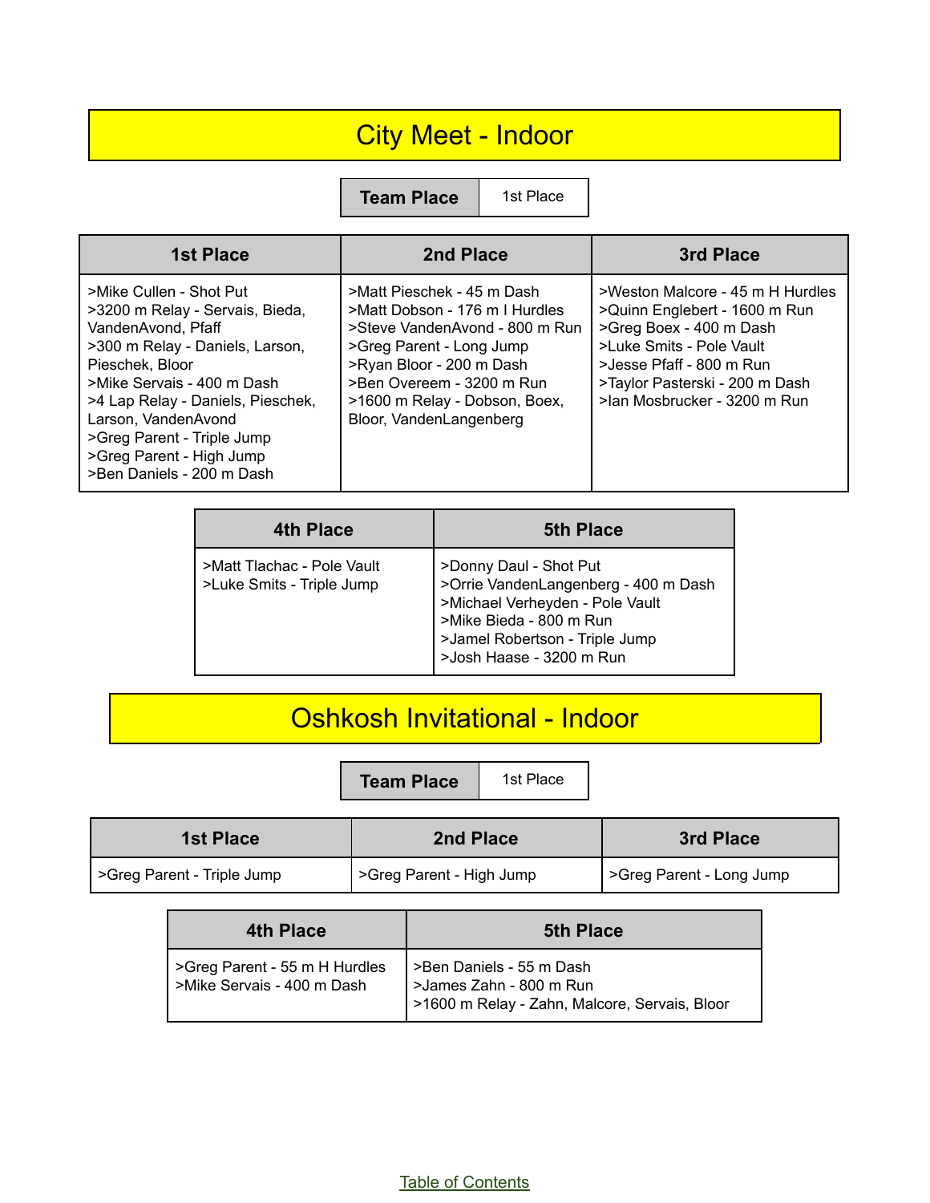# City Meet - Indoor

| Team Place | 1st Place |
| --- | --- |

| 1st Place | 2nd Place | 3rd Place |
| --- | --- | --- |
| >Mike Cullen - Shot Put<br>>3200 m Relay - Servais, Bieda, VandenAvond, Pfaff<br>>300 m Relay - Daniels, Larson, Pieschek, Bloor<br>>Mike Servais - 400 m Dash<br>>4 Lap Relay - Daniels, Pieschek, Larson, VandenAvond<br>>Greg Parent - Triple Jump<br>>Greg Parent - High Jump<br>>Ben Daniels - 200 m Dash | >Matt Pieschek - 45 m Dash<br>>Matt Dobson - 176 m I Hurdles<br>>Steve VandenAvond - 800 m Run<br>>Greg Parent - Long Jump<br>>Ryan Bloor - 200 m Dash<br>>Ben Overeem - 3200 m Run<br>>1600 m Relay - Dobson, Boex, Bloor, VandenLangenberg | >Weston Malcore - 45 m H Hurdles<br>>Quinn Englebert - 1600 m Run<br>>Greg Boex - 400 m Dash<br>>Luke Smits - Pole Vault<br>>Jesse Pfaff - 800 m Run<br>>Taylor Pasterski - 200 m Dash<br>>Ian Mosbrucker - 3200 m Run |

| 4th Place | 5th Place |
| --- | --- |
| >Matt Tlachac - Pole Vault<br>>Luke Smits - Triple Jump | >Donny Daul - Shot Put<br>>Orrie VandenLangenberg - 400 m Dash<br>>Michael Verheyden - Pole Vault<br>>Mike Bieda - 800 m Run<br>>Jamel Robertson - Triple Jump<br>>Josh Haase - 3200 m Run |

# Oshkosh Invitational - Indoor

| Team Place | 1st Place |
| --- | --- |

| 1st Place | 2nd Place | 3rd Place |
| --- | --- | --- |
| >Greg Parent - Triple Jump | >Greg Parent - High Jump | >Greg Parent - Long Jump |

| 4th Place | 5th Place |
| --- | --- |
| >Greg Parent - 55 m H Hurdles<br>>Mike Servais - 400 m Dash | >Ben Daniels - 55 m Dash<br>>James Zahn - 800 m Run<br>>1600 m Relay - Zahn, Malcore, Servais, Bloor |

Table of Contents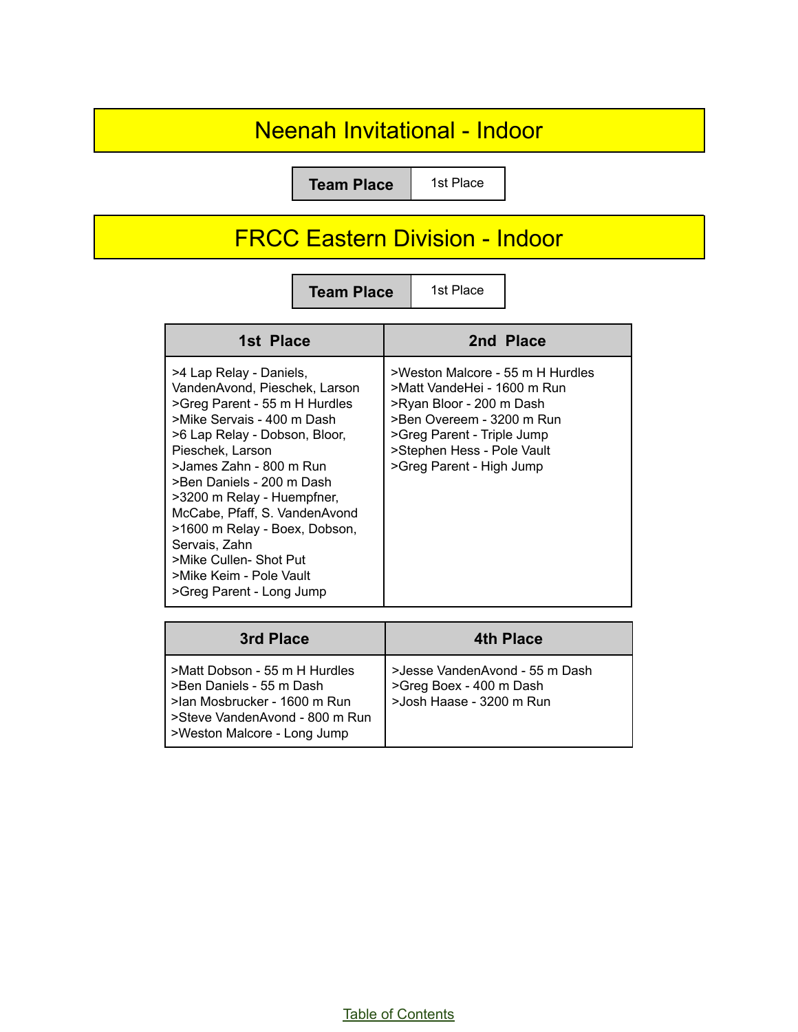# Neenah Invitational - Indoor

| Team Place | 1st Place |
|---|---|

# FRCC Eastern Division - Indoor

| Team Place | 1st Place |
|---|---|

| 1st Place | 2nd Place |
|---|---|
| >4 Lap Relay - Daniels, VandenAvond, Pieschek, Larson<br>>Greg Parent - 55 m H Hurdles<br>>Mike Servais - 400 m Dash<br>>6 Lap Relay - Dobson, Bloor, Pieschek, Larson<br>>James Zahn - 800 m Run<br>>Ben Daniels - 200 m Dash<br>>3200 m Relay - Huempfner, McCabe, Pfaff, S. VandenAvond<br>>1600 m Relay - Boex, Dobson, Servais, Zahn<br>>Mike Cullen- Shot Put<br>>Mike Keim - Pole Vault<br>>Greg Parent - Long Jump | >Weston Malcore - 55 m H Hurdles<br>>Matt VandeHei - 1600 m Run<br>>Ryan Bloor - 200 m Dash<br>>Ben Overeem - 3200 m Run<br>>Greg Parent - Triple Jump<br>>Stephen Hess - Pole Vault<br>>Greg Parent - High Jump |

| 3rd Place | 4th Place |
|---|---|
| >Matt Dobson - 55 m H Hurdles<br>>Ben Daniels - 55 m Dash<br>>Ian Mosbrucker - 1600 m Run<br>>Steve VandenAvond - 800 m Run<br>>Weston Malcore - Long Jump | >Jesse VandenAvond - 55 m Dash<br>>Greg Boex - 400 m Dash<br>>Josh Haase - 3200 m Run |

Table of Contents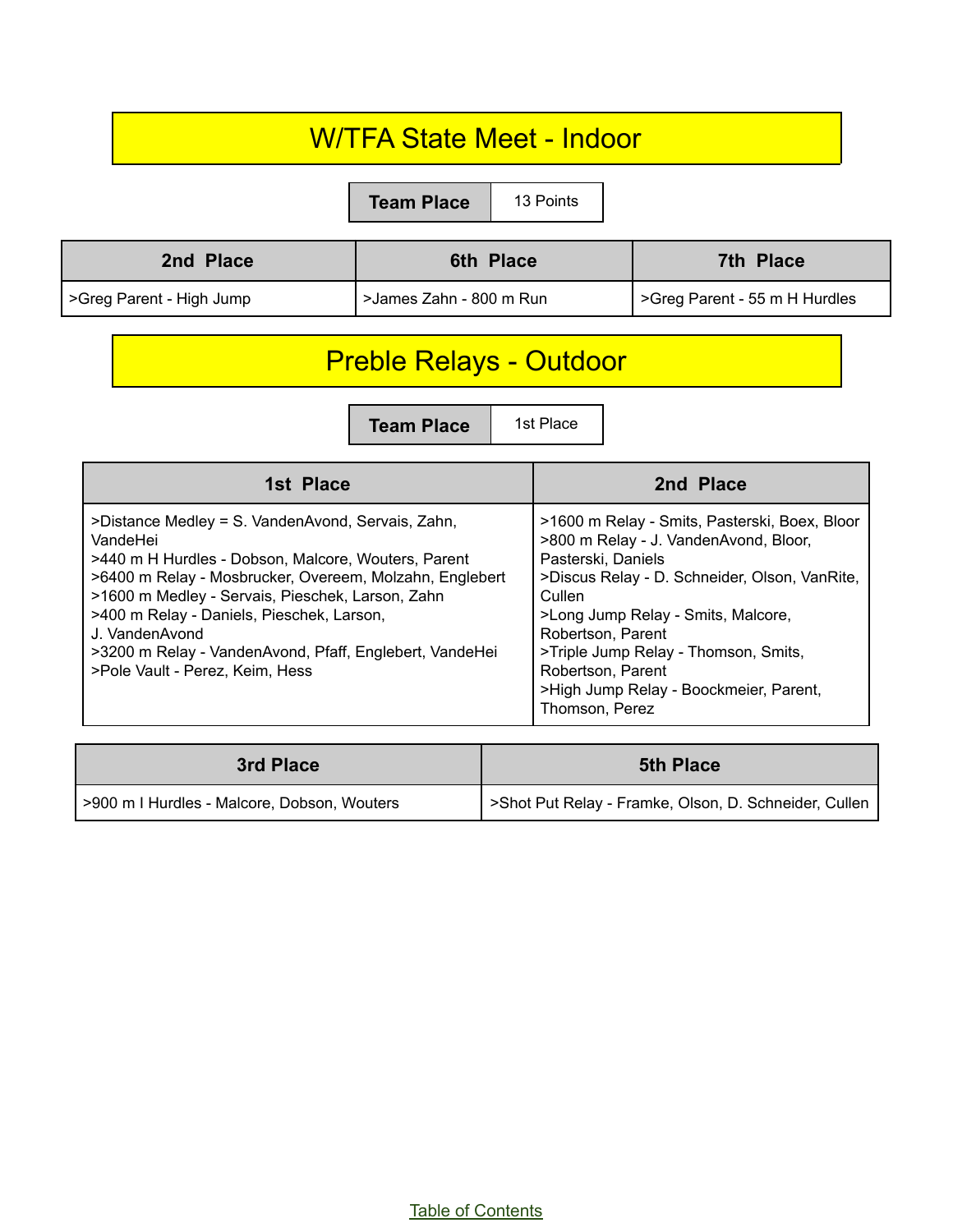# W/TFA State Meet - Indoor

| Team Place | 13 Points |
| --- | --- |

| 2nd Place | 6th Place | 7th Place |
| --- | --- | --- |
| >Greg Parent - High Jump | >James Zahn - 800 m Run | >Greg Parent - 55 m H Hurdles |

# Preble Relays - Outdoor

| Team Place | 1st Place |
| --- | --- |

| 1st Place | 2nd Place |
| --- | --- |
| >Distance Medley = S. VandenAvond, Servais, Zahn, VandeHei<br>>440 m H Hurdles - Dobson, Malcore, Wouters, Parent<br>>6400 m Relay - Mosbrucker, Overeem, Molzahn, Englebert<br>>1600 m Medley - Servais, Pieschek, Larson, Zahn<br>>400 m Relay - Daniels, Pieschek, Larson, J. VandenAvond<br>>3200 m Relay - VandenAvond, Pfaff, Englebert, VandeHei<br>>Pole Vault - Perez, Keim, Hess | >1600 m Relay - Smits, Pasterski, Boex, Bloor<br>>800 m Relay - J. VandenAvond, Bloor, Pasterski, Daniels<br>>Discus Relay - D. Schneider, Olson, VanRite, Cullen<br>>Long Jump Relay - Smits, Malcore, Robertson, Parent<br>>Triple Jump Relay - Thomson, Smits, Robertson, Parent<br>>High Jump Relay - Boockmeier, Parent, Thomson, Perez |

| 3rd Place | 5th Place |
| --- | --- |
| >900 m I Hurdles - Malcore, Dobson, Wouters | >Shot Put Relay - Framke, Olson, D. Schneider, Cullen |

Table of Contents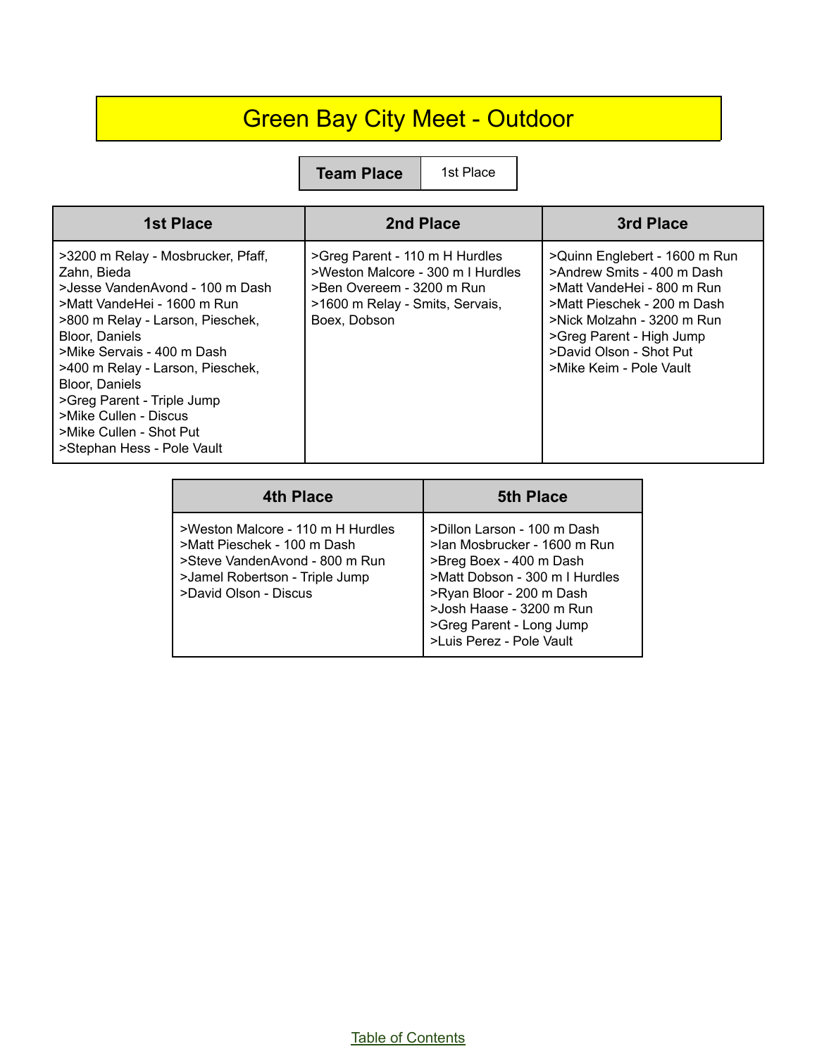# Green Bay City Meet - Outdoor

| Team Place | 1st Place |
|---|---|

| 1st Place | 2nd Place | 3rd Place |
|---|---|---|
| >3200 m Relay - Mosbrucker, Pfaff, Zahn, Bieda<br>>Jesse VandenAvond - 100 m Dash<br>>Matt VandeHei - 1600 m Run<br>>800 m Relay - Larson, Pieschek, Bloor, Daniels<br>>Mike Servais - 400 m Dash<br>>400 m Relay - Larson, Pieschek, Bloor, Daniels<br>>Greg Parent - Triple Jump<br>>Mike Cullen - Discus<br>>Mike Cullen - Shot Put<br>>Stephan Hess - Pole Vault | >Greg Parent - 110 m H Hurdles<br>>Weston Malcore - 300 m I Hurdles<br>>Ben Overeem - 3200 m Run<br>>1600 m Relay - Smits, Servais, Boex, Dobson | >Quinn Englebert - 1600 m Run<br>>Andrew Smits - 400 m Dash<br>>Matt VandeHei - 800 m Run<br>>Matt Pieschek - 200 m Dash<br>>Nick Molzahn - 3200 m Run<br>>Greg Parent - High Jump<br>>David Olson - Shot Put<br>>Mike Keim - Pole Vault |

| 4th Place | 5th Place |
|---|---|
| >Weston Malcore - 110 m H Hurdles<br>>Matt Pieschek - 100 m Dash<br>>Steve VandenAvond - 800 m Run<br>>Jamel Robertson - Triple Jump<br>>David Olson - Discus | >Dillon Larson - 100 m Dash<br>>Ian Mosbrucker - 1600 m Run<br>>Breg Boex - 400 m Dash<br>>Matt Dobson - 300 m I Hurdles<br>>Ryan Bloor - 200 m Dash<br>>Josh Haase - 3200 m Run<br>>Greg Parent - Long Jump<br>>Luis Perez - Pole Vault |

Table of Contents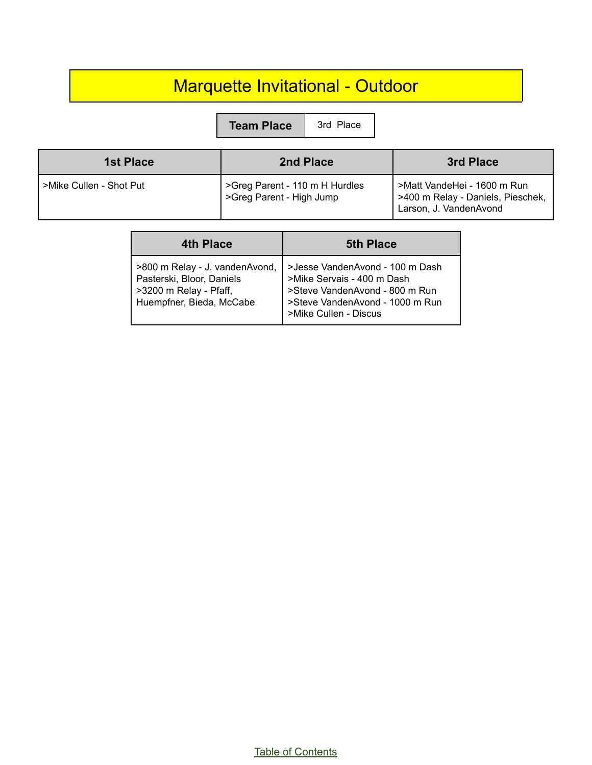# Marquette Invitational - Outdoor

| Team Place | 3rd Place |
| --- | --- |

| 1st Place | 2nd Place | 3rd Place |
| --- | --- | --- |
| >Mike Cullen - Shot Put | >Greg Parent - 110 m H Hurdles<br>>Greg Parent - High Jump | >Matt VandeHei - 1600 m Run<br>>400 m Relay - Daniels, Pieschek, Larson, J. VandenAvond |

| 4th Place | 5th Place |
| --- | --- |
| >800 m Relay - J. vandenAvond, Pasterski, Bloor, Daniels<br>>3200 m Relay - Pfaff, Huempfner, Bieda, McCabe | >Jesse VandenAvond - 100 m Dash<br>>Mike Servais - 400 m Dash<br>>Steve VandenAvond - 800 m Run<br>>Steve VandenAvond - 1000 m Run<br>>Mike Cullen - Discus |

Table of Contents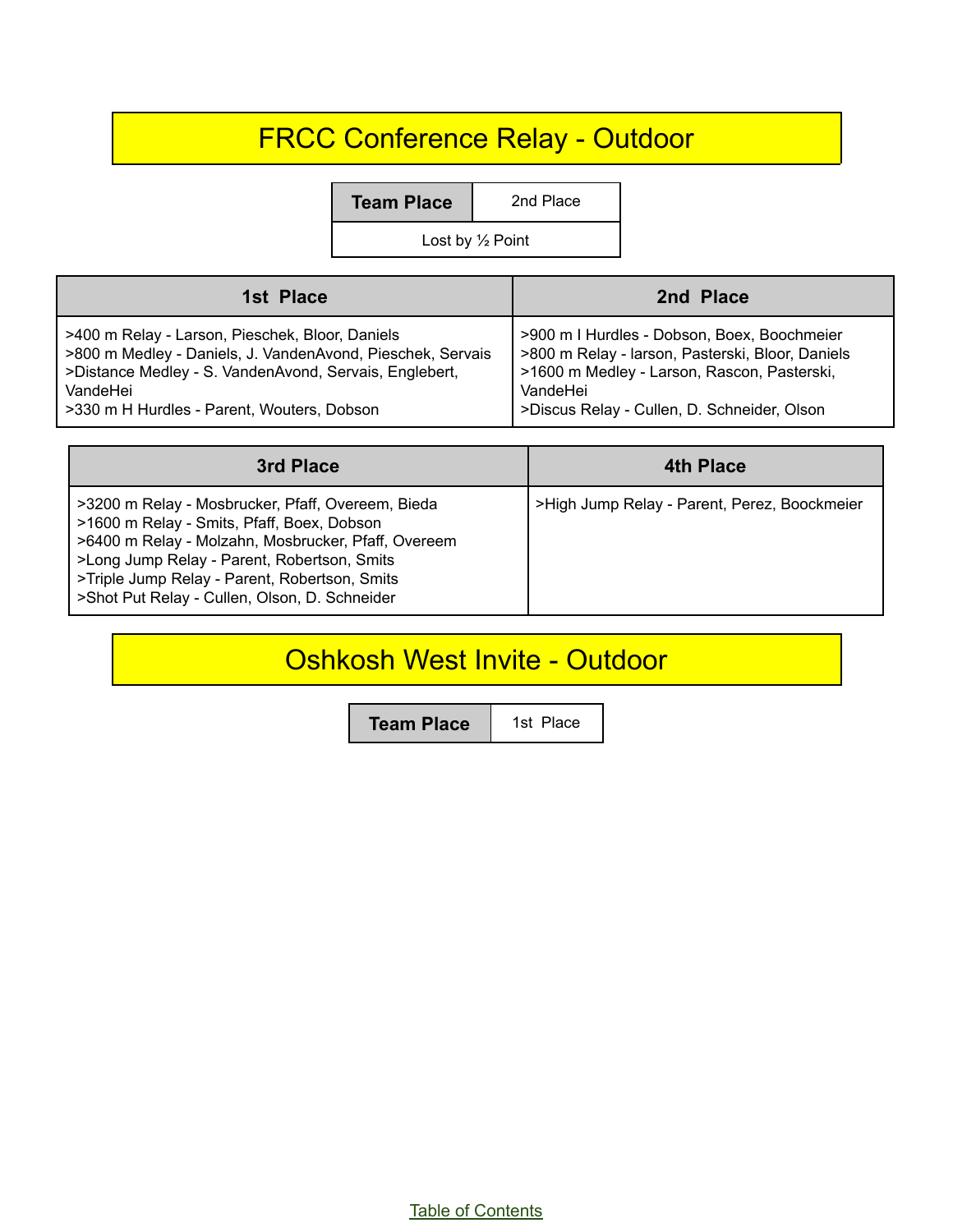# FRCC Conference Relay - Outdoor

| Team Place | 2nd Place |
|---|---|
| Lost by ½ Point | |

| 1st Place | 2nd Place |
|---|---|
| >400 m Relay - Larson, Pieschek, Bloor, Daniels<br>>800 m Medley - Daniels, J. VandenAvond, Pieschek, Servais<br>>Distance Medley - S. VandenAvond, Servais, Englebert, VandeHei<br>>330 m H Hurdles - Parent, Wouters, Dobson | >900 m I Hurdles - Dobson, Boex, Boochmeier<br>>800 m Relay - larson, Pasterski, Bloor, Daniels<br>>1600 m Medley - Larson, Rascon, Pasterski, VandeHei<br>>Discus Relay - Cullen, D. Schneider, Olson |

| 3rd Place | 4th Place |
|---|---|
| >3200 m Relay - Mosbrucker, Pfaff, Overeem, Bieda<br>>1600 m Relay - Smits, Pfaff, Boex, Dobson<br>>6400 m Relay - Molzahn, Mosbrucker, Pfaff, Overeem<br>>Long Jump Relay - Parent, Robertson, Smits<br>>Triple Jump Relay - Parent, Robertson, Smits<br>>Shot Put Relay - Cullen, Olson, D. Schneider | >High Jump Relay - Parent, Perez, Boockmeier |

# Oshkosh West Invite - Outdoor

| Team Place | 1st Place |
|---|---|

Table of Contents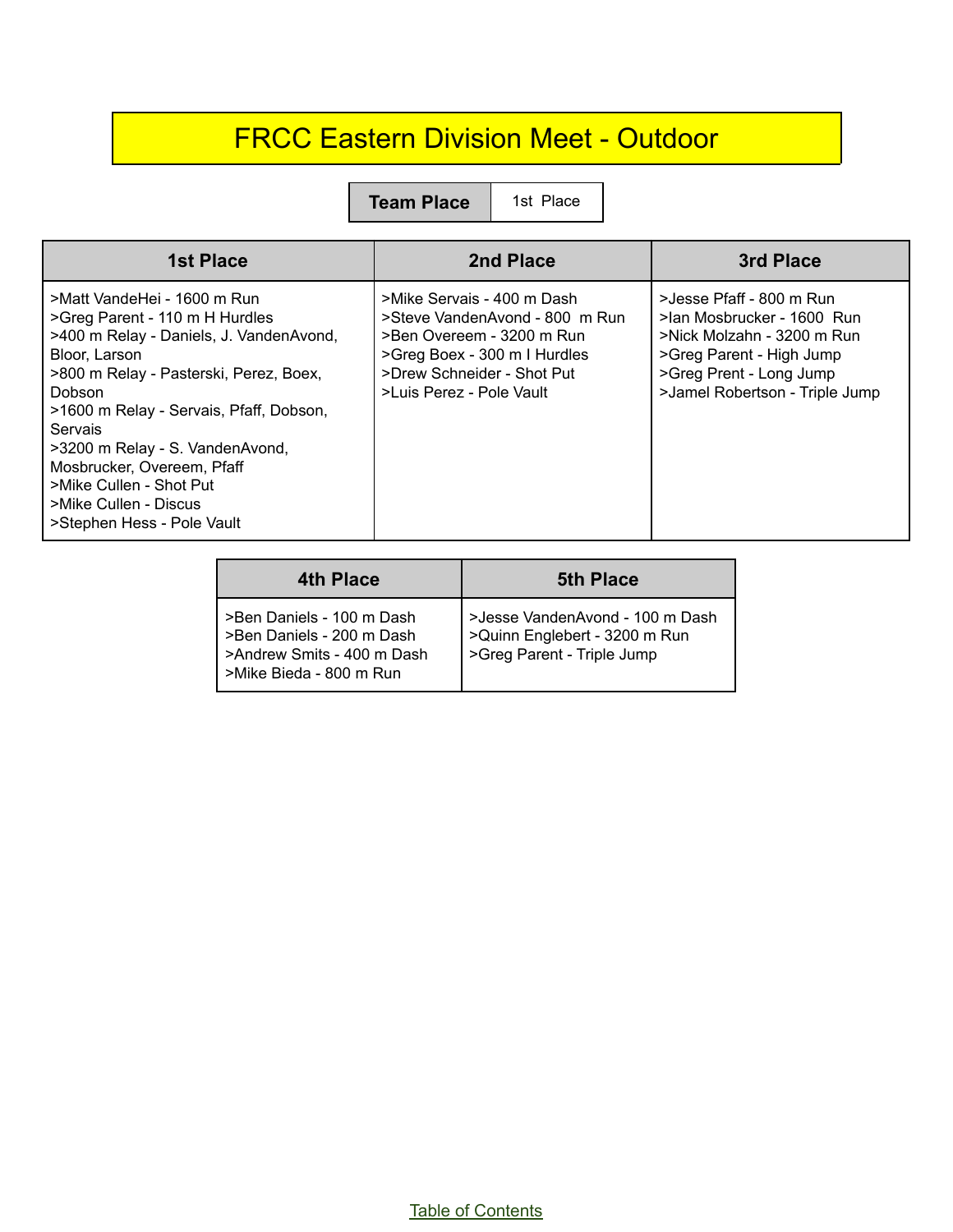# FRCC Eastern Division Meet - Outdoor

| Team Place | 1st  Place |
|---|---|

| 1st Place | 2nd Place | 3rd Place |
|---|---|---|
| >Matt VandeHei - 1600 m Run<br>>Greg Parent - 110 m H Hurdles<br>>400 m Relay - Daniels, J. VandenAvond, Bloor, Larson<br>>800 m Relay - Pasterski, Perez, Boex, Dobson<br>>1600 m Relay - Servais, Pfaff, Dobson, Servais<br>>3200 m Relay - S. VandenAvond, Mosbrucker, Overeem, Pfaff<br>>Mike Cullen - Shot Put<br>>Mike Cullen - Discus<br>>Stephen Hess - Pole Vault | >Mike Servais - 400 m Dash<br>>Steve VandenAvond - 800  m Run<br>>Ben Overeem - 3200 m Run<br>>Greg Boex - 300 m I Hurdles<br>>Drew Schneider - Shot Put<br>>Luis Perez - Pole Vault | >Jesse Pfaff - 800 m Run<br>>Ian Mosbrucker - 1600  Run<br>>Nick Molzahn - 3200 m Run<br>>Greg Parent - High Jump<br>>Greg Prent - Long Jump<br>>Jamel Robertson - Triple Jump |

| 4th Place | 5th Place |
|---|---|
| >Ben Daniels - 100 m Dash<br>>Ben Daniels - 200 m Dash<br>>Andrew Smits - 400 m Dash<br>>Mike Bieda - 800 m Run | >Jesse VandenAvond - 100 m Dash<br>>Quinn Englebert - 3200 m Run<br>>Greg Parent - Triple Jump |

Table of Contents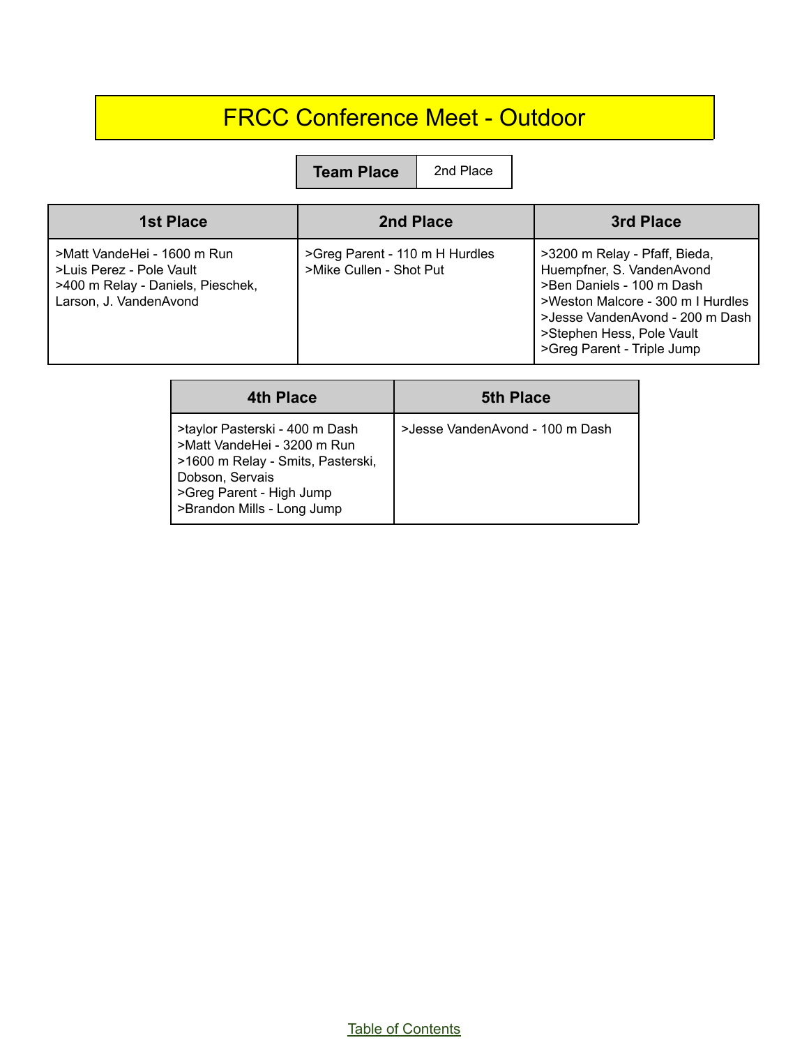# FRCC Conference Meet - Outdoor

| Team Place | 2nd Place |
| --- | --- |

| 1st Place | 2nd Place | 3rd Place |
| --- | --- | --- |
| >Matt VandeHei - 1600 m Run<br>>Luis Perez - Pole Vault<br>>400 m Relay - Daniels, Pieschek, Larson, J. VandenAvond | >Greg Parent - 110 m H Hurdles<br>>Mike Cullen - Shot Put | >3200 m Relay - Pfaff, Bieda, Huempfner, S. VandenAvond<br>>Ben Daniels - 100 m Dash<br>>Weston Malcore - 300 m I Hurdles<br>>Jesse VandenAvond - 200 m Dash<br>>Stephen Hess, Pole Vault<br>>Greg Parent - Triple Jump |

| 4th Place | 5th Place |
| --- | --- |
| >taylor Pasterski - 400 m Dash<br>>Matt VandeHei - 3200 m Run<br>>1600 m Relay - Smits, Pasterski, Dobson, Servais<br>>Greg Parent - High Jump<br>>Brandon Mills - Long Jump | >Jesse VandenAvond - 100 m Dash |

Table of Contents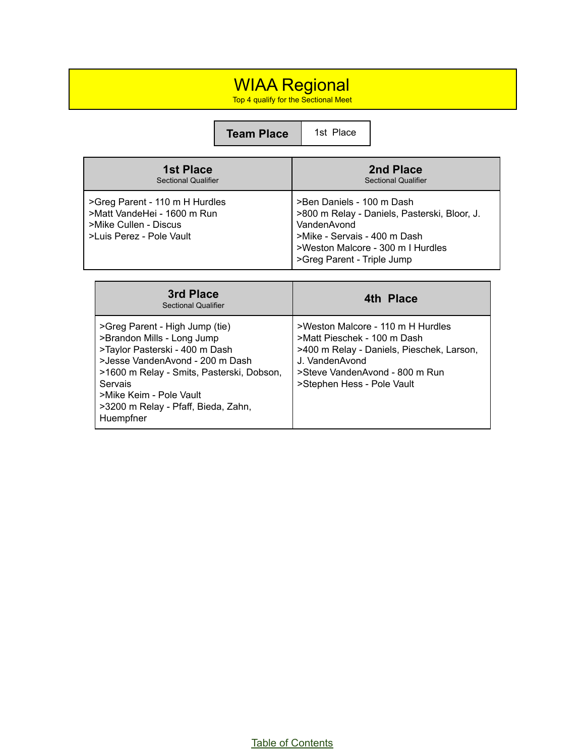# WIAA Regional

Top 4 qualify for the Sectional Meet

| Team Place | 1st Place |
| --- | --- |

| 1st Place<br>Sectional Qualifier | 2nd Place<br>Sectional Qualifier |
| --- | --- |
| >Greg Parent - 110 m H Hurdles<br>>Matt VandeHei - 1600 m Run<br>>Mike Cullen - Discus<br>>Luis Perez - Pole Vault | >Ben Daniels - 100 m Dash<br>>800 m Relay - Daniels, Pasterski, Bloor, J. VandenAvond<br>>Mike - Servais - 400 m Dash<br>>Weston Malcore - 300 m I Hurdles<br>>Greg Parent - Triple Jump |

| 3rd Place<br>Sectional Qualifier | 4th Place |
| --- | --- |
| >Greg Parent - High Jump (tie)<br>>Brandon Mills - Long Jump<br>>Taylor Pasterski - 400 m Dash<br>>Jesse VandenAvond - 200 m Dash<br>>1600 m Relay - Smits, Pasterski, Dobson, Servais<br>>Mike Keim - Pole Vault<br>>3200 m Relay - Pfaff, Bieda, Zahn, Huempfner | >Weston Malcore - 110 m H Hurdles<br>>Matt Pieschek - 100 m Dash<br>>400 m Relay - Daniels, Pieschek, Larson, J. VandenAvond<br>>Steve VandenAvond - 800 m Run<br>>Stephen Hess - Pole Vault |

Table of Contents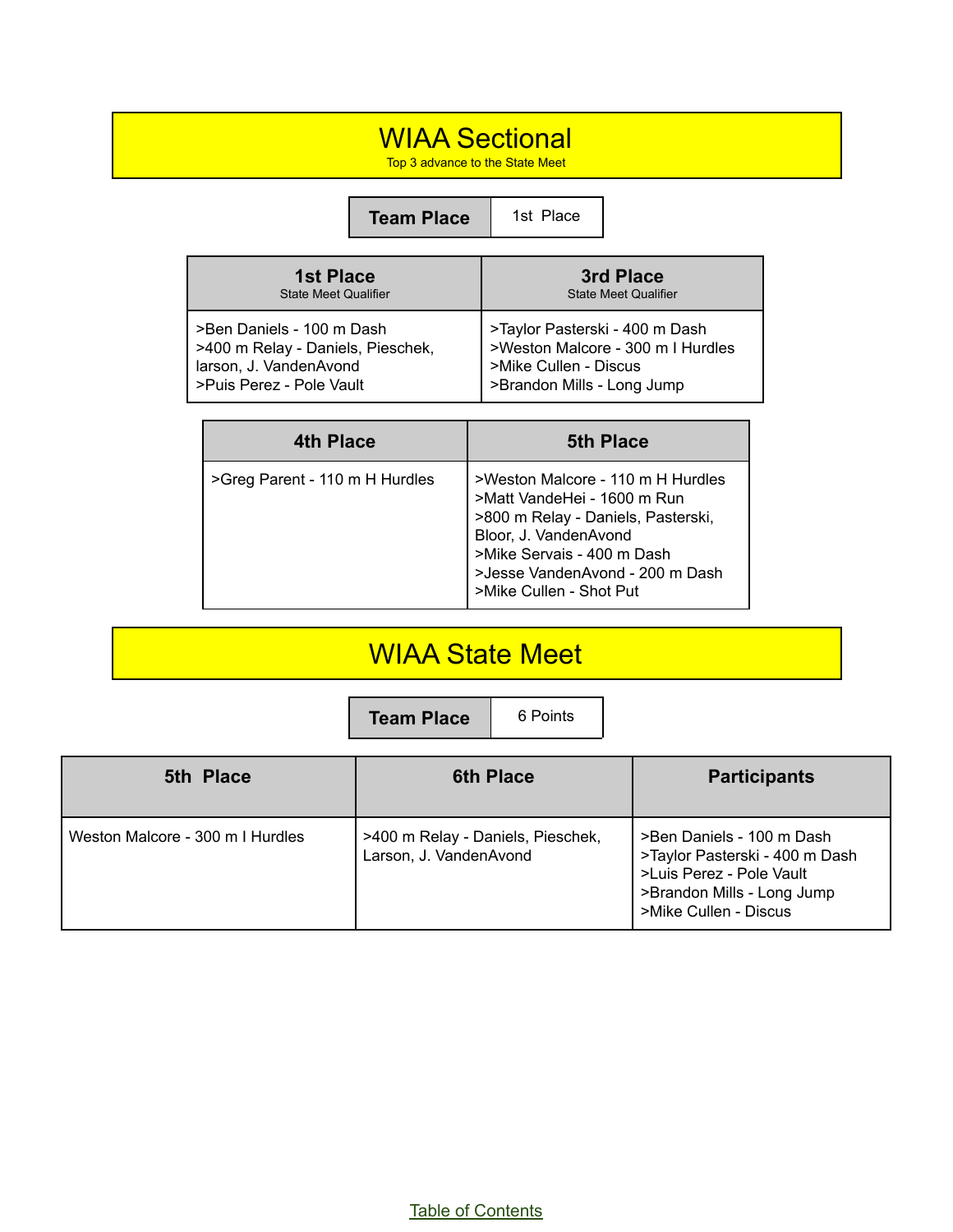# WIAA Sectional

Top 3 advance to the State Meet

| Team Place | 1st Place |
| --- | --- |

| 1st Place<br>State Meet Qualifier | 3rd Place<br>State Meet Qualifier |
| --- | --- |
| >Ben Daniels - 100 m Dash<br>>400 m Relay - Daniels, Pieschek, larson, J. VandenAvond<br>>Puis Perez - Pole Vault | >Taylor Pasterski - 400 m Dash<br>>Weston Malcore - 300 m I Hurdles<br>>Mike Cullen - Discus<br>>Brandon Mills - Long Jump |

| 4th Place | 5th Place |
| --- | --- |
| >Greg Parent - 110 m H Hurdles | >Weston Malcore - 110 m H Hurdles<br>>Matt VandeHei - 1600 m Run<br>>800 m Relay - Daniels, Pasterski, Bloor, J. VandenAvond<br>>Mike Servais - 400 m Dash<br>>Jesse VandenAvond - 200 m Dash<br>>Mike Cullen - Shot Put |

# WIAA State Meet

| Team Place | 6 Points |
| --- | --- |

| 5th Place | 6th Place | Participants |
| --- | --- | --- |
| Weston Malcore - 300 m I Hurdles | >400 m Relay - Daniels, Pieschek, Larson, J. VandenAvond | >Ben Daniels - 100 m Dash<br>>Taylor Pasterski - 400 m Dash<br>>Luis Perez - Pole Vault<br>>Brandon Mills - Long Jump<br>>Mike Cullen - Discus |

Table of Contents